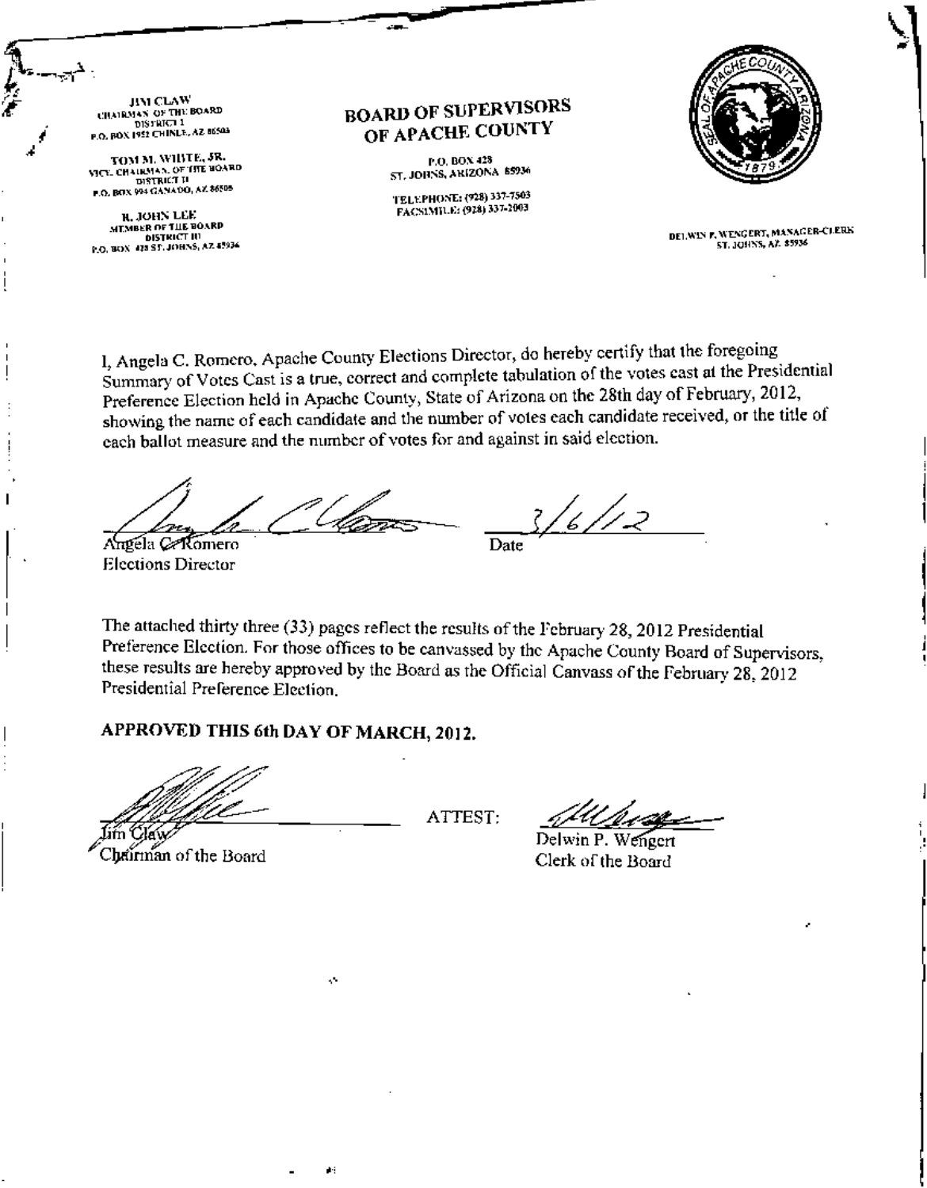JIM CLAW
CHAIRMAN OF THE BOARD
DISTRICT I
P.O. BOX 1952 CHINLE, AZ 86503

TOM M. WHITE, JR.
VICE CHAIRMAN OF THE BOARD
DISTRICT II
P.O. BOX 994 GANADO, AZ 86505

R. JOHN LEE
MEMBER OF THE BOARD
DISTRICT III
P.O. BOX 428 ST. JOHNS, AZ 85936

# BOARD OF SUPERVISORS OF APACHE COUNTY

P.O. BOX 428
ST. JOHNS, ARIZONA 85936

TELEPHONE: (928) 337-7503
FACSIMILE: (928) 337-2003

SEAL OF APACHE COUNTY ARIZONA 1879

DELWIN P. WENGERT, MANAGER-CLERK
ST. JOHNS, AZ 85936

I, Angela C. Romero, Apache County Elections Director, do hereby certify that the foregoing Summary of Votes Cast is a true, correct and complete tabulation of the votes cast at the Presidential Preference Election held in Apache County, State of Arizona on the 28th day of February, 2012, showing the name of each candidate and the number of votes each candidate received, or the title of each ballot measure and the number of votes for and against in said election.

Angela C. Romero
Elections Director

3/6/12
Date

The attached thirty three (33) pages reflect the results of the February 28, 2012 Presidential Preference Election. For those offices to be canvassed by the Apache County Board of Supervisors, these results are hereby approved by the Board as the Official Canvass of the February 28, 2012 Presidential Preference Election.

**APPROVED THIS 6th DAY OF MARCH, 2012.**

Jim Claw
Chairman of the Board

ATTEST:

Delwin P. Wengert
Clerk of the Board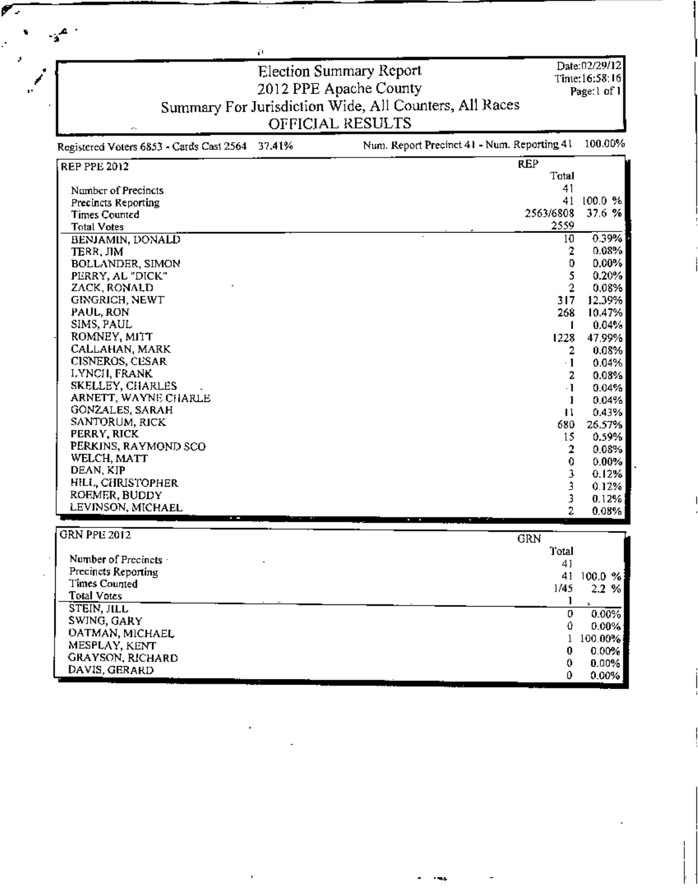# Election Summary Report

## 2012 PPE Apache County

### Summary For Jurisdiction Wide, All Counters, All Races

### OFFICIAL RESULTS

Date:02/29/12
Time:16:58:16
Page:1 of 1

Registered Voters 6853 - Cards Cast 2564 37.41%

Num. Report Precinct 41 - Num. Reporting 41 100.00%

| REP PPE 2012 | REP Total | |
|---|---|---|
| Number of Precincts | 41 | |
| Precincts Reporting | 41 | 100.0 % |
| Times Counted | 2563/6808 | 37.6 % |
| Total Votes | 2559 | |
| BENJAMIN, DONALD | 10 | 0.39% |
| TERR, JIM | 2 | 0.08% |
| BOLLANDER, SIMON | 0 | 0.00% |
| PERRY, AL "DICK" | 5 | 0.20% |
| ZACK, RONALD | 2 | 0.08% |
| GINGRICH, NEWT | 317 | 12.39% |
| PAUL, RON | 268 | 10.47% |
| SIMS, PAUL | 1 | 0.04% |
| ROMNEY, MITT | 1228 | 47.99% |
| CALLAHAN, MARK | 2 | 0.08% |
| CISNEROS, CESAR | 1 | 0.04% |
| LYNCH, FRANK | 2 | 0.08% |
| SKELLEY, CHARLES | 1 | 0.04% |
| ARNETT, WAYNE CHARLE | 1 | 0.04% |
| GONZALES, SARAH | 11 | 0.43% |
| SANTORUM, RICK | 680 | 26.57% |
| PERRY, RICK | 15 | 0.59% |
| PERKINS, RAYMOND SCO | 2 | 0.08% |
| WELCH, MATT | 0 | 0.00% |
| DEAN, KIP | 3 | 0.12% |
| HILL, CHRISTOPHER | 3 | 0.12% |
| ROEMER, BUDDY | 3 | 0.12% |
| LEVINSON, MICHAEL | 2 | 0.08% |

| GRN PPE 2012 | GRN Total | |
|---|---|---|
| Number of Precincts | 41 | |
| Precincts Reporting | 41 | 100.0 % |
| Times Counted | 1/45 | 2.2 % |
| Total Votes | 1 | |
| STEIN, JILL | 0 | 0.00% |
| SWING, GARY | 0 | 0.00% |
| OATMAN, MICHAEL | 1 | 100.00% |
| MESPLAY, KENT | 0 | 0.00% |
| GRAYSON, RICHARD | 0 | 0.00% |
| DAVIS, GERARD | 0 | 0.00% |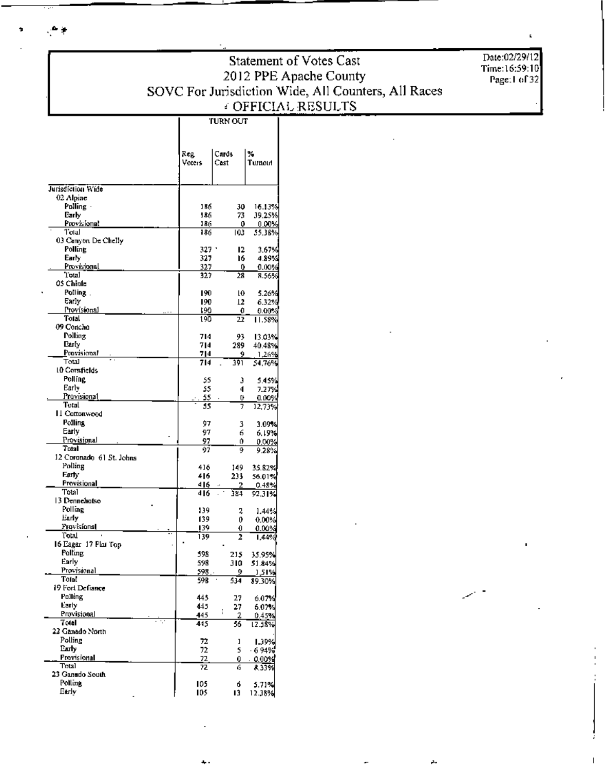# Statement of Votes Cast
## 2012 PPE Apache County
### SOVC For Jurisdiction Wide, All Counters, All Races
### OFFICIAL RESULTS

Date:02/29/12
Time:16:59:10
Page:1 of 32

| | TURN OUT | | |
|---|---|---|---|
| | Reg. Voters | Cards Cast | % Turnout |
| **Jurisdiction Wide** | | | |
| **02 Alpine** | | | |
| Polling | 186 | 30 | 16.13% |
| Early | 186 | 73 | 39.25% |
| Provisional | 186 | 0 | 0.00% |
| Total | 186 | 103 | 55.38% |
| **03 Canyon De Chelly** | | | |
| Polling | 327 | 12 | 3.67% |
| Early | 327 | 16 | 4.89% |
| Provisional | 327 | 0 | 0.00% |
| Total | 327 | 28 | 8.56% |
| **05 Chinle** | | | |
| Polling | 190 | 10 | 5.26% |
| Early | 190 | 12 | 6.32% |
| Provisional | 190 | 0 | 0.00% |
| Total | 190 | 22 | 11.58% |
| **09 Concho** | | | |
| Polling | 714 | 93 | 13.03% |
| Early | 714 | 289 | 40.48% |
| Provisional | 714 | 9 | 1.26% |
| Total | 714 | 391 | 54.76% |
| **10 Cornfields** | | | |
| Polling | 55 | 3 | 5.45% |
| Early | 55 | 4 | 7.27% |
| Provisional | 55 | 0 | 0.00% |
| Total | 55 | 7 | 12.73% |
| **11 Cottonwood** | | | |
| Polling | 97 | 3 | 3.09% |
| Early | 97 | 6 | 6.19% |
| Provisional | 97 | 0 | 0.00% |
| Total | 97 | 9 | 9.28% |
| **12 Coronado 61 St. Johns** | | | |
| Polling | 416 | 149 | 35.82% |
| Early | 416 | 233 | 56.01% |
| Provisional | 416 | 2 | 0.48% |
| Total | 416 | 384 | 92.31% |
| **13 Dennehotso** | | | |
| Polling | 139 | 2 | 1.44% |
| Early | 139 | 0 | 0.00% |
| Provisional | 139 | 0 | 0.00% |
| Total | 139 | 2 | 1.44% |
| **16 Eagar 17 Flat Top** | | | |
| Polling | 598 | 215 | 35.95% |
| Early | 598 | 310 | 51.84% |
| Provisional | 598 | 9 | 1.51% |
| Total | 598 | 534 | 89.30% |
| **19 Fort Defiance** | | | |
| Polling | 445 | 27 | 6.07% |
| Early | 445 | 27 | 6.07% |
| Provisional | 445 | 2 | 0.45% |
| Total | 445 | 56 | 12.58% |
| **22 Ganado North** | | | |
| Polling | 72 | 1 | 1.39% |
| Early | 72 | 5 | 6.94% |
| Provisional | 72 | 0 | 0.00% |
| Total | 72 | 6 | 8.33% |
| **23 Ganado South** | | | |
| Polling | 105 | 6 | 5.71% |
| Early | 105 | 13 | 12.38% |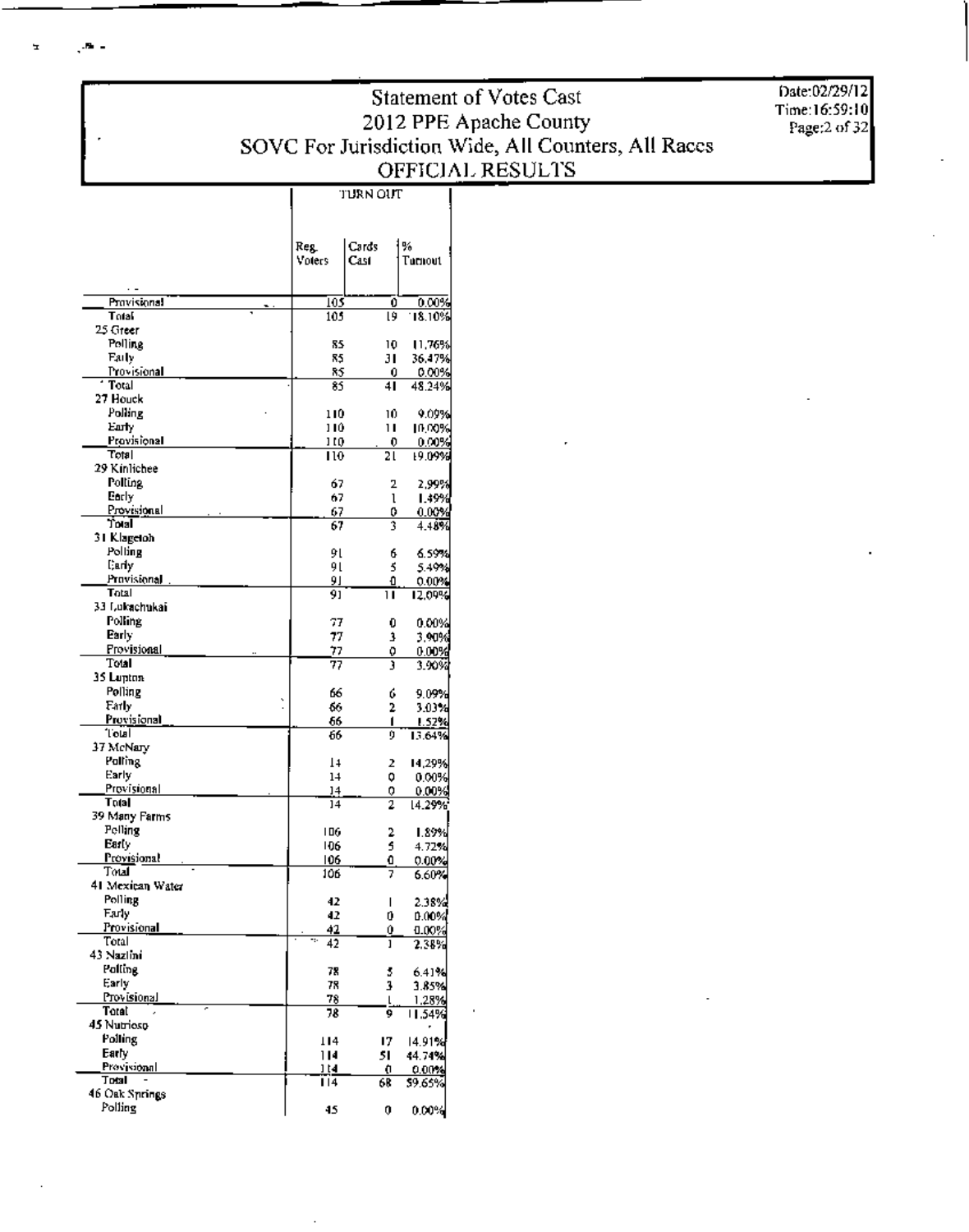# Statement of Votes Cast
## 2012 PPE Apache County
## SOVC For Jurisdiction Wide, All Counters, All Races
## OFFICIAL RESULTS

Date:02/29/12
Time:16:59:10

| | TURN OUT | | |
|---|---|---|---|
| | Reg. Voters | Cards Cast | % Turnout |
| Provisional | 105 | 0 | 0.00% |
| Total | 105 | 19 | 18.10% |
| 25 Greer | | | |
| Polling | 85 | 10 | 11.76% |
| Early | 85 | 31 | 36.47% |
| Provisional | 85 | 0 | 0.00% |
| Total | 85 | 41 | 48.24% |
| 27 Houck | | | |
| Polling | 110 | 10 | 9.09% |
| Early | 110 | 11 | 10.00% |
| Provisional | 110 | 0 | 0.00% |
| Total | 110 | 21 | 19.09% |
| 29 Kinlichee | | | |
| Polling | 67 | 2 | 2.99% |
| Early | 67 | 1 | 1.49% |
| Provisional | 67 | 0 | 0.00% |
| Total | 67 | 3 | 4.48% |
| 31 Klagetoh | | | |
| Polling | 91 | 6 | 6.59% |
| Early | 91 | 5 | 5.49% |
| Provisional | 91 | 0 | 0.00% |
| Total | 91 | 11 | 12.09% |
| 33 Lukachukai | | | |
| Polling | 77 | 0 | 0.00% |
| Early | 77 | 3 | 3.90% |
| Provisional | 77 | 0 | 0.00% |
| Total | 77 | 3 | 3.90% |
| 35 Lupton | | | |
| Polling | 66 | 6 | 9.09% |
| Early | 66 | 2 | 3.03% |
| Provisional | 66 | 1 | 1.52% |
| Total | 66 | 9 | 13.64% |
| 37 McNary | | | |
| Polling | 14 | 2 | 14.29% |
| Early | 14 | 0 | 0.00% |
| Provisional | 14 | 0 | 0.00% |
| Total | 14 | 2 | 14.29% |
| 39 Many Farms | | | |
| Polling | 106 | 2 | 1.89% |
| Early | 106 | 5 | 4.72% |
| Provisional | 106 | 0 | 0.00% |
| Total | 106 | 7 | 6.60% |
| 41 Mexican Water | | | |
| Polling | 42 | 1 | 2.38% |
| Early | 42 | 0 | 0.00% |
| Provisional | 42 | 0 | 0.00% |
| Total | 42 | 1 | 2.38% |
| 43 Nazlini | | | |
| Polling | 78 | 5 | 6.41% |
| Early | 78 | 3 | 3.85% |
| Provisional | 78 | 1 | 1.28% |
| Total | 78 | 9 | 11.54% |
| 45 Nutrioso | | | |
| Polling | 114 | 17 | 14.91% |
| Early | 114 | 51 | 44.74% |
| Provisional | 114 | 0 | 0.00% |
| Total | 114 | 68 | 59.65% |
| 46 Oak Springs | | | |
| Polling | 45 | 0 | 0.00% |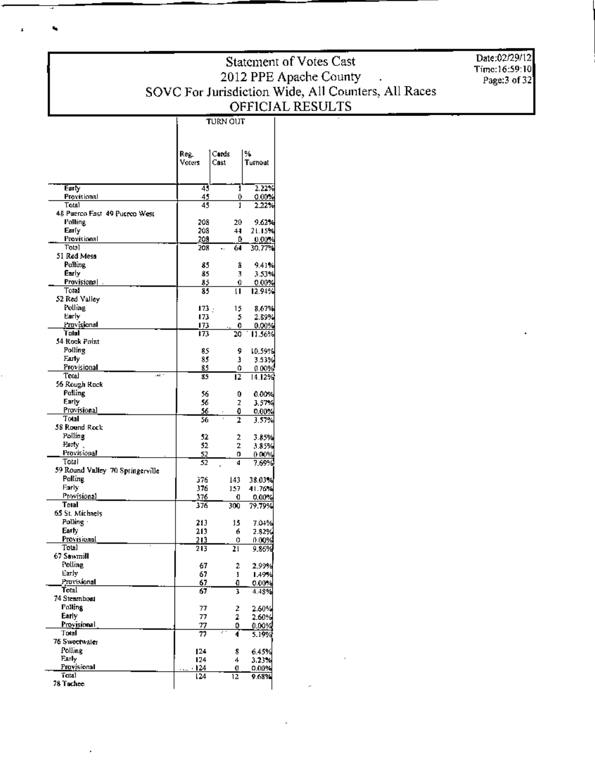# Statement of Votes Cast
## 2012 PPE Apache County
## SOVC For Jurisdiction Wide, All Counters, All Races
## OFFICIAL RESULTS

Date:02/29/12
Time:16:59:10

| | TURN OUT | | |
|---|---|---|---|
| | Reg. Voters | Cards Cast | % Turnout |
| Early | 45 | 1 | 2.22% |
| Provisional | 45 | 0 | 0.00% |
| Total | 45 | 1 | 2.22% |
| **48 Puerco East 49 Puerco West** | | | |
| Polling | 208 | 20 | 9.62% |
| Early | 208 | 44 | 21.15% |
| Provisional | 208 | 0 | 0.00% |
| Total | 208 | 64 | 30.77% |
| **51 Red Mesa** | | | |
| Polling | 85 | 8 | 9.41% |
| Early | 85 | 3 | 3.53% |
| Provisional | 85 | 0 | 0.00% |
| Total | 85 | 11 | 12.94% |
| **52 Red Valley** | | | |
| Polling | 173 | 15 | 8.67% |
| Early | 173 | 5 | 2.89% |
| Provisional | 173 | 0 | 0.00% |
| Total | 173 | 20 | 11.56% |
| **54 Rock Point** | | | |
| Polling | 85 | 9 | 10.59% |
| Early | 85 | 3 | 3.53% |
| Provisional | 85 | 0 | 0.00% |
| Total | 85 | 12 | 14.12% |
| **56 Rough Rock** | | | |
| Polling | 56 | 0 | 0.00% |
| Early | 56 | 2 | 3.57% |
| Provisional | 56 | 0 | 0.00% |
| Total | 56 | 2 | 3.57% |
| **58 Round Rock** | | | |
| Polling | 52 | 2 | 3.85% |
| Early | 52 | 2 | 3.85% |
| Provisional | 52 | 0 | 0.00% |
| Total | 52 | 4 | 7.69% |
| **59 Round Valley 70 Springerville** | | | |
| Polling | 376 | 143 | 38.03% |
| Early | 376 | 157 | 41.76% |
| Provisional | 376 | 0 | 0.00% |
| Total | 376 | 300 | 79.79% |
| **65 St. Michaels** | | | |
| Polling | 213 | 15 | 7.04% |
| Early | 213 | 6 | 2.82% |
| Provisional | 213 | 0 | 0.00% |
| Total | 213 | 21 | 9.86% |
| **67 Sawmill** | | | |
| Polling | 67 | 2 | 2.99% |
| Early | 67 | 1 | 1.49% |
| Provisional | 67 | 0 | 0.00% |
| Total | 67 | 3 | 4.48% |
| **74 Steamboat** | | | |
| Polling | 77 | 2 | 2.60% |
| Early | 77 | 2 | 2.60% |
| Provisional | 77 | 0 | 0.00% |
| Total | 77 | 4 | 5.19% |
| **76 Sweetwater** | | | |
| Polling | 124 | 8 | 6.45% |
| Early | 124 | 4 | 3.23% |
| Provisional | 124 | 0 | 0.00% |
| Total | 124 | 12 | 9.68% |
| **78 Tachee** | | | |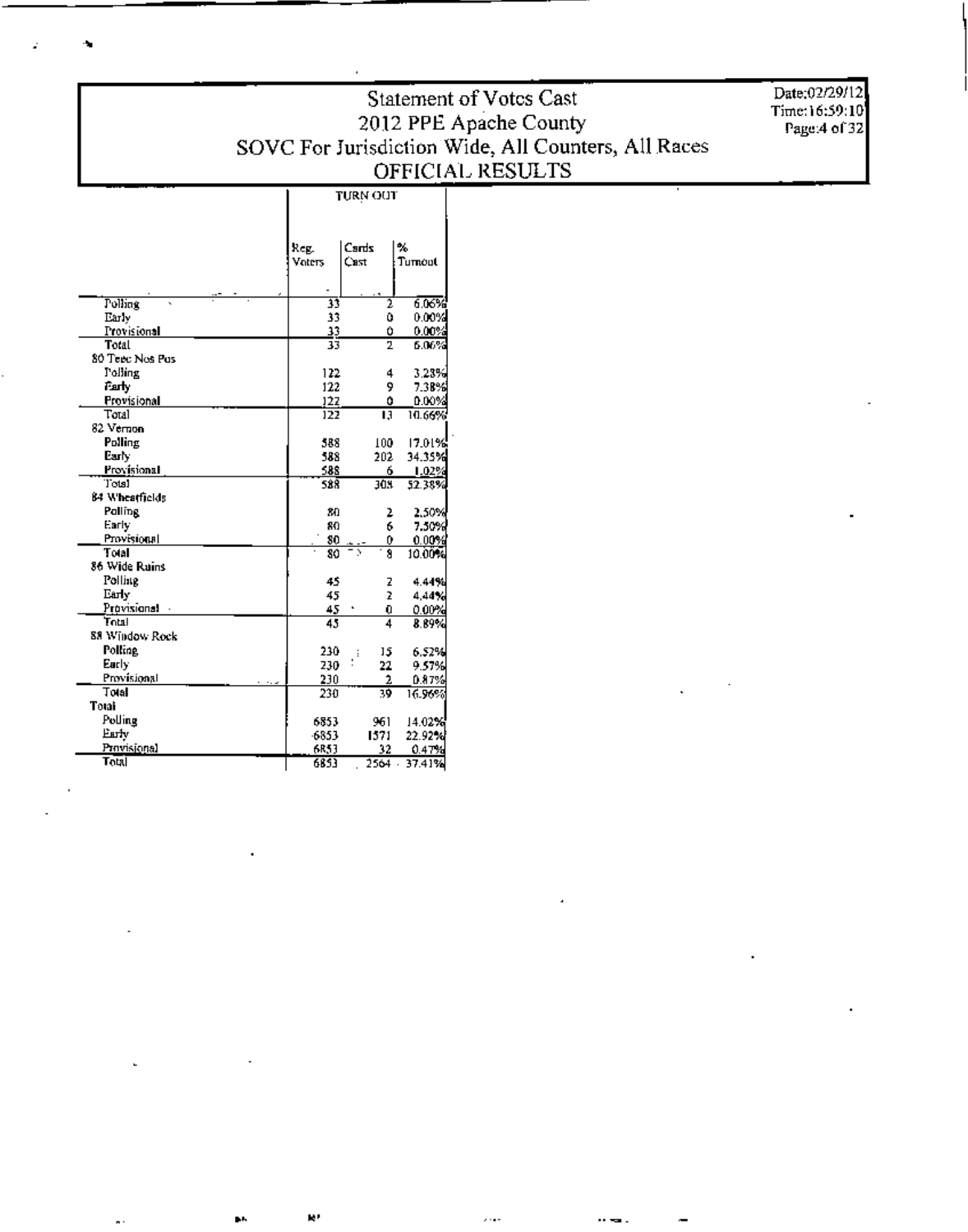# Statement of Votes Cast
## 2012 PPE Apache County
## SOVC For Jurisdiction Wide, All Counters, All Races
## OFFICIAL RESULTS

Date:02/29/12
Time:16:59:10

| | TURN OUT | | |
|---|---|---|---|
| | Reg. Voters | Cards Cast | % Turnout |
| Polling | 33 | 2 | 6.06% |
| Early | 33 | 0 | 0.00% |
| Provisional | 33 | 0 | 0.00% |
| Total | 33 | 2 | 6.06% |
| 80 Teec Nos Pos | | | |
| Polling | 122 | 4 | 3.28% |
| Early | 122 | 9 | 7.38% |
| Provisional | 122 | 0 | 0.00% |
| Total | 122 | 13 | 10.66% |
| 82 Vernon | | | |
| Polling | 588 | 100 | 17.01% |
| Early | 588 | 202 | 34.35% |
| Provisional | 588 | 6 | 1.02% |
| Total | 588 | 308 | 52.38% |
| 84 Wheatfields | | | |
| Polling | 80 | 2 | 2.50% |
| Early | 80 | 6 | 7.50% |
| Provisional | 80 | 0 | 0.00% |
| Total | 80 | 8 | 10.00% |
| 86 Wide Ruins | | | |
| Polling | 45 | 2 | 4.44% |
| Early | 45 | 2 | 4.44% |
| Provisional | 45 | 0 | 0.00% |
| Total | 45 | 4 | 8.89% |
| 88 Window Rock | | | |
| Polling | 230 | 15 | 6.52% |
| Early | 230 | 22 | 9.57% |
| Provisional | 230 | 2 | 0.87% |
| Total | 230 | 39 | 16.96% |
| Total | | | |
| Polling | 6853 | 961 | 14.02% |
| Early | 6853 | 1571 | 22.92% |
| Provisional | 6853 | 32 | 0.47% |
| Total | 6853 | 2564 | 37.41% |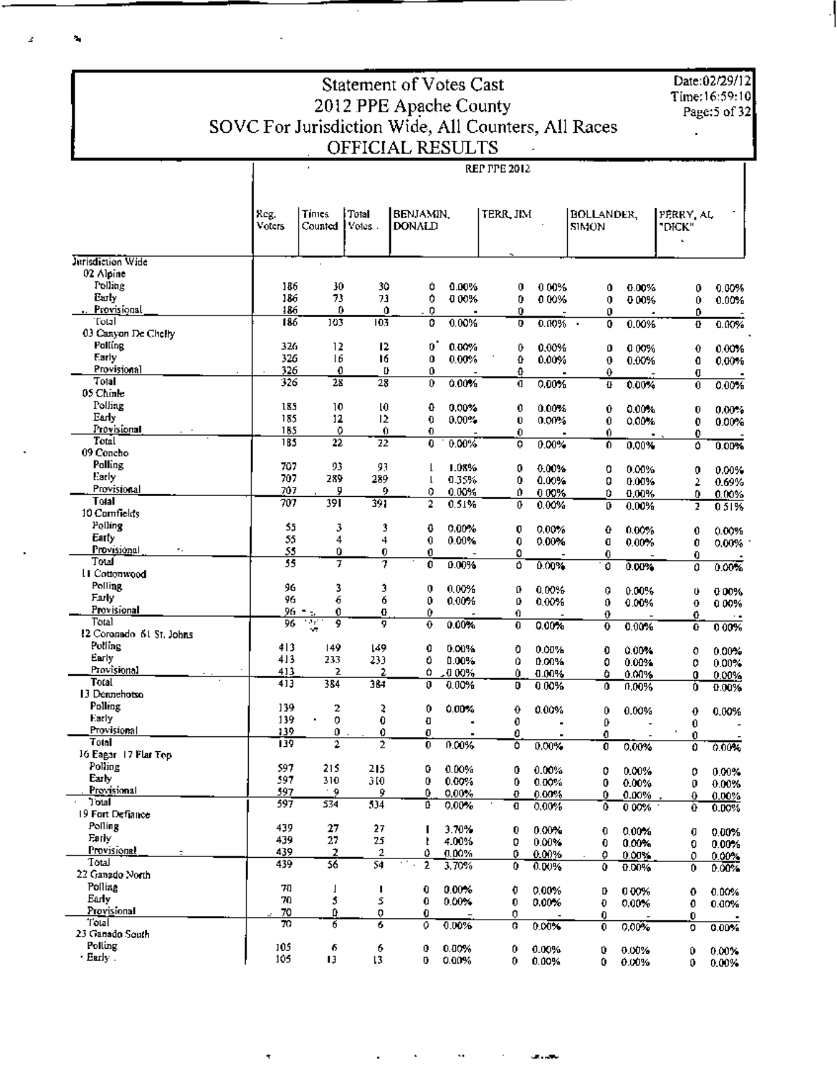# Statement of Votes Cast
## 2012 PPE Apache County
## SOVC For Jurisdiction Wide, All Counters, All Races
## OFFICIAL RESULTS

Date:02/29/12
Time:16:59:10

REP PPE 2012

| | Reg. Voters | Times Counted | Total Votes | BENJAMIN, DONALD | | TERR, JIM | | BOLLANDER, SIMON | | PERRY, AL "DICK" | |
|---|---|---|---|---|---|---|---|---|---|---|---|
| **Jurisdiction Wide** | | | | | | | | | | | |
| 02 Alpine | | | | | | | | | | | |
| Polling | 186 | 30 | 30 | 0 | 0.00% | 0 | 0.00% | 0 | 0.00% | 0 | 0.00% |
| Early | 186 | 73 | 73 | 0 | 0.00% | 0 | 0.00% | 0 | 0.00% | 0 | 0.00% |
| Provisional | 186 | 0 | 0 | 0 | - | 0 | - | 0 | - | 0 | - |
| Total | 186 | 103 | 103 | 0 | 0.00% | 0 | 0.00% | 0 | 0.00% | 0 | 0.00% |
| 03 Canyon De Chelly | | | | | | | | | | | |
| Polling | 326 | 12 | 12 | 0 | 0.00% | 0 | 0.00% | 0 | 0.00% | 0 | 0.00% |
| Early | 326 | 16 | 16 | 0 | 0.00% | 0 | 0.00% | 0 | 0.00% | 0 | 0.00% |
| Provisional | 326 | 0 | 0 | 0 | - | 0 | - | 0 | - | 0 | - |
| Total | 326 | 28 | 28 | 0 | 0.00% | 0 | 0.00% | 0 | 0.00% | 0 | 0.00% |
| 05 Chinle | | | | | | | | | | | |
| Polling | 185 | 10 | 10 | 0 | 0.00% | 0 | 0.00% | 0 | 0.00% | 0 | 0.00% |
| Early | 185 | 12 | 12 | 0 | 0.00% | 0 | 0.00% | 0 | 0.00% | 0 | 0.00% |
| Provisional | 185 | 0 | 0 | 0 | - | 0 | - | 0 | - | 0 | - |
| Total | 185 | 22 | 22 | 0 | 0.00% | 0 | 0.00% | 0 | 0.00% | 0 | 0.00% |
| 09 Concho | | | | | | | | | | | |
| Polling | 707 | 93 | 93 | 1 | 1.08% | 0 | 0.00% | 0 | 0.00% | 0 | 0.00% |
| Early | 707 | 289 | 289 | 1 | 0.35% | 0 | 0.00% | 0 | 0.00% | 2 | 0.69% |
| Provisional | 707 | 9 | 9 | 0 | 0.00% | 0 | 0.00% | 0 | 0.00% | 0 | 0.00% |
| Total | 707 | 391 | 391 | 2 | 0.51% | 0 | 0.00% | 0 | 0.00% | 2 | 0.51% |
| 10 Cornfields | | | | | | | | | | | |
| Polling | 55 | 3 | 3 | 0 | 0.00% | 0 | 0.00% | 0 | 0.00% | 0 | 0.00% |
| Early | 55 | 4 | 4 | 0 | 0.00% | 0 | 0.00% | 0 | 0.00% | 0 | 0.00% |
| Provisional | 55 | 0 | 0 | 0 | - | 0 | - | 0 | - | 0 | - |
| Total | 55 | 7 | 7 | 0 | 0.00% | 0 | 0.00% | 0 | 0.00% | 0 | 0.00% |
| 11 Cottonwood | | | | | | | | | | | |
| Polling | 96 | 3 | 3 | 0 | 0.00% | 0 | 0.00% | 0 | 0.00% | 0 | 0.00% |
| Early | 96 | 6 | 6 | 0 | 0.00% | 0 | 0.00% | 0 | 0.00% | 0 | 0.00% |
| Provisional | 96 | 0 | 0 | 0 | - | 0 | - | 0 | - | 0 | - |
| Total | 96 | 9 | 9 | 0 | 0.00% | 0 | 0.00% | 0 | 0.00% | 0 | 0.00% |
| 12 Coronado 61 St. Johns | | | | | | | | | | | |
| Polling | 413 | 149 | 149 | 0 | 0.00% | 0 | 0.00% | 0 | 0.00% | 0 | 0.00% |
| Early | 413 | 233 | 233 | 0 | 0.00% | 0 | 0.00% | 0 | 0.00% | 0 | 0.00% |
| Provisional | 413 | 2 | 2 | 0 | 0.00% | 0 | 0.00% | 0 | 0.00% | 0 | 0.00% |
| Total | 413 | 384 | 384 | 0 | 0.00% | 0 | 0.00% | 0 | 0.00% | 0 | 0.00% |
| 13 Dennehotso | | | | | | | | | | | |
| Polling | 139 | 2 | 2 | 0 | 0.00% | 0 | 0.00% | 0 | 0.00% | 0 | 0.00% |
| Early | 139 | 0 | 0 | 0 | - | 0 | - | 0 | - | 0 | - |
| Provisional | 139 | 0 | 0 | 0 | - | 0 | - | 0 | - | 0 | - |
| Total | 139 | 2 | 2 | 0 | 0.00% | 0 | 0.00% | 0 | 0.00% | 0 | 0.00% |
| 16 Eagar 17 Flat Top | | | | | | | | | | | |
| Polling | 597 | 215 | 215 | 0 | 0.00% | 0 | 0.00% | 0 | 0.00% | 0 | 0.00% |
| Early | 597 | 310 | 310 | 0 | 0.00% | 0 | 0.00% | 0 | 0.00% | 0 | 0.00% |
| Provisional | 597 | 9 | 9 | 0 | 0.00% | 0 | 0.00% | 0 | 0.00% | 0 | 0.00% |
| Total | 597 | 534 | 534 | 0 | 0.00% | 0 | 0.00% | 0 | 0.00% | 0 | 0.00% |
| 19 Fort Defiance | | | | | | | | | | | |
| Polling | 439 | 27 | 27 | 1 | 3.70% | 0 | 0.00% | 0 | 0.00% | 0 | 0.00% |
| Early | 439 | 27 | 25 | 1 | 4.00% | 0 | 0.00% | 0 | 0.00% | 0 | 0.00% |
| Provisional | 439 | 2 | 2 | 0 | 0.00% | 0 | 0.00% | 0 | 0.00% | 0 | 0.00% |
| Total | 439 | 56 | 54 | 2 | 3.70% | 0 | 0.00% | 0 | 0.00% | 0 | 0.00% |
| 22 Ganado North | | | | | | | | | | | |
| Polling | 70 | 1 | 1 | 0 | 0.00% | 0 | 0.00% | 0 | 0.00% | 0 | 0.00% |
| Early | 70 | 5 | 5 | 0 | 0.00% | 0 | 0.00% | 0 | 0.00% | 0 | 0.00% |
| Provisional | 70 | 0 | 0 | 0 | - | 0 | - | 0 | - | 0 | - |
| Total | 70 | 6 | 6 | 0 | 0.00% | 0 | 0.00% | 0 | 0.00% | 0 | 0.00% |
| 23 Ganado South | | | | | | | | | | | |
| Polling | 105 | 6 | 6 | 0 | 0.00% | 0 | 0.00% | 0 | 0.00% | 0 | 0.00% |
| Early | 105 | 13 | 13 | 0 | 0.00% | 0 | 0.00% | 0 | 0.00% | 0 | 0.00% |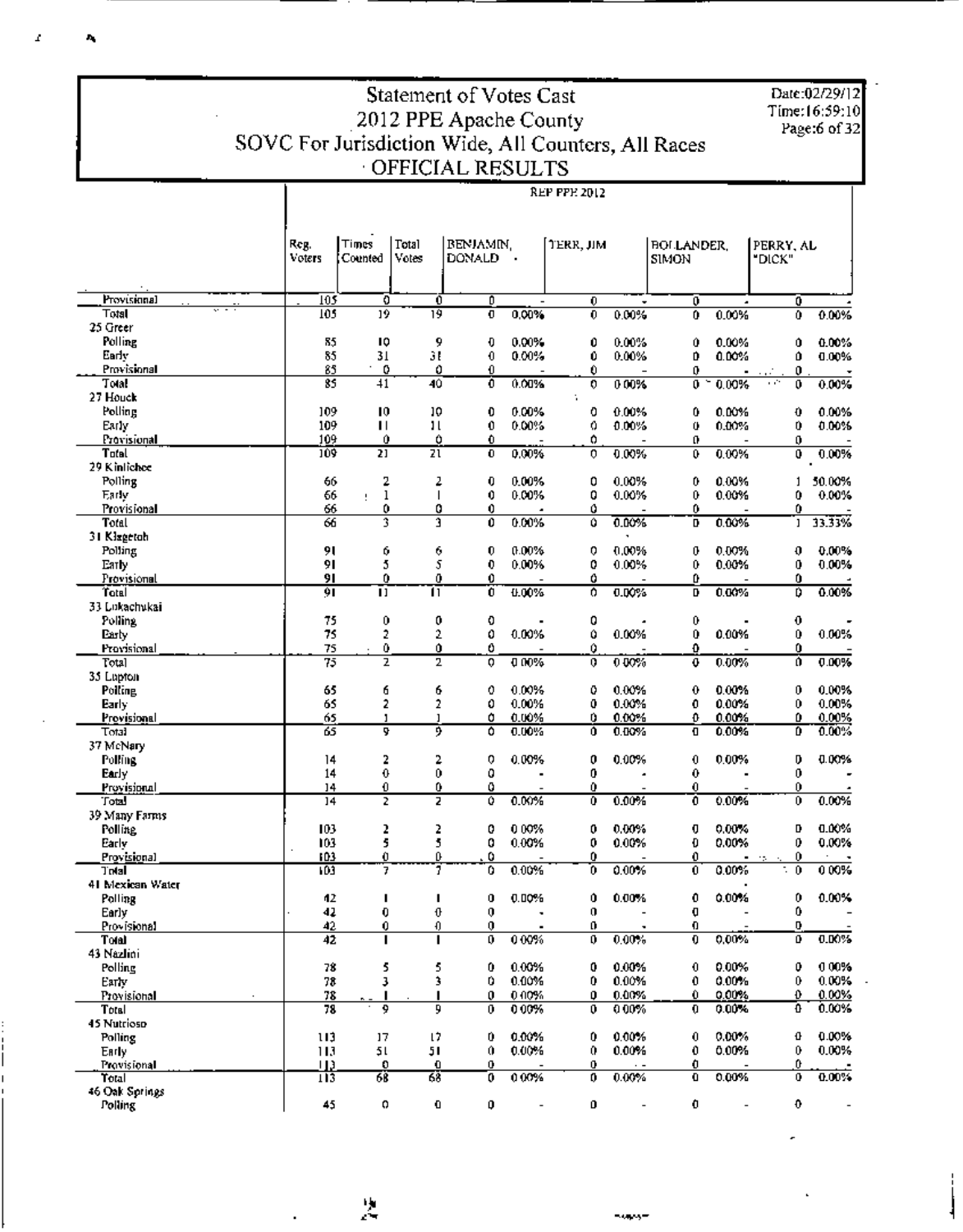# Statement of Votes Cast
## 2012 PPE Apache County
## SOVC For Jurisdiction Wide, All Counters, All Races
## OFFICIAL RESULTS

Date:02/29/12
Time:16:59:10

REP PPE 2012

| | Reg. Voters | Times Counted | Total Votes | BENJAMIN, DONALD | | TERR, JIM | | BOLLANDER, SIMON | | PERRY, AL "DICK" | |
|---|---|---|---|---|---|---|---|---|---|---|---|
| Provisional | 105 | 0 | 0 | 0 | - | 0 | - | 0 | - | 0 | - |
| Total | 105 | 19 | 19 | 0 | 0.00% | 0 | 0.00% | 0 | 0.00% | 0 | 0.00% |
| 25 Greer | | | | | | | | | | | |
| Polling | 85 | 10 | 9 | 0 | 0.00% | 0 | 0.00% | 0 | 0.00% | 0 | 0.00% |
| Early | 85 | 31 | 31 | 0 | 0.00% | 0 | 0.00% | 0 | 0.00% | 0 | 0.00% |
| Provisional | 85 | 0 | 0 | 0 | - | 0 | - | 0 | - | 0 | - |
| Total | 85 | 41 | 40 | 0 | 0.00% | 0 | 0.00% | 0 | 0.00% | 0 | 0.00% |
| 27 Houck | | | | | | | | | | | |
| Polling | 109 | 10 | 10 | 0 | 0.00% | 0 | 0.00% | 0 | 0.00% | 0 | 0.00% |
| Early | 109 | 11 | 11 | 0 | 0.00% | 0 | 0.00% | 0 | 0.00% | 0 | 0.00% |
| Provisional | 109 | 0 | 0 | 0 | - | 0 | - | 0 | - | 0 | - |
| Total | 109 | 21 | 21 | 0 | 0.00% | 0 | 0.00% | 0 | 0.00% | 0 | 0.00% |
| 29 Kinlichee | | | | | | | | | | | |
| Polling | 66 | 2 | 2 | 0 | 0.00% | 0 | 0.00% | 0 | 0.00% | 1 | 50.00% |
| Early | 66 | 1 | 1 | 0 | 0.00% | 0 | 0.00% | 0 | 0.00% | 0 | 0.00% |
| Provisional | 66 | 0 | 0 | 0 | - | 0 | - | 0 | - | 0 | - |
| Total | 66 | 3 | 3 | 0 | 0.00% | 0 | 0.00% | 0 | 0.00% | 1 | 33.33% |
| 31 Klagetoh | | | | | | | | | | | |
| Polling | 91 | 6 | 6 | 0 | 0.00% | 0 | 0.00% | 0 | 0.00% | 0 | 0.00% |
| Early | 91 | 5 | 5 | 0 | 0.00% | 0 | 0.00% | 0 | 0.00% | 0 | 0.00% |
| Provisional | 91 | 0 | 0 | 0 | - | 0 | - | 0 | - | 0 | - |
| Total | 91 | 11 | 11 | 0 | 0.00% | 0 | 0.00% | 0 | 0.00% | 0 | 0.00% |
| 33 Lukachukai | | | | | | | | | | | |
| Polling | 75 | 0 | 0 | 0 | - | 0 | - | 0 | - | 0 | - |
| Early | 75 | 2 | 2 | 0 | 0.00% | 0 | 0.00% | 0 | 0.00% | 0 | 0.00% |
| Provisional | 75 | 0 | 0 | 0 | - | 0 | - | 0 | - | 0 | - |
| Total | 75 | 2 | 2 | 0 | 0.00% | 0 | 0.00% | 0 | 0.00% | 0 | 0.00% |
| 35 Lupton | | | | | | | | | | | |
| Polling | 65 | 6 | 6 | 0 | 0.00% | 0 | 0.00% | 0 | 0.00% | 0 | 0.00% |
| Early | 65 | 2 | 2 | 0 | 0.00% | 0 | 0.00% | 0 | 0.00% | 0 | 0.00% |
| Provisional | 65 | 1 | 1 | 0 | 0.00% | 0 | 0.00% | 0 | 0.00% | 0 | 0.00% |
| Total | 65 | 9 | 9 | 0 | 0.00% | 0 | 0.00% | 0 | 0.00% | 0 | 0.00% |
| 37 McNary | | | | | | | | | | | |
| Polling | 14 | 2 | 2 | 0 | 0.00% | 0 | 0.00% | 0 | 0.00% | 0 | 0.00% |
| Early | 14 | 0 | 0 | 0 | - | 0 | - | 0 | - | 0 | - |
| Provisional | 14 | 0 | 0 | 0 | - | 0 | - | 0 | - | 0 | - |
| Total | 14 | 2 | 2 | 0 | 0.00% | 0 | 0.00% | 0 | 0.00% | 0 | 0.00% |
| 39 Many Farms | | | | | | | | | | | |
| Polling | 103 | 2 | 2 | 0 | 0.00% | 0 | 0.00% | 0 | 0.00% | 0 | 0.00% |
| Early | 103 | 5 | 5 | 0 | 0.00% | 0 | 0.00% | 0 | 0.00% | 0 | 0.00% |
| Provisional | 103 | 0 | 0 | 0 | - | 0 | - | 0 | - | 0 | - |
| Total | 103 | 7 | 7 | 0 | 0.00% | 0 | 0.00% | 0 | 0.00% | 0 | 0.00% |
| 41 Mexican Water | | | | | | | | | | | |
| Polling | 42 | 1 | 1 | 0 | 0.00% | 0 | 0.00% | 0 | 0.00% | 0 | 0.00% |
| Early | 42 | 0 | 0 | 0 | - | 0 | - | 0 | - | 0 | - |
| Provisional | 42 | 0 | 0 | 0 | - | 0 | - | 0 | - | 0 | - |
| Total | 42 | 1 | 1 | 0 | 0.00% | 0 | 0.00% | 0 | 0.00% | 0 | 0.00% |
| 43 Nazlini | | | | | | | | | | | |
| Polling | 78 | 5 | 5 | 0 | 0.00% | 0 | 0.00% | 0 | 0.00% | 0 | 0.00% |
| Early | 78 | 3 | 3 | 0 | 0.00% | 0 | 0.00% | 0 | 0.00% | 0 | 0.00% |
| Provisional | 78 | 1 | 1 | 0 | 0.00% | 0 | 0.00% | 0 | 0.00% | 0 | 0.00% |
| Total | 78 | 9 | 9 | 0 | 0.00% | 0 | 0.00% | 0 | 0.00% | 0 | 0.00% |
| 45 Nutrioso | | | | | | | | | | | |
| Polling | 113 | 17 | 17 | 0 | 0.00% | 0 | 0.00% | 0 | 0.00% | 0 | 0.00% |
| Early | 113 | 51 | 51 | 0 | 0.00% | 0 | 0.00% | 0 | 0.00% | 0 | 0.00% |
| Provisional | 113 | 0 | 0 | 0 | - | 0 | - | 0 | - | 0 | - |
| Total | 113 | 68 | 68 | 0 | 0.00% | 0 | 0.00% | 0 | 0.00% | 0 | 0.00% |
| 46 Oak Springs | | | | | | | | | | | |
| Polling | 45 | 0 | 0 | 0 | - | 0 | - | 0 | - | 0 | - |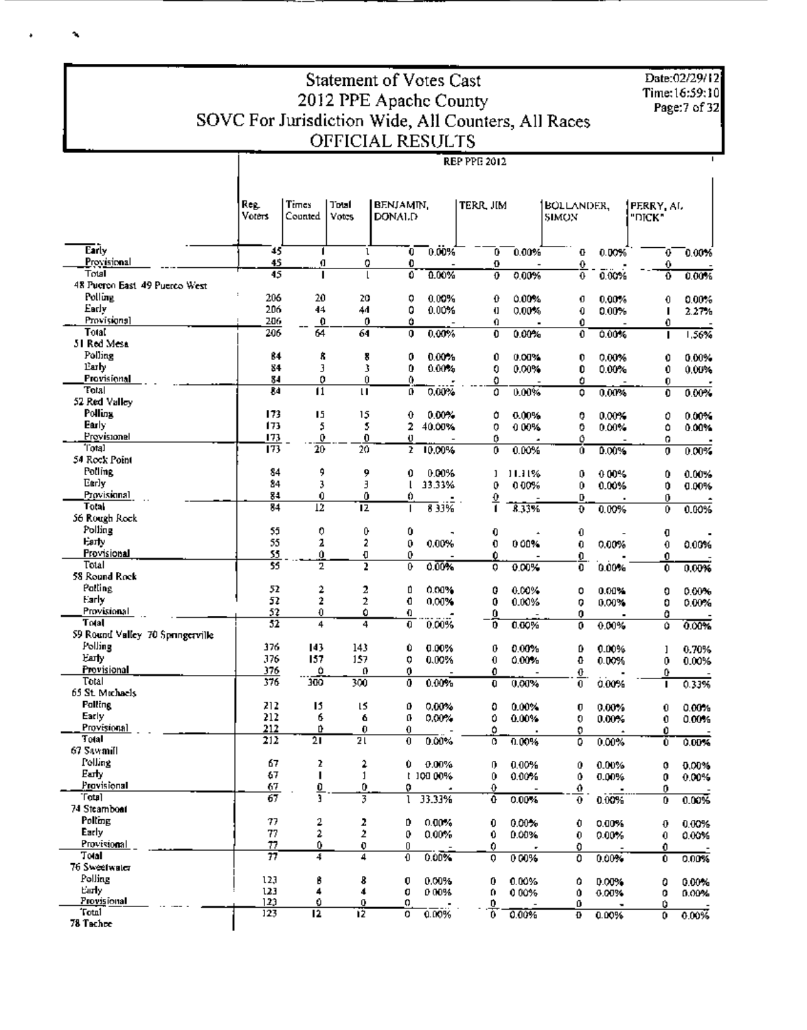# Statement of Votes Cast
## 2012 PPE Apache County
## SOVC For Jurisdiction Wide, All Counters, All Races
## OFFICIAL RESULTS

Date:02/29/12
Time:16:59:10
Page:7 of 32

REP PPE 2012

| | Reg. Voters | Times Counted | Total Votes | BENJAMIN, DONALD | | TERR, JIM | | BOLLANDER, SIMON | | PERRY, AL "DICK" | |
|---|---|---|---|---|---|---|---|---|---|---|---|
| Early | 45 | 1 | 1 | 0 | 0.00% | 0 | 0.00% | 0 | 0.00% | 0 | 0.00% |
| Provisional | 45 | 0 | 0 | 0 | - | 0 | - | 0 | - | 0 | - |
| Total | 45 | 1 | 1 | 0 | 0.00% | 0 | 0.00% | 0 | 0.00% | 0 | 0.00% |
| **48 Puerco East 49 Puerco West** | | | | | | | | | | | |
| Polling | 206 | 20 | 20 | 0 | 0.00% | 0 | 0.00% | 0 | 0.00% | 0 | 0.00% |
| Early | 206 | 44 | 44 | 0 | 0.00% | 0 | 0.00% | 0 | 0.00% | 1 | 2.27% |
| Provisional | 206 | 0 | 0 | 0 | - | 0 | - | 0 | - | 0 | - |
| Total | 206 | 64 | 64 | 0 | 0.00% | 0 | 0.00% | 0 | 0.00% | 1 | 1.56% |
| **51 Red Mesa** | | | | | | | | | | | |
| Polling | 84 | 8 | 8 | 0 | 0.00% | 0 | 0.00% | 0 | 0.00% | 0 | 0.00% |
| Early | 84 | 3 | 3 | 0 | 0.00% | 0 | 0.00% | 0 | 0.00% | 0 | 0.00% |
| Provisional | 84 | 0 | 0 | 0 | - | 0 | - | 0 | - | 0 | - |
| Total | 84 | 11 | 11 | 0 | 0.00% | 0 | 0.00% | 0 | 0.00% | 0 | 0.00% |
| **52 Red Valley** | | | | | | | | | | | |
| Polling | 173 | 15 | 15 | 0 | 0.00% | 0 | 0.00% | 0 | 0.00% | 0 | 0.00% |
| Early | 173 | 5 | 5 | 2 | 40.00% | 0 | 0.00% | 0 | 0.00% | 0 | 0.00% |
| Provisional | 173 | 0 | 0 | 0 | - | 0 | - | 0 | - | 0 | - |
| Total | 173 | 20 | 20 | 2 | 10.00% | 0 | 0.00% | 0 | 0.00% | 0 | 0.00% |
| **54 Rock Point** | | | | | | | | | | | |
| Polling | 84 | 9 | 9 | 0 | 0.00% | 1 | 11.11% | 0 | 0.00% | 0 | 0.00% |
| Early | 84 | 3 | 3 | 1 | 33.33% | 0 | 0.00% | 0 | 0.00% | 0 | 0.00% |
| Provisional | 84 | 0 | 0 | 0 | - | 0 | - | 0 | - | 0 | - |
| Total | 84 | 12 | 12 | 1 | 8.33% | 1 | 8.33% | 0 | 0.00% | 0 | 0.00% |
| **56 Rough Rock** | | | | | | | | | | | |
| Polling | 55 | 0 | 0 | 0 | - | 0 | - | 0 | - | 0 | - |
| Early | 55 | 2 | 2 | 0 | 0.00% | 0 | 0.00% | 0 | 0.00% | 0 | 0.00% |
| Provisional | 55 | 0 | 0 | 0 | - | 0 | - | 0 | - | 0 | - |
| Total | 55 | 2 | 2 | 0 | 0.00% | 0 | 0.00% | 0 | 0.00% | 0 | 0.00% |
| **58 Round Rock** | | | | | | | | | | | |
| Polling | 52 | 2 | 2 | 0 | 0.00% | 0 | 0.00% | 0 | 0.00% | 0 | 0.00% |
| Early | 52 | 2 | 2 | 0 | 0.00% | 0 | 0.00% | 0 | 0.00% | 0 | 0.00% |
| Provisional | 52 | 0 | 0 | 0 | - | 0 | - | 0 | - | 0 | - |
| Total | 52 | 4 | 4 | 0 | 0.00% | 0 | 0.00% | 0 | 0.00% | 0 | 0.00% |
| **59 Round Valley 70 Springerville** | | | | | | | | | | | |
| Polling | 376 | 143 | 143 | 0 | 0.00% | 0 | 0.00% | 0 | 0.00% | 1 | 0.70% |
| Early | 376 | 157 | 157 | 0 | 0.00% | 0 | 0.00% | 0 | 0.00% | 0 | 0.00% |
| Provisional | 376 | 0 | 0 | 0 | - | 0 | - | 0 | - | 0 | - |
| Total | 376 | 300 | 300 | 0 | 0.00% | 0 | 0.00% | 0 | 0.00% | 1 | 0.33% |
| **65 St. Michaels** | | | | | | | | | | | |
| Polling | 212 | 15 | 15 | 0 | 0.00% | 0 | 0.00% | 0 | 0.00% | 0 | 0.00% |
| Early | 212 | 6 | 6 | 0 | 0.00% | 0 | 0.00% | 0 | 0.00% | 0 | 0.00% |
| Provisional | 212 | 0 | 0 | 0 | - | 0 | - | 0 | - | 0 | - |
| Total | 212 | 21 | 21 | 0 | 0.00% | 0 | 0.00% | 0 | 0.00% | 0 | 0.00% |
| **67 Sawmill** | | | | | | | | | | | |
| Polling | 67 | 2 | 2 | 0 | 0.00% | 0 | 0.00% | 0 | 0.00% | 0 | 0.00% |
| Early | 67 | 1 | 1 | 1 | 100.00% | 0 | 0.00% | 0 | 0.00% | 0 | 0.00% |
| Provisional | 67 | 0 | 0 | 0 | - | 0 | - | 0 | - | 0 | - |
| Total | 67 | 3 | 3 | 1 | 33.33% | 0 | 0.00% | 0 | 0.00% | 0 | 0.00% |
| **74 Steamboat** | | | | | | | | | | | |
| Polling | 77 | 2 | 2 | 0 | 0.00% | 0 | 0.00% | 0 | 0.00% | 0 | 0.00% |
| Early | 77 | 2 | 2 | 0 | 0.00% | 0 | 0.00% | 0 | 0.00% | 0 | 0.00% |
| Provisional | 77 | 0 | 0 | 0 | - | 0 | - | 0 | - | 0 | - |
| Total | 77 | 4 | 4 | 0 | 0.00% | 0 | 0.00% | 0 | 0.00% | 0 | 0.00% |
| **76 Sweetwater** | | | | | | | | | | | |
| Polling | 123 | 8 | 8 | 0 | 0.00% | 0 | 0.00% | 0 | 0.00% | 0 | 0.00% |
| Early | 123 | 4 | 4 | 0 | 0.00% | 0 | 0.00% | 0 | 0.00% | 0 | 0.00% |
| Provisional | 123 | 0 | 0 | 0 | - | 0 | - | 0 | - | 0 | - |
| Total | 123 | 12 | 12 | 0 | 0.00% | 0 | 0.00% | 0 | 0.00% | 0 | 0.00% |
| **78 Tachee** | | | | | | | | | | | |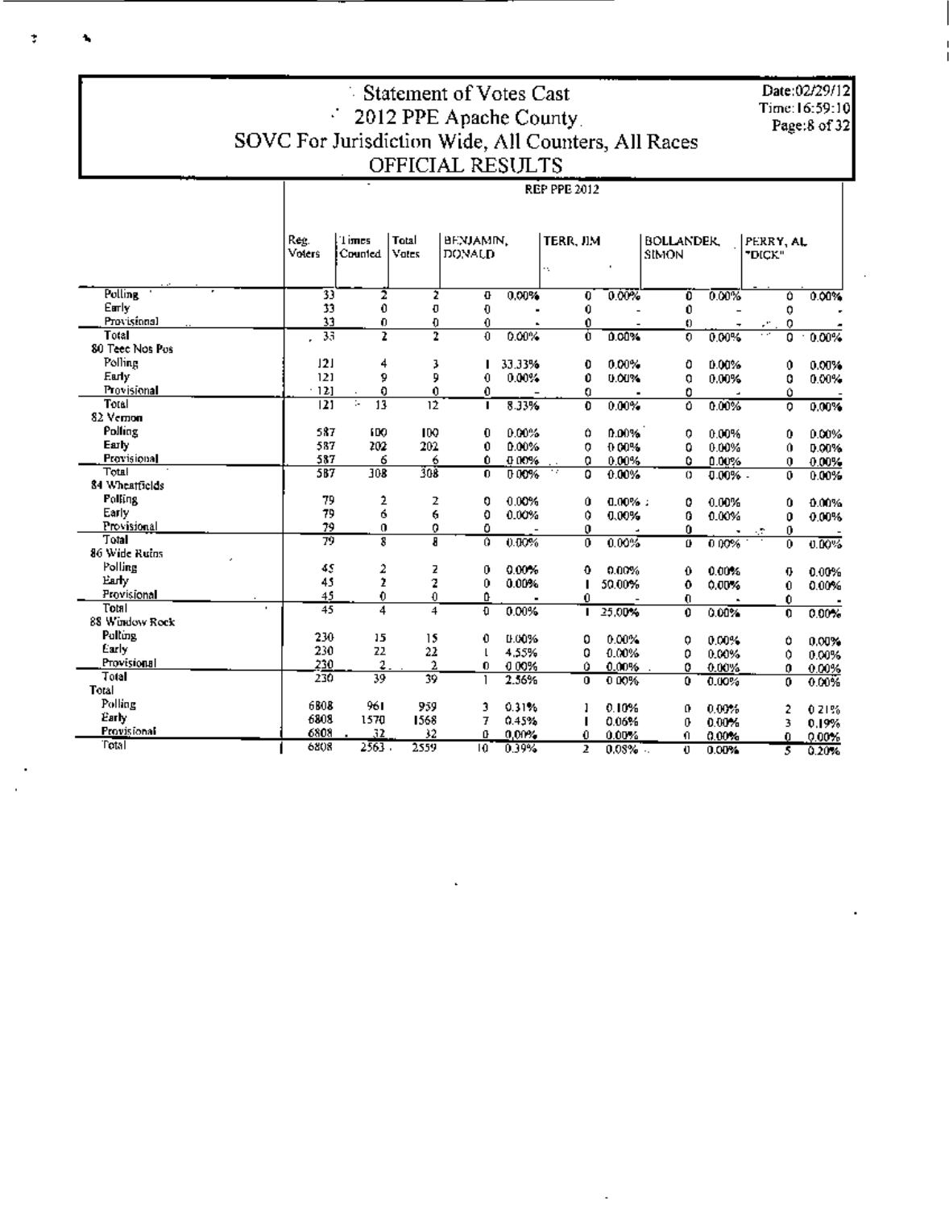# Statement of Votes Cast
# 2012 PPE Apache County
# SOVC For Jurisdiction Wide, All Counters, All Races
# OFFICIAL RESULTS

Date:02/29/12
Time:16:59:10

**REP PPE 2012**

| | Reg. Voters | Times Counted | Total Votes | BENJAMIN, DONALD | | TERR, JIM | | BOLLANDER, SIMON | | PERRY, AL "DICK" | |
|---|---|---|---|---|---|---|---|---|---|---|---|
| Polling | 33 | 2 | 2 | 0 | 0.00% | 0 | 0.00% | 0 | 0.00% | 0 | 0.00% |
| Early | 33 | 0 | 0 | 0 | - | 0 | - | 0 | - | 0 | - |
| Provisional | 33 | 0 | 0 | 0 | - | 0 | - | 0 | - | 0 | - |
| Total | 33 | 2 | 2 | 0 | 0.00% | 0 | 0.00% | 0 | 0.00% | 0 | 0.00% |
| 80 Teec Nos Pos | | | | | | | | | | | |
| Polling | 121 | 4 | 3 | 1 | 33.33% | 0 | 0.00% | 0 | 0.00% | 0 | 0.00% |
| Early | 121 | 9 | 9 | 0 | 0.00% | 0 | 0.00% | 0 | 0.00% | 0 | 0.00% |
| Provisional | 121 | 0 | 0 | 0 | - | 0 | - | 0 | - | 0 | - |
| Total | 121 | 13 | 12 | 1 | 8.33% | 0 | 0.00% | 0 | 0.00% | 0 | 0.00% |
| 82 Vernon | | | | | | | | | | | |
| Polling | 587 | 100 | 100 | 0 | 0.00% | 0 | 0.00% | 0 | 0.00% | 0 | 0.00% |
| Early | 587 | 202 | 202 | 0 | 0.00% | 0 | 0.00% | 0 | 0.00% | 0 | 0.00% |
| Provisional | 587 | 6 | 6 | 0 | 0.00% | 0 | 0.00% | 0 | 0.00% | 0 | 0.00% |
| Total | 587 | 308 | 308 | 0 | 0.00% | 0 | 0.00% | 0 | 0.00% | 0 | 0.00% |
| 84 Wheatfields | | | | | | | | | | | |
| Polling | 79 | 2 | 2 | 0 | 0.00% | 0 | 0.00% | 0 | 0.00% | 0 | 0.00% |
| Early | 79 | 6 | 6 | 0 | 0.00% | 0 | 0.00% | 0 | 0.00% | 0 | 0.00% |
| Provisional | 79 | 0 | 0 | 0 | - | 0 | - | 0 | - | 0 | - |
| Total | 79 | 8 | 8 | 0 | 0.00% | 0 | 0.00% | 0 | 0.00% | 0 | 0.00% |
| 86 Wide Ruins | | | | | | | | | | | |
| Polling | 45 | 2 | 2 | 0 | 0.00% | 0 | 0.00% | 0 | 0.00% | 0 | 0.00% |
| Early | 45 | 2 | 2 | 0 | 0.00% | 1 | 50.00% | 0 | 0.00% | 0 | 0.00% |
| Provisional | 45 | 0 | 0 | 0 | - | 0 | - | 0 | - | 0 | - |
| Total | 45 | 4 | 4 | 0 | 0.00% | 1 | 25.00% | 0 | 0.00% | 0 | 0.00% |
| 88 Window Rock | | | | | | | | | | | |
| Polling | 230 | 15 | 15 | 0 | 0.00% | 0 | 0.00% | 0 | 0.00% | 0 | 0.00% |
| Early | 230 | 22 | 22 | 1 | 4.55% | 0 | 0.00% | 0 | 0.00% | 0 | 0.00% |
| Provisional | 230 | 2 | 2 | 0 | 0.00% | 0 | 0.00% | 0 | 0.00% | 0 | 0.00% |
| Total | 230 | 39 | 39 | 1 | 2.56% | 0 | 0.00% | 0 | 0.00% | 0 | 0.00% |
| Total | | | | | | | | | | | |
| Polling | 6808 | 961 | 959 | 3 | 0.31% | 1 | 0.10% | 0 | 0.00% | 2 | 0.21% |
| Early | 6808 | 1570 | 1568 | 7 | 0.45% | 1 | 0.06% | 0 | 0.00% | 3 | 0.19% |
| Provisional | 6808 | 32 | 32 | 0 | 0.00% | 0 | 0.00% | 0 | 0.00% | 0 | 0.00% |
| Total | 6808 | 2563 | 2559 | 10 | 0.39% | 2 | 0.08% | 0 | 0.00% | 5 | 0.20% |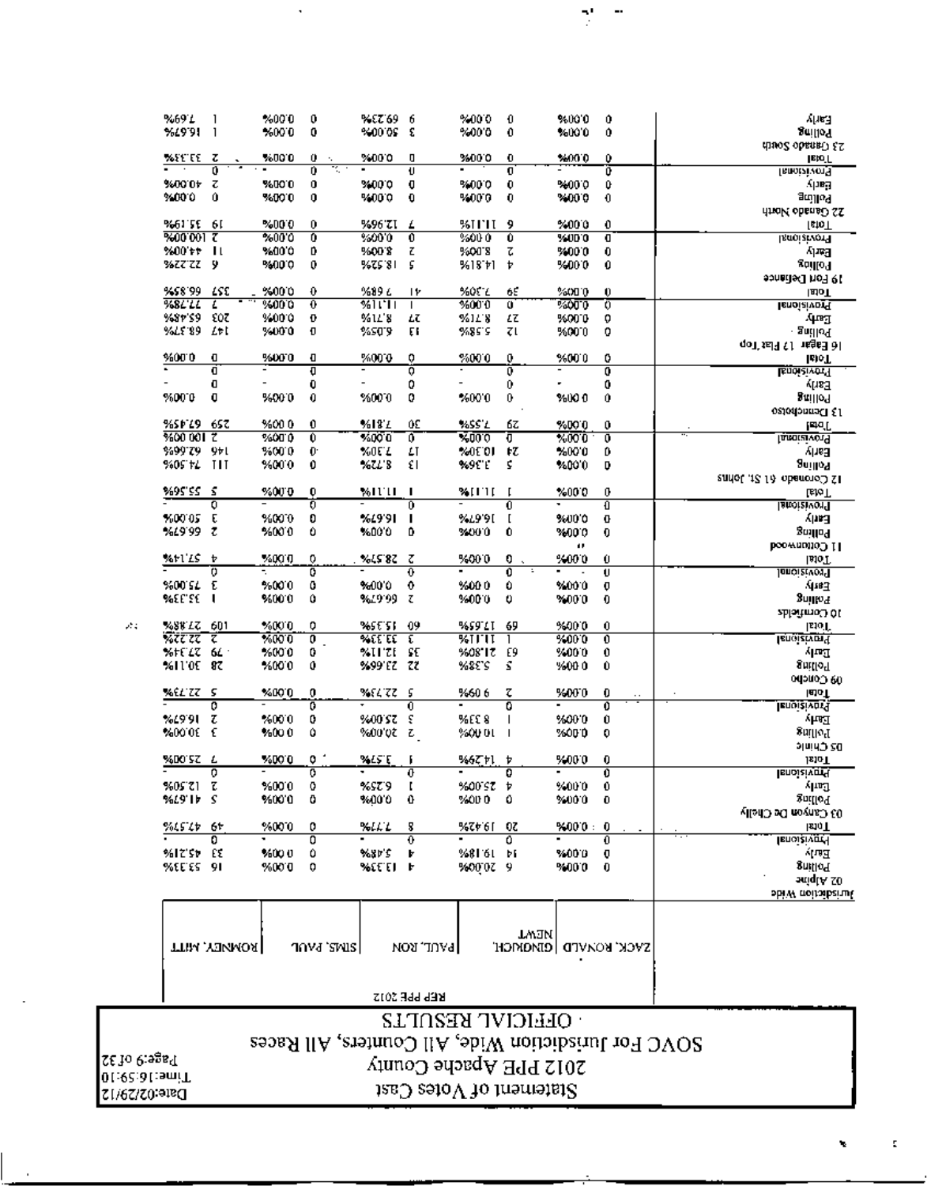# Statement of Votes Cast

## 2012 PPE Apache County

### SOVC For Jurisdiction Wide, All Counties, All Races

### OFFICIAL RESULTS

Date:02/29/12
Time:16:59:10

**REP PPE 2012**

| Jurisdiction Wide | ZACK, RONALD | | NEWT GINGRICH | | PAUL, RON | | SIMS, PAUL | | ROMNEY, MITT | |
|---|---|---|---|---|---|---|---|---|---|---|
| **02 Alpine** | | | | | | | | | | |
| Polling | 0 | 0.00% | 6 | 20.00% | 4 | 13.33% | 0 | 0.00% | 16 | 53.33% |
| Early | 0 | 0.00% | 14 | 19.18% | 4 | 5.48% | 0 | 0.00% | 33 | 45.21% |
| Provisional | 0 | - | 0 | - | 0 | - | 0 | - | 0 | - |
| Total | 0 | 0.00% | 20 | 19.42% | 8 | 7.77% | 0 | 0.00% | 49 | 47.57% |
| **03 Canyon De Chelly** | | | | | | | | | | |
| Polling | 0 | 0.00% | 0 | 0.00% | 0 | 0.00% | 0 | 0.00% | 5 | 41.67% |
| Early | 0 | 0.00% | 4 | 25.00% | 1 | 6.25% | 0 | 0.00% | 2 | 12.50% |
| Provisional | 0 | - | 0 | - | 0 | - | 0 | - | 0 | - |
| Total | 0 | 0.00% | 4 | 14.29% | 1 | 3.57% | 0 | 0.00% | 7 | 25.00% |
| **05 Chinle** | | | | | | | | | | |
| Polling | 0 | 0.00% | 1 | 10.00% | 2 | 20.00% | 0 | 0.00% | 3 | 30.00% |
| Early | 0 | 0.00% | 1 | 8.33% | 3 | 25.00% | 0 | 0.00% | 2 | 16.67% |
| Provisional | 0 | - | 0 | - | 0 | - | 0 | - | 0 | - |
| Total | 0 | 0.00% | 2 | 9.09% | 5 | 22.73% | 0 | 0.00% | 5 | 22.73% |
| **09 Concho** | | | | | | | | | | |
| Polling | 0 | 0.00% | 5 | 5.38% | 22 | 23.66% | 0 | 0.00% | 28 | 30.11% |
| Early | 0 | 0.00% | 63 | 21.80% | 35 | 12.11% | 0 | 0.00% | 79 | 27.34% |
| Provisional | 0 | 0.00% | 1 | 11.11% | 3 | 33.33% | 0 | 0.00% | 2 | 22.22% |
| Total | 0 | 0.00% | 69 | 17.65% | 60 | 15.35% | 0 | 0.00% | 109 | 27.88% |
| **10 Cornfields** | | | | | | | | | | |
| Polling | 0 | 0.00% | 0 | 0.00% | 2 | 66.67% | 0 | 0.00% | 1 | 33.33% |
| Early | 0 | 0.00% | 0 | 0.00% | 0 | 0.00% | 0 | 0.00% | 3 | 75.00% |
| Provisional | 0 | - | 0 | - | 0 | - | 0 | - | 0 | - |
| Total | 0 | 0.00% | 0 | 0.00% | 2 | 28.57% | 0 | 0.00% | 4 | 57.14% |
| **11 Cottonwood** | | | | | | | | | | |
| Polling | 0 | 0.00% | 0 | 0.00% | 0 | 0.00% | 0 | 0.00% | 2 | 66.67% |
| Early | 0 | 0.00% | 1 | 16.67% | 1 | 16.67% | 0 | 0.00% | 3 | 50.00% |
| Provisional | 0 | - | 0 | - | 0 | - | 0 | - | 0 | - |
| Total | 0 | 0.00% | 1 | 11.11% | 1 | 11.11% | 0 | 0.00% | 5 | 55.56% |
| **12 Coronado 61 St. Johns** | | | | | | | | | | |
| Polling | 0 | 0.00% | 5 | 3.36% | 13 | 8.72% | 0 | 0.00% | 111 | 74.50% |
| Early | 0 | 0.00% | 24 | 10.30% | 17 | 7.30% | 0 | 0.00% | 146 | 62.66% |
| Provisional | 0 | 0.00% | 0 | 0.00% | 0 | 0.00% | 0 | 0.00% | 2 | 100.00% |
| Total | 0 | 0.00% | 29 | 7.55% | 30 | 7.81% | 0 | 0.00% | 259 | 67.45% |
| **13 Dennehotso** | | | | | | | | | | |
| Polling | 0 | 0.00% | 0 | 0.00% | 0 | 0.00% | 0 | 0.00% | 0 | 0.00% |
| Early | 0 | - | 0 | - | 0 | - | 0 | - | 0 | - |
| Provisional | 0 | - | 0 | - | 0 | - | 0 | - | 0 | - |
| Total | 0 | 0.00% | 0 | 0.00% | 0 | 0.00% | 0 | 0.00% | 0 | 0.00% |
| **16 Eagar 17 Flat Top** | | | | | | | | | | |
| Polling | 0 | 0.00% | 12 | 5.58% | 13 | 6.05% | 0 | 0.00% | 147 | 68.37% |
| Early | 0 | 0.00% | 27 | 8.71% | 27 | 8.71% | 0 | 0.00% | 203 | 65.48% |
| Provisional | 0 | 0.00% | 0 | 0.00% | 1 | 11.11% | 0 | 0.00% | 7 | 77.78% |
| Total | 0 | 0.00% | 39 | 7.30% | 41 | 7.68% | 0 | 0.00% | 357 | 66.85% |
| **19 Fort Defiance** | | | | | | | | | | |
| Polling | 0 | 0.00% | 4 | 14.81% | 5 | 18.52% | 0 | 0.00% | 6 | 22.22% |
| Early | 0 | 0.00% | 2 | 8.00% | 2 | 8.00% | 0 | 0.00% | 11 | 44.00% |
| Provisional | 0 | 0.00% | 0 | 0.00% | 0 | 0.00% | 0 | 0.00% | 2 | 100.00% |
| Total | 0 | 0.00% | 6 | 11.11% | 7 | 12.96% | 0 | 0.00% | 19 | 35.19% |
| **22 Ganado North** | | | | | | | | | | |
| Polling | 0 | 0.00% | 0 | 0.00% | 0 | 0.00% | 0 | 0.00% | 0 | 0.00% |
| Early | 0 | 0.00% | 0 | 0.00% | 0 | 0.00% | 0 | 0.00% | 2 | 40.00% |
| Provisional | 0 | - | 0 | - | 0 | - | 0 | - | 0 | - |
| Total | 0 | 0.00% | 0 | 0.00% | 0 | 0.00% | 0 | 0.00% | 2 | 33.33% |
| **23 Ganado South** | | | | | | | | | | |
| Polling | 0 | 0.00% | 0 | 0.00% | 3 | 50.00% | 0 | 0.00% | 1 | 16.67% |
| Early | 0 | 0.00% | 0 | 0.00% | 9 | 69.23% | 0 | 0.00% | 1 | 7.69% |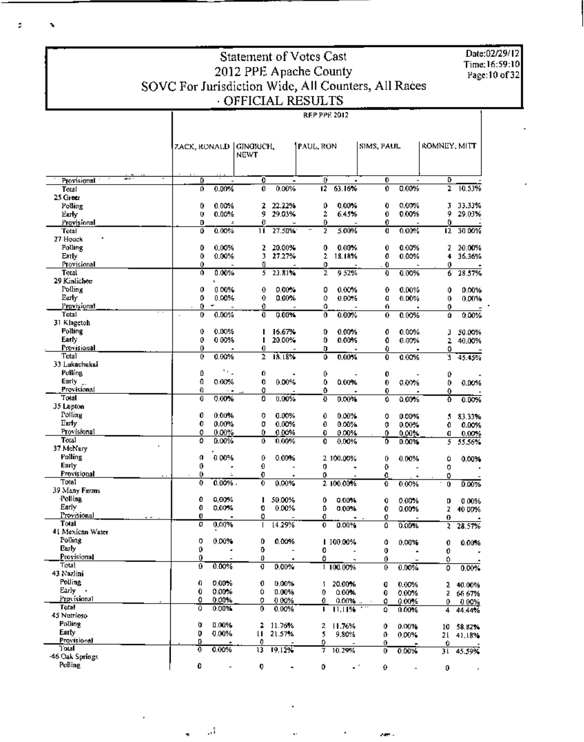# Statement of Votes Cast
## 2012 PPE Apache County
## SOVC For Jurisdiction Wide, All Counters, All Races
### · OFFICIAL RESULTS

Date:02/29/12
Time:16:59:10

| | REP PPE 2012 | | | | | | | | | |
|---|---|---|---|---|---|---|---|---|---|---|
| | ZACK, RONALD | | GINGRICH, NEWT | | PAUL, RON | | SIMS, PAUL | | ROMNEY, MITT | |
| Provisional | 0 | - | 0 | - | 0 | - | 0 | - | 0 | - |
| Total | 0 | 0.00% | 0 | 0.00% | 12 | 63.16% | 0 | 0.00% | 2 | 10.53% |
| **25 Greer** | | | | | | | | | | |
| Polling | 0 | 0.00% | 2 | 22.22% | 0 | 0.00% | 0 | 0.00% | 3 | 33.33% |
| Early | 0 | 0.00% | 9 | 29.03% | 2 | 6.45% | 0 | 0.00% | 9 | 29.03% |
| Provisional | 0 | - | 0 | - | 0 | - | 0 | - | 0 | - |
| Total | 0 | 0.00% | 11 | 27.50% | 2 | 5.00% | 0 | 0.00% | 12 | 30.00% |
| **27 Houck** | | | | | | | | | | |
| Polling | 0 | 0.00% | 2 | 20.00% | 0 | 0.00% | 0 | 0.00% | 2 | 20.00% |
| Early | 0 | 0.00% | 3 | 27.27% | 2 | 18.18% | 0 | 0.00% | 4 | 36.36% |
| Provisional | 0 | - | 0 | - | 0 | - | 0 | - | 0 | - |
| Total | 0 | 0.00% | 5 | 23.81% | 2 | 9.52% | 0 | 0.00% | 6 | 28.57% |
| **29 Kinlichee** | | | | | | | | | | |
| Polling | 0 | 0.00% | 0 | 0.00% | 0 | 0.00% | 0 | 0.00% | 0 | 0.00% |
| Early | 0 | 0.00% | 0 | 0.00% | 0 | 0.00% | 0 | 0.00% | 0 | 0.00% |
| Provisional | 0 | - | 0 | - | 0 | - | 0 | - | 0 | - |
| Total | 0 | 0.00% | 0 | 0.00% | 0 | 0.00% | 0 | 0.00% | 0 | 0.00% |
| **31 Klagetoh** | | | | | | | | | | |
| Polling | 0 | 0.00% | 1 | 16.67% | 0 | 0.00% | 0 | 0.00% | 3 | 50.00% |
| Early | 0 | 0.00% | 1 | 20.00% | 0 | 0.00% | 0 | 0.00% | 2 | 40.00% |
| Provisional | 0 | - | 0 | - | 0 | - | 0 | - | 0 | - |
| Total | 0 | 0.00% | 2 | 18.18% | 0 | 0.00% | 0 | 0.00% | 5 | 45.45% |
| **33 Lukachukai** | | | | | | | | | | |
| Polling | 0 | - | 0 | - | 0 | - | 0 | - | 0 | - |
| Early | 0 | 0.00% | 0 | 0.00% | 0 | 0.00% | 0 | 0.00% | 0 | 0.00% |
| Provisional | 0 | - | 0 | - | 0 | - | 0 | - | 0 | - |
| Total | 0 | 0.00% | 0 | 0.00% | 0 | 0.00% | 0 | 0.00% | 0 | 0.00% |
| **35 Lupton** | | | | | | | | | | |
| Polling | 0 | 0.00% | 0 | 0.00% | 0 | 0.00% | 0 | 0.00% | 5 | 83.33% |
| Early | 0 | 0.00% | 0 | 0.00% | 0 | 0.00% | 0 | 0.00% | 0 | 0.00% |
| Provisional | 0 | 0.00% | 0 | 0.00% | 0 | 0.00% | 0 | 0.00% | 0 | 0.00% |
| Total | 0 | 0.00% | 0 | 0.00% | 0 | 0.00% | 0 | 0.00% | 5 | 55.56% |
| **37 McNary** | | | | | | | | | | |
| Polling | 0 | 0.00% | 0 | 0.00% | 2 | 100.00% | 0 | 0.00% | 0 | 0.00% |
| Early | 0 | - | 0 | - | 0 | - | 0 | - | 0 | - |
| Provisional | 0 | - | 0 | - | 0 | - | 0 | - | 0 | - |
| Total | 0 | 0.00% | 0 | 0.00% | 2 | 100.00% | 0 | 0.00% | 0 | 0.00% |
| **39 Many Farms** | | | | | | | | | | |
| Polling | 0 | 0.00% | 1 | 50.00% | 0 | 0.00% | 0 | 0.00% | 0 | 0.00% |
| Early | 0 | 0.00% | 0 | 0.00% | 0 | 0.00% | 0 | 0.00% | 2 | 40.00% |
| Provisional | 0 | - | 0 | - | 0 | - | 0 | - | 0 | - |
| Total | 0 | 0.00% | 1 | 14.29% | 0 | 0.00% | 0 | 0.00% | 2 | 28.57% |
| **41 Mexican Water** | | | | | | | | | | |
| Polling | 0 | 0.00% | 0 | 0.00% | 1 | 100.00% | 0 | 0.00% | 0 | 0.00% |
| Early | 0 | - | 0 | - | 0 | - | 0 | - | 0 | - |
| Provisional | 0 | - | 0 | - | 0 | - | 0 | - | 0 | - |
| Total | 0 | 0.00% | 0 | 0.00% | 1 | 100.00% | 0 | 0.00% | 0 | 0.00% |
| **43 Nazlini** | | | | | | | | | | |
| Polling | 0 | 0.00% | 0 | 0.00% | 1 | 20.00% | 0 | 0.00% | 2 | 40.00% |
| Early | 0 | 0.00% | 0 | 0.00% | 0 | 0.00% | 0 | 0.00% | 2 | 66.67% |
| Provisional | 0 | 0.00% | 0 | 0.00% | 0 | 0.00% | 0 | 0.00% | 0 | 0.00% |
| Total | 0 | 0.00% | 0 | 0.00% | 1 | 11.11% | 0 | 0.00% | 4 | 44.44% |
| **45 Nutrioso** | | | | | | | | | | |
| Polling | 0 | 0.00% | 2 | 11.76% | 2 | 11.76% | 0 | 0.00% | 10 | 58.82% |
| Early | 0 | 0.00% | 11 | 21.57% | 5 | 9.80% | 0 | 0.00% | 21 | 41.18% |
| Provisional | 0 | - | 0 | - | 0 | - | 0 | - | 0 | - |
| Total | 0 | 0.00% | 13 | 19.12% | 7 | 10.29% | 0 | 0.00% | 31 | 45.59% |
| **46 Oak Springs** | | | | | | | | | | |
| Polling | 0 | - | 0 | - | 0 | - | 0 | - | 0 | - |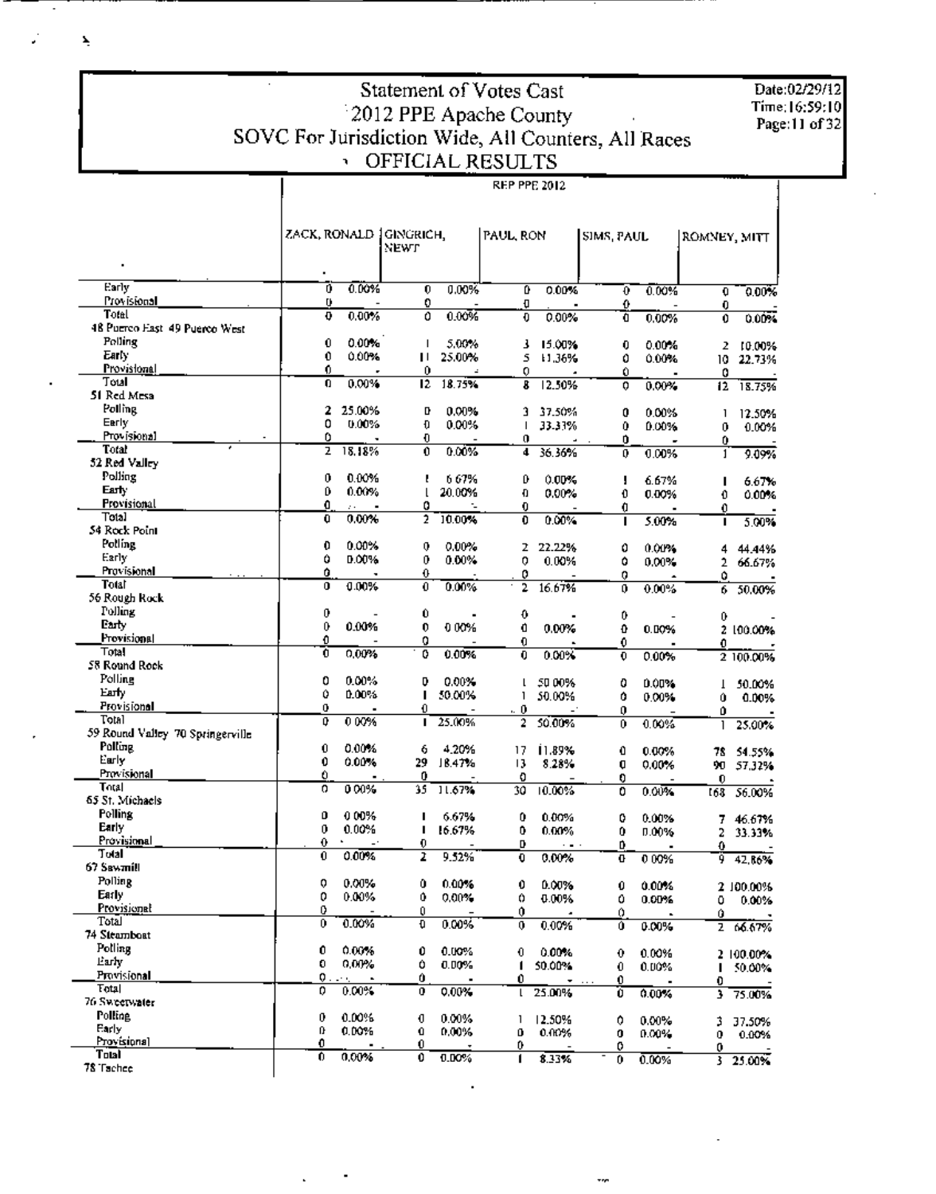# Statement of Votes Cast
## 2012 PPE Apache County
## SOVC For Jurisdiction Wide, All Counters, All Races
## OFFICIAL RESULTS

Date:02/29/12
Time:16:59:10

| | REP PPE 2012 | | | | | | | | | |
|---|---|---|---|---|---|---|---|---|---|---|
| | ZACK, RONALD | | GINGRICH, NEWT | | PAUL, RON | | SIMS, PAUL | | ROMNEY, MITT | |
| Early | 0 | 0.00% | 0 | 0.00% | 0 | 0.00% | 0 | 0.00% | 0 | 0.00% |
| Provisional | 0 | - | 0 | - | 0 | - | 0 | - | 0 | - |
| Total | 0 | 0.00% | 0 | 0.00% | 0 | 0.00% | 0 | 0.00% | 0 | 0.00% |
| **48 Puerco East 49 Puerco West** | | | | | | | | | | |
| Polling | 0 | 0.00% | 1 | 5.00% | 3 | 15.00% | 0 | 0.00% | 2 | 10.00% |
| Early | 0 | 0.00% | 11 | 25.00% | 5 | 11.36% | 0 | 0.00% | 10 | 22.73% |
| Provisional | 0 | - | 0 | - | 0 | - | 0 | - | 0 | - |
| Total | 0 | 0.00% | 12 | 18.75% | 8 | 12.50% | 0 | 0.00% | 12 | 18.75% |
| **51 Red Mesa** | | | | | | | | | | |
| Polling | 2 | 25.00% | 0 | 0.00% | 3 | 37.50% | 0 | 0.00% | 1 | 12.50% |
| Early | 0 | 0.00% | 0 | 0.00% | 1 | 33.33% | 0 | 0.00% | 0 | 0.00% |
| Provisional | 0 | - | 0 | - | 0 | - | 0 | - | 0 | - |
| Total | 2 | 18.18% | 0 | 0.00% | 4 | 36.36% | 0 | 0.00% | 1 | 9.09% |
| **52 Red Valley** | | | | | | | | | | |
| Polling | 0 | 0.00% | 1 | 6.67% | 0 | 0.00% | 1 | 6.67% | 1 | 6.67% |
| Early | 0 | 0.00% | 1 | 20.00% | 0 | 0.00% | 0 | 0.00% | 0 | 0.00% |
| Provisional | 0 | - | 0 | - | 0 | - | 0 | - | 0 | - |
| Total | 0 | 0.00% | 2 | 10.00% | 0 | 0.00% | 1 | 5.00% | 1 | 5.00% |
| **54 Rock Point** | | | | | | | | | | |
| Polling | 0 | 0.00% | 0 | 0.00% | 2 | 22.22% | 0 | 0.00% | 4 | 44.44% |
| Early | 0 | 0.00% | 0 | 0.00% | 0 | 0.00% | 0 | 0.00% | 2 | 66.67% |
| Provisional | 0 | - | 0 | - | 0 | - | 0 | - | 0 | - |
| Total | 0 | 0.00% | 0 | 0.00% | 2 | 16.67% | 0 | 0.00% | 6 | 50.00% |
| **56 Rough Rock** | | | | | | | | | | |
| Polling | 0 | - | 0 | - | 0 | - | 0 | - | 0 | - |
| Early | 0 | 0.00% | 0 | 0.00% | 0 | 0.00% | 0 | 0.00% | 2 | 100.00% |
| Provisional | 0 | - | 0 | - | 0 | - | 0 | - | 0 | - |
| Total | 0 | 0.00% | 0 | 0.00% | 0 | 0.00% | 0 | 0.00% | 2 | 100.00% |
| **58 Round Rock** | | | | | | | | | | |
| Polling | 0 | 0.00% | 0 | 0.00% | 1 | 50.00% | 0 | 0.00% | 1 | 50.00% |
| Early | 0 | 0.00% | 1 | 50.00% | 1 | 50.00% | 0 | 0.00% | 0 | 0.00% |
| Provisional | 0 | - | 0 | - | 0 | - | 0 | - | 0 | - |
| Total | 0 | 0.00% | 1 | 25.00% | 2 | 50.00% | 0 | 0.00% | 1 | 25.00% |
| **59 Round Valley 70 Springerville** | | | | | | | | | | |
| Polling | 0 | 0.00% | 6 | 4.20% | 17 | 11.89% | 0 | 0.00% | 78 | 54.55% |
| Early | 0 | 0.00% | 29 | 18.47% | 13 | 8.28% | 0 | 0.00% | 90 | 57.32% |
| Provisional | 0 | - | 0 | - | 0 | - | 0 | - | 0 | - |
| Total | 0 | 0.00% | 35 | 11.67% | 30 | 10.00% | 0 | 0.00% | 168 | 56.00% |
| **65 St. Michaels** | | | | | | | | | | |
| Polling | 0 | 0.00% | 1 | 6.67% | 0 | 0.00% | 0 | 0.00% | 7 | 46.67% |
| Early | 0 | 0.00% | 1 | 16.67% | 0 | 0.00% | 0 | 0.00% | 2 | 33.33% |
| Provisional | 0 | - | 0 | - | 0 | - | 0 | - | 0 | - |
| Total | 0 | 0.00% | 2 | 9.52% | 0 | 0.00% | 0 | 0.00% | 9 | 42.86% |
| **67 Sawmill** | | | | | | | | | | |
| Polling | 0 | 0.00% | 0 | 0.00% | 0 | 0.00% | 0 | 0.00% | 2 | 100.00% |
| Early | 0 | 0.00% | 0 | 0.00% | 0 | 0.00% | 0 | 0.00% | 0 | 0.00% |
| Provisional | 0 | - | 0 | - | 0 | - | 0 | - | 0 | - |
| Total | 0 | 0.00% | 0 | 0.00% | 0 | 0.00% | 0 | 0.00% | 2 | 66.67% |
| **74 Steamboat** | | | | | | | | | | |
| Polling | 0 | 0.00% | 0 | 0.00% | 0 | 0.00% | 0 | 0.00% | 2 | 100.00% |
| Early | 0 | 0.00% | 0 | 0.00% | 1 | 50.00% | 0 | 0.00% | 1 | 50.00% |
| Provisional | 0 | - | 0 | - | 0 | - | 0 | - | 0 | - |
| Total | 0 | 0.00% | 0 | 0.00% | 1 | 25.00% | 0 | 0.00% | 3 | 75.00% |
| **76 Sweetwater** | | | | | | | | | | |
| Polling | 0 | 0.00% | 0 | 0.00% | 1 | 12.50% | 0 | 0.00% | 3 | 37.50% |
| Early | 0 | 0.00% | 0 | 0.00% | 0 | 0.00% | 0 | 0.00% | 0 | 0.00% |
| Provisional | 0 | - | 0 | - | 0 | - | 0 | - | 0 | - |
| Total | 0 | 0.00% | 0 | 0.00% | 1 | 8.33% | 0 | 0.00% | 3 | 25.00% |
| **78 Tachee** | | | | | | | | | | |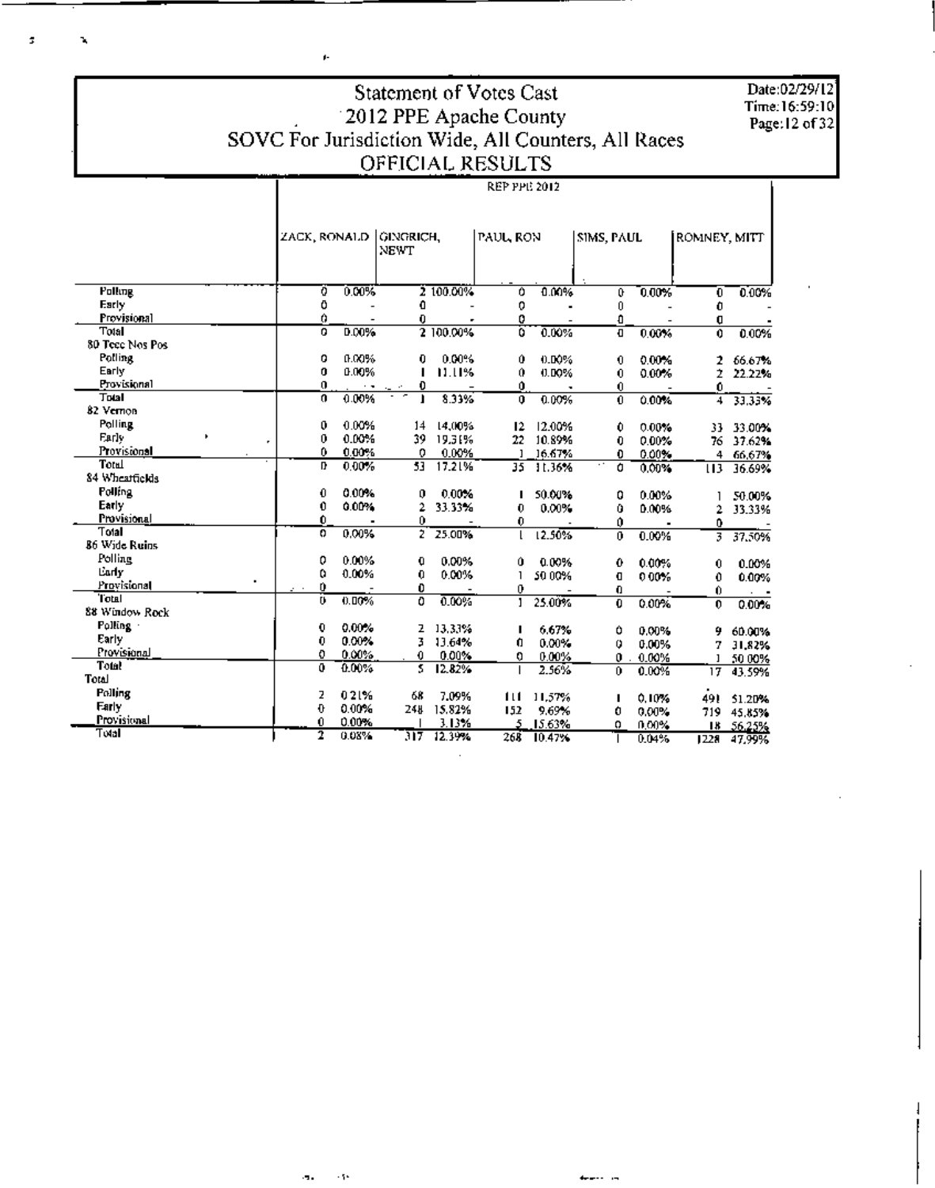# Statement of Votes Cast
## 2012 PPE Apache County
## SOVC For Jurisdiction Wide, All Counters, All Races
## OFFICIAL RESULTS

| | REP PPE 2012 | | | | | | | | | |
|---|---|---|---|---|---|---|---|---|---|---|
| | ZACK, RONALD | | GINGRICH, NEWT | | PAUL, RON | | SIMS, PAUL | | ROMNEY, MITT | |
| Polling | 0 | 0.00% | 2 | 100.00% | 0 | 0.00% | 0 | 0.00% | 0 | 0.00% |
| Early | 0 | - | 0 | - | 0 | - | 0 | - | 0 | - |
| Provisional | 0 | - | 0 | - | 0 | - | 0 | - | 0 | - |
| Total | 0 | 0.00% | 2 | 100.00% | 0 | 0.00% | 0 | 0.00% | 0 | 0.00% |
| 80 Teec Nos Pos | | | | | | | | | | |
| Polling | 0 | 0.00% | 0 | 0.00% | 0 | 0.00% | 0 | 0.00% | 2 | 66.67% |
| Early | 0 | 0.00% | 1 | 11.11% | 0 | 0.00% | 0 | 0.00% | 2 | 22.22% |
| Provisional | 0 | - | 0 | - | 0 | - | 0 | - | 0 | - |
| Total | 0 | 0.00% | 1 | 8.33% | 0 | 0.00% | 0 | 0.00% | 4 | 33.33% |
| 82 Vernon | | | | | | | | | | |
| Polling | 0 | 0.00% | 14 | 14.00% | 12 | 12.00% | 0 | 0.00% | 33 | 33.00% |
| Early | 0 | 0.00% | 39 | 19.31% | 22 | 10.89% | 0 | 0.00% | 76 | 37.62% |
| Provisional | 0 | 0.00% | 0 | 0.00% | 1 | 16.67% | 0 | 0.00% | 4 | 66.67% |
| Total | 0 | 0.00% | 53 | 17.21% | 35 | 11.36% | 0 | 0.00% | 113 | 36.69% |
| 84 Wheatfields | | | | | | | | | | |
| Polling | 0 | 0.00% | 0 | 0.00% | 1 | 50.00% | 0 | 0.00% | 1 | 50.00% |
| Early | 0 | 0.00% | 2 | 33.33% | 0 | 0.00% | 0 | 0.00% | 2 | 33.33% |
| Provisional | 0 | - | 0 | - | 0 | - | 0 | - | 0 | - |
| Total | 0 | 0.00% | 2 | 25.00% | 1 | 12.50% | 0 | 0.00% | 3 | 37.50% |
| 86 Wide Ruins | | | | | | | | | | |
| Polling | 0 | 0.00% | 0 | 0.00% | 0 | 0.00% | 0 | 0.00% | 0 | 0.00% |
| Early | 0 | 0.00% | 0 | 0.00% | 1 | 50.00% | 0 | 0.00% | 0 | 0.00% |
| Provisional | 0 | - | 0 | - | 0 | - | 0 | - | 0 | - |
| Total | 0 | 0.00% | 0 | 0.00% | 1 | 25.00% | 0 | 0.00% | 0 | 0.00% |
| 88 Window Rock | | | | | | | | | | |
| Polling | 0 | 0.00% | 2 | 13.33% | 1 | 6.67% | 0 | 0.00% | 9 | 60.00% |
| Early | 0 | 0.00% | 3 | 13.64% | 0 | 0.00% | 0 | 0.00% | 7 | 31.82% |
| Provisional | 0 | 0.00% | 0 | 0.00% | 0 | 0.00% | 0 | 0.00% | 1 | 50.00% |
| Total | 0 | 0.00% | 5 | 12.82% | 1 | 2.56% | 0 | 0.00% | 17 | 43.59% |
| Total | | | | | | | | | | |
| Polling | 2 | 0.21% | 68 | 7.09% | 111 | 11.57% | 1 | 0.10% | 491 | 51.20% |
| Early | 0 | 0.00% | 248 | 15.82% | 152 | 9.69% | 0 | 0.00% | 719 | 45.85% |
| Provisional | 0 | 0.00% | 1 | 3.13% | 5 | 15.63% | 0 | 0.00% | 18 | 56.25% |
| Total | 2 | 0.08% | 317 | 12.39% | 268 | 10.47% | 1 | 0.04% | 1228 | 47.99% |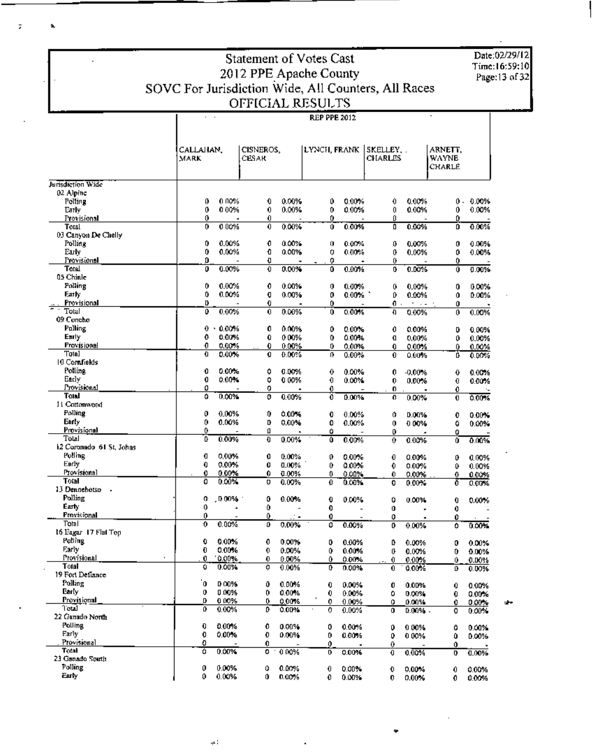# Statement of Votes Cast
## 2012 PPE Apache County
## SOVC For Jurisdiction Wide, All Counters, All Races
## OFFICIAL RESULTS

Date:02/29/12
Time:16:59:10

| | REP PPE 2012 | | | | | | | | | |
|---|---|---|---|---|---|---|---|---|---|---|
| | CALLAHAN, MARK | | CISNEROS, CESAR | | LYNCH, FRANK | | SKELLEY, CHARLES | | ARNETT, WAYNE CHARLE | |
| **Jurisdiction Wide** | | | | | | | | | | |
| 02 Alpine | | | | | | | | | | |
| Polling | 0 | 0.00% | 0 | 0.00% | 0 | 0.00% | 0 | 0.00% | 0 | 0.00% |
| Early | 0 | 0.00% | 0 | 0.00% | 0 | 0.00% | 0 | 0.00% | 0 | 0.00% |
| Provisional | 0 | - | 0 | - | 0 | - | 0 | - | 0 | - |
| Total | 0 | 0.00% | 0 | 0.00% | 0 | 0.00% | 0 | 0.00% | 0 | 0.00% |
| 03 Canyon De Chelly | | | | | | | | | | |
| Polling | 0 | 0.00% | 0 | 0.00% | 0 | 0.00% | 0 | 0.00% | 0 | 0.00% |
| Early | 0 | 0.00% | 0 | 0.00% | 0 | 0.00% | 0 | 0.00% | 0 | 0.00% |
| Provisional | 0 | - | 0 | - | 0 | - | 0 | - | 0 | - |
| Total | 0 | 0.00% | 0 | 0.00% | 0 | 0.00% | 0 | 0.00% | 0 | 0.00% |
| 05 Chinle | | | | | | | | | | |
| Polling | 0 | 0.00% | 0 | 0.00% | 0 | 0.00% | 0 | 0.00% | 0 | 0.00% |
| Early | 0 | 0.00% | 0 | 0.00% | 0 | 0.00% | 0 | 0.00% | 0 | 0.00% |
| Provisional | 0 | - | 0 | - | 0 | - | 0 | - | 0 | - |
| Total | 0 | 0.00% | 0 | 0.00% | 0 | 0.00% | 0 | 0.00% | 0 | 0.00% |
| 09 Concho | | | | | | | | | | |
| Polling | 0 | 0.00% | 0 | 0.00% | 0 | 0.00% | 0 | 0.00% | 0 | 0.00% |
| Early | 0 | 0.00% | 0 | 0.00% | 0 | 0.00% | 0 | 0.00% | 0 | 0.00% |
| Provisional | 0 | 0.00% | 0 | 0.00% | 0 | 0.00% | 0 | 0.00% | 0 | 0.00% |
| Total | 0 | 0.00% | 0 | 0.00% | 0 | 0.00% | 0 | 0.00% | 0 | 0.00% |
| 10 Cornfields | | | | | | | | | | |
| Polling | 0 | 0.00% | 0 | 0.00% | 0 | 0.00% | 0 | 0.00% | 0 | 0.00% |
| Early | 0 | 0.00% | 0 | 0.00% | 0 | 0.00% | 0 | 0.00% | 0 | 0.00% |
| Provisional | 0 | - | 0 | - | 0 | - | 0 | - | 0 | - |
| Total | 0 | 0.00% | 0 | 0.00% | 0 | 0.00% | 0 | 0.00% | 0 | 0.00% |
| 11 Cottonwood | | | | | | | | | | |
| Polling | 0 | 0.00% | 0 | 0.00% | 0 | 0.00% | 0 | 0.00% | 0 | 0.00% |
| Early | 0 | 0.00% | 0 | 0.00% | 0 | 0.00% | 0 | 0.00% | 0 | 0.00% |
| Provisional | 0 | - | 0 | - | 0 | - | 0 | - | 0 | - |
| Total | 0 | 0.00% | 0 | 0.00% | 0 | 0.00% | 0 | 0.00% | 0 | 0.00% |
| 12 Coronado 61 St. Johns | | | | | | | | | | |
| Polling | 0 | 0.00% | 0 | 0.00% | 0 | 0.00% | 0 | 0.00% | 0 | 0.00% |
| Early | 0 | 0.00% | 0 | 0.00% | 0 | 0.00% | 0 | 0.00% | 0 | 0.00% |
| Provisional | 0 | 0.00% | 0 | 0.00% | 0 | 0.00% | 0 | 0.00% | 0 | 0.00% |
| Total | 0 | 0.00% | 0 | 0.00% | 0 | 0.00% | 0 | 0.00% | 0 | 0.00% |
| 13 Dennehotso | | | | | | | | | | |
| Polling | 0 | 0.00% | 0 | 0.00% | 0 | 0.00% | 0 | 0.00% | 0 | 0.00% |
| Early | 0 | - | 0 | - | 0 | - | 0 | - | 0 | - |
| Provisional | 0 | - | 0 | - | 0 | - | 0 | - | 0 | - |
| Total | 0 | 0.00% | 0 | 0.00% | 0 | 0.00% | 0 | 0.00% | 0 | 0.00% |
| 16 Eagar 17 Flat Top | | | | | | | | | | |
| Polling | 0 | 0.00% | 0 | 0.00% | 0 | 0.00% | 0 | 0.00% | 0 | 0.00% |
| Early | 0 | 0.00% | 0 | 0.00% | 0 | 0.00% | 0 | 0.00% | 0 | 0.00% |
| Provisional | 0 | 0.00% | 0 | 0.00% | 0 | 0.00% | 0 | 0.00% | 0 | 0.00% |
| Total | 0 | 0.00% | 0 | 0.00% | 0 | 0.00% | 0 | 0.00% | 0 | 0.00% |
| 19 Fort Defiance | | | | | | | | | | |
| Polling | 0 | 0.00% | 0 | 0.00% | 0 | 0.00% | 0 | 0.00% | 0 | 0.00% |
| Early | 0 | 0.00% | 0 | 0.00% | 0 | 0.00% | 0 | 0.00% | 0 | 0.00% |
| Provisional | 0 | 0.00% | 0 | 0.00% | 0 | 0.00% | 0 | 0.00% | 0 | 0.00% |
| Total | 0 | 0.00% | 0 | 0.00% | 0 | 0.00% | 0 | 0.00% | 0 | 0.00% |
| 22 Ganado North | | | | | | | | | | |
| Polling | 0 | 0.00% | 0 | 0.00% | 0 | 0.00% | 0 | 0.00% | 0 | 0.00% |
| Early | 0 | 0.00% | 0 | 0.00% | 0 | 0.00% | 0 | 0.00% | 0 | 0.00% |
| Provisional | 0 | - | 0 | - | 0 | - | 0 | - | 0 | - |
| Total | 0 | 0.00% | 0 | 0.00% | 0 | 0.00% | 0 | 0.00% | 0 | 0.00% |
| 23 Ganado South | | | | | | | | | | |
| Polling | 0 | 0.00% | 0 | 0.00% | 0 | 0.00% | 0 | 0.00% | 0 | 0.00% |
| Early | 0 | 0.00% | 0 | 0.00% | 0 | 0.00% | 0 | 0.00% | 0 | 0.00% |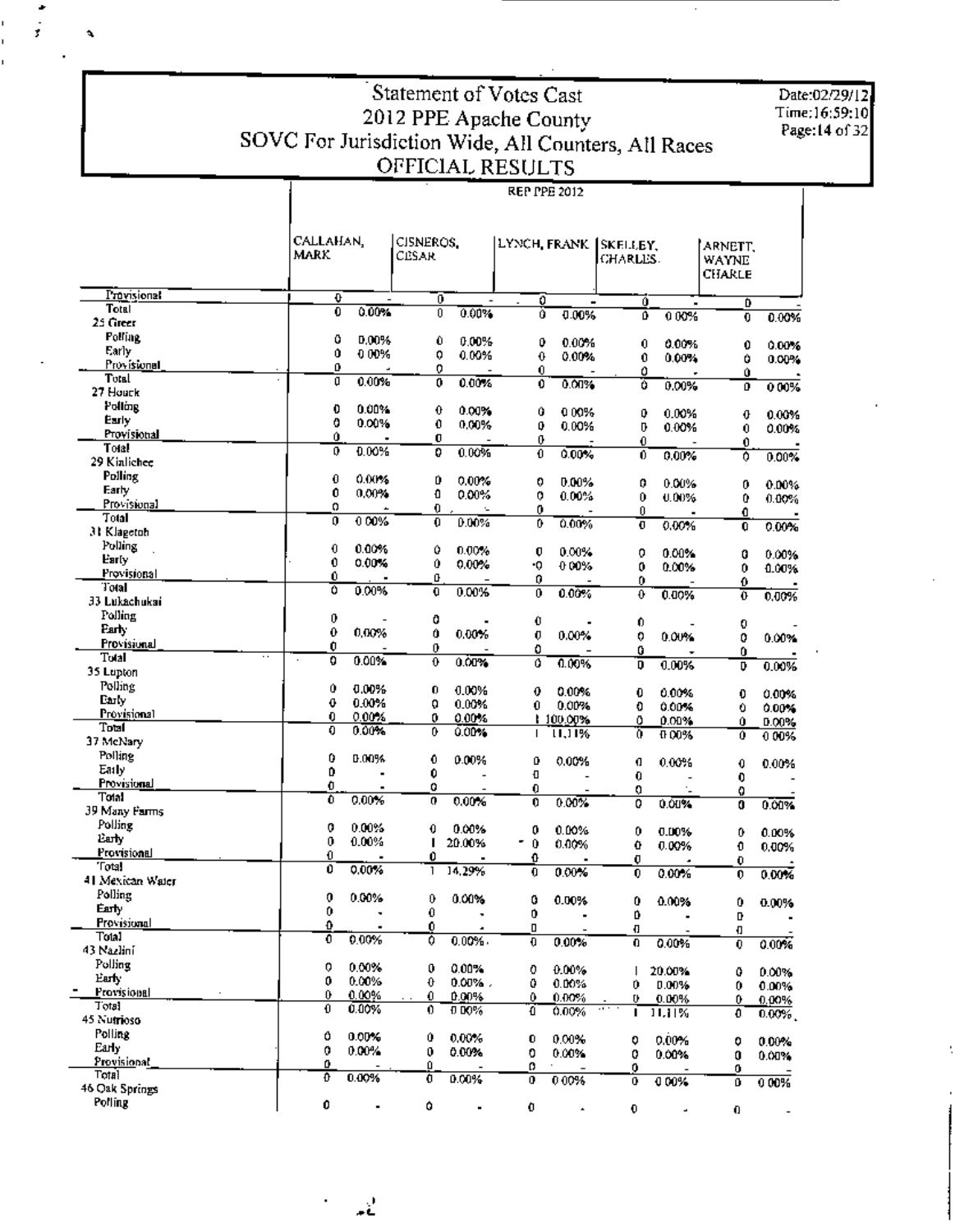# Statement of Votes Cast
## 2012 PPE Apache County
## SOVC For Jurisdiction Wide, All Counters, All Races
## OFFICIAL RESULTS

Date:02/29/12
Time:16:59:10
Page:14 of 32

REP PPE 2012

| | CALLAHAN, MARK | | CISNEROS, CESAR | | LYNCH, FRANK | | SKELLEY, CHARLES | | ARNETT, WAYNE CHARLE | |
|---|---|---|---|---|---|---|---|---|---|---|
| Provisional | 0 | - | 0 | - | 0 | - | 0 | - | 0 | - |
| Total | 0 | 0.00% | 0 | 0.00% | 0 | 0.00% | 0 | 0.00% | 0 | 0.00% |
| **25 Greer** | | | | | | | | | | |
| Polling | 0 | 0.00% | 0 | 0.00% | 0 | 0.00% | 0 | 0.00% | 0 | 0.00% |
| Early | 0 | 0.00% | 0 | 0.00% | 0 | 0.00% | 0 | 0.00% | 0 | 0.00% |
| Provisional | 0 | - | 0 | - | 0 | - | 0 | - | 0 | - |
| Total | 0 | 0.00% | 0 | 0.00% | 0 | 0.00% | 0 | 0.00% | 0 | 0.00% |
| **27 Houck** | | | | | | | | | | |
| Polling | 0 | 0.00% | 0 | 0.00% | 0 | 0.00% | 0 | 0.00% | 0 | 0.00% |
| Early | 0 | 0.00% | 0 | 0.00% | 0 | 0.00% | 0 | 0.00% | 0 | 0.00% |
| Provisional | 0 | - | 0 | - | 0 | - | 0 | - | 0 | - |
| Total | 0 | 0.00% | 0 | 0.00% | 0 | 0.00% | 0 | 0.00% | 0 | 0.00% |
| **29 Kinlichee** | | | | | | | | | | |
| Polling | 0 | 0.00% | 0 | 0.00% | 0 | 0.00% | 0 | 0.00% | 0 | 0.00% |
| Early | 0 | 0.00% | 0 | 0.00% | 0 | 0.00% | 0 | 0.00% | 0 | 0.00% |
| Provisional | 0 | - | 0 | - | 0 | - | 0 | - | 0 | - |
| Total | 0 | 0.00% | 0 | 0.00% | 0 | 0.00% | 0 | 0.00% | 0 | 0.00% |
| **31 Klagetoh** | | | | | | | | | | |
| Polling | 0 | 0.00% | 0 | 0.00% | 0 | 0.00% | 0 | 0.00% | 0 | 0.00% |
| Early | 0 | 0.00% | 0 | 0.00% | 0 | 0.00% | 0 | 0.00% | 0 | 0.00% |
| Provisional | 0 | - | 0 | - | 0 | - | 0 | - | 0 | - |
| Total | 0 | 0.00% | 0 | 0.00% | 0 | 0.00% | 0 | 0.00% | 0 | 0.00% |
| **33 Lukachukai** | | | | | | | | | | |
| Polling | 0 | - | 0 | - | 0 | - | 0 | - | 0 | - |
| Early | 0 | 0.00% | 0 | 0.00% | 0 | 0.00% | 0 | 0.00% | 0 | 0.00% |
| Provisional | 0 | - | 0 | - | 0 | - | 0 | - | 0 | - |
| Total | 0 | 0.00% | 0 | 0.00% | 0 | 0.00% | 0 | 0.00% | 0 | 0.00% |
| **35 Lupton** | | | | | | | | | | |
| Polling | 0 | 0.00% | 0 | 0.00% | 0 | 0.00% | 0 | 0.00% | 0 | 0.00% |
| Early | 0 | 0.00% | 0 | 0.00% | 0 | 0.00% | 0 | 0.00% | 0 | 0.00% |
| Provisional | 0 | 0.00% | 0 | 0.00% | 1 | 100.00% | 0 | 0.00% | 0 | 0.00% |
| Total | 0 | 0.00% | 0 | 0.00% | 1 | 11.11% | 0 | 0.00% | 0 | 0.00% |
| **37 McNary** | | | | | | | | | | |
| Polling | 0 | 0.00% | 0 | 0.00% | 0 | 0.00% | 0 | 0.00% | 0 | 0.00% |
| Early | 0 | - | 0 | - | 0 | - | 0 | - | 0 | - |
| Provisional | 0 | - | 0 | - | 0 | - | 0 | - | 0 | - |
| Total | 0 | 0.00% | 0 | 0.00% | 0 | 0.00% | 0 | 0.00% | 0 | 0.00% |
| **39 Many Farms** | | | | | | | | | | |
| Polling | 0 | 0.00% | 0 | 0.00% | 0 | 0.00% | 0 | 0.00% | 0 | 0.00% |
| Early | 0 | 0.00% | 1 | 20.00% | 0 | 0.00% | 0 | 0.00% | 0 | 0.00% |
| Provisional | 0 | - | 0 | - | 0 | - | 0 | - | 0 | - |
| Total | 0 | 0.00% | 1 | 14.29% | 0 | 0.00% | 0 | 0.00% | 0 | 0.00% |
| **41 Mexican Water** | | | | | | | | | | |
| Polling | 0 | 0.00% | 0 | 0.00% | 0 | 0.00% | 0 | 0.00% | 0 | 0.00% |
| Early | 0 | - | 0 | - | 0 | - | 0 | - | 0 | - |
| Provisional | 0 | - | 0 | - | 0 | - | 0 | - | 0 | - |
| Total | 0 | 0.00% | 0 | 0.00% | 0 | 0.00% | 0 | 0.00% | 0 | 0.00% |
| **43 Nazlini** | | | | | | | | | | |
| Polling | 0 | 0.00% | 0 | 0.00% | 0 | 0.00% | 1 | 20.00% | 0 | 0.00% |
| Early | 0 | 0.00% | 0 | 0.00% | 0 | 0.00% | 0 | 0.00% | 0 | 0.00% |
| Provisional | 0 | 0.00% | 0 | 0.00% | 0 | 0.00% | 0 | 0.00% | 0 | 0.00% |
| Total | 0 | 0.00% | 0 | 0.00% | 0 | 0.00% | 1 | 11.11% | 0 | 0.00% |
| **45 Nutrioso** | | | | | | | | | | |
| Polling | 0 | 0.00% | 0 | 0.00% | 0 | 0.00% | 0 | 0.00% | 0 | 0.00% |
| Early | 0 | 0.00% | 0 | 0.00% | 0 | 0.00% | 0 | 0.00% | 0 | 0.00% |
| Provisional | 0 | - | 0 | - | 0 | - | 0 | - | 0 | - |
| Total | 0 | 0.00% | 0 | 0.00% | 0 | 0.00% | 0 | 0.00% | 0 | 0.00% |
| **46 Oak Springs** | | | | | | | | | | |
| Polling | 0 | - | 0 | - | 0 | - | 0 | - | 0 | - |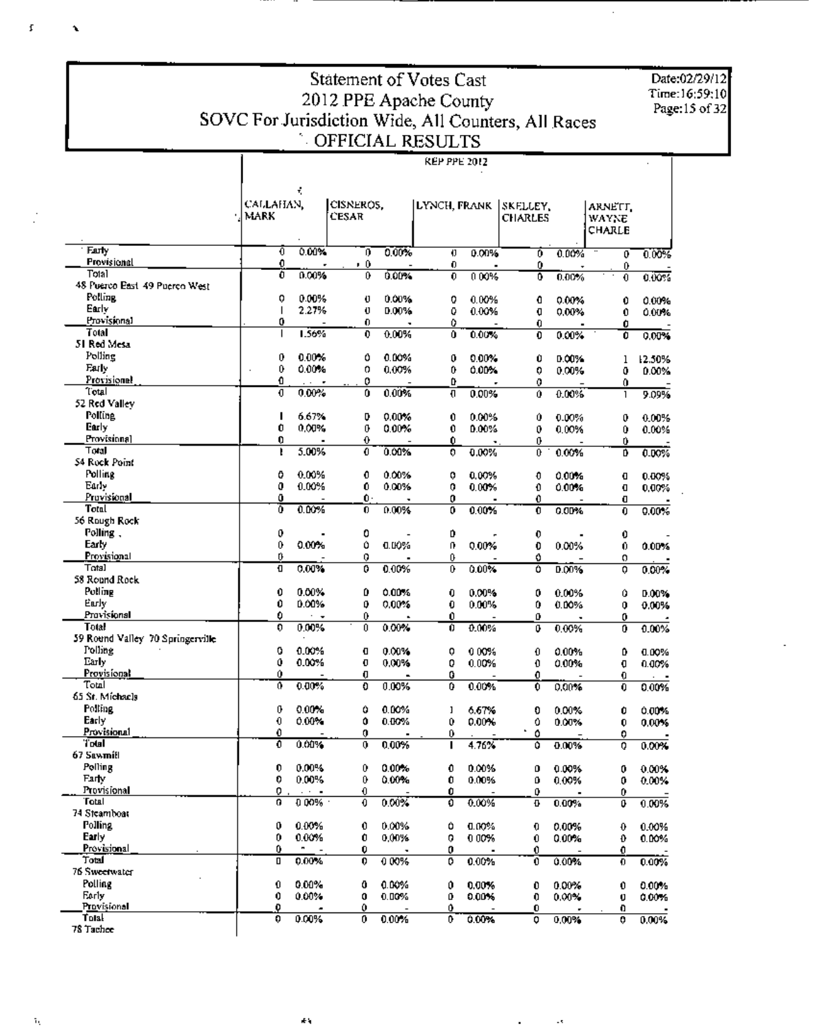# Statement of Votes Cast
## 2012 PPE Apache County
## SOVC For Jurisdiction Wide, All Counters, All Races
## OFFICIAL RESULTS

Date:02/29/12
Time:16:59:10

**REP PPE 2012**

| | CALLAHAN, MARK | | CISNEROS, CESAR | | LYNCH, FRANK | | SKELLEY, CHARLES | | ARNETT, WAYNE CHARLE | |
|---|---|---|---|---|---|---|---|---|---|---|
| Early | 0 | 0.00% | 0 | 0.00% | 0 | 0.00% | 0 | 0.00% | 0 | 0.00% |
| Provisional | 0 | - | 0 | - | 0 | - | 0 | - | 0 | - |
| Total | 0 | 0.00% | 0 | 0.00% | 0 | 0.00% | 0 | 0.00% | 0 | 0.00% |
| **48 Puerco East 49 Puerco West** | | | | | | | | | | |
| Polling | 0 | 0.00% | 0 | 0.00% | 0 | 0.00% | 0 | 0.00% | 0 | 0.00% |
| Early | 1 | 2.27% | 0 | 0.00% | 0 | 0.00% | 0 | 0.00% | 0 | 0.00% |
| Provisional | 0 | - | 0 | - | 0 | - | 0 | - | 0 | - |
| Total | 1 | 1.56% | 0 | 0.00% | 0 | 0.00% | 0 | 0.00% | 0 | 0.00% |
| **51 Red Mesa** | | | | | | | | | | |
| Polling | 0 | 0.00% | 0 | 0.00% | 0 | 0.00% | 0 | 0.00% | 1 | 12.50% |
| Early | 0 | 0.00% | 0 | 0.00% | 0 | 0.00% | 0 | 0.00% | 0 | 0.00% |
| Provisional | 0 | - | 0 | - | 0 | - | 0 | - | 0 | - |
| Total | 0 | 0.00% | 0 | 0.00% | 0 | 0.00% | 0 | 0.00% | 1 | 9.09% |
| **52 Red Valley** | | | | | | | | | | |
| Polling | 1 | 6.67% | 0 | 0.00% | 0 | 0.00% | 0 | 0.00% | 0 | 0.00% |
| Early | 0 | 0.00% | 0 | 0.00% | 0 | 0.00% | 0 | 0.00% | 0 | 0.00% |
| Provisional | 0 | - | 0 | - | 0 | - | 0 | - | 0 | - |
| Total | 1 | 5.00% | 0 | 0.00% | 0 | 0.00% | 0 | 0.00% | 0 | 0.00% |
| **54 Rock Point** | | | | | | | | | | |
| Polling | 0 | 0.00% | 0 | 0.00% | 0 | 0.00% | 0 | 0.00% | 0 | 0.00% |
| Early | 0 | 0.00% | 0 | 0.00% | 0 | 0.00% | 0 | 0.00% | 0 | 0.00% |
| Provisional | 0 | - | 0 | - | 0 | - | 0 | - | 0 | - |
| Total | 0 | 0.00% | 0 | 0.00% | 0 | 0.00% | 0 | 0.00% | 0 | 0.00% |
| **56 Rough Rock** | | | | | | | | | | |
| Polling | 0 | - | 0 | - | 0 | - | 0 | - | 0 | - |
| Early | 0 | 0.00% | 0 | 0.00% | 0 | 0.00% | 0 | 0.00% | 0 | 0.00% |
| Provisional | 0 | - | 0 | - | 0 | - | 0 | - | 0 | - |
| Total | 0 | 0.00% | 0 | 0.00% | 0 | 0.00% | 0 | 0.00% | 0 | 0.00% |
| **58 Round Rock** | | | | | | | | | | |
| Polling | 0 | 0.00% | 0 | 0.00% | 0 | 0.00% | 0 | 0.00% | 0 | 0.00% |
| Early | 0 | 0.00% | 0 | 0.00% | 0 | 0.00% | 0 | 0.00% | 0 | 0.00% |
| Provisional | 0 | - | 0 | - | 0 | - | 0 | - | 0 | - |
| Total | 0 | 0.00% | 0 | 0.00% | 0 | 0.00% | 0 | 0.00% | 0 | 0.00% |
| **59 Round Valley 70 Springerville** | | | | | | | | | | |
| Polling | 0 | 0.00% | 0 | 0.00% | 0 | 0.00% | 0 | 0.00% | 0 | 0.00% |
| Early | 0 | 0.00% | 0 | 0.00% | 0 | 0.00% | 0 | 0.00% | 0 | 0.00% |
| Provisional | 0 | - | 0 | - | 0 | - | 0 | - | 0 | - |
| Total | 0 | 0.00% | 0 | 0.00% | 0 | 0.00% | 0 | 0.00% | 0 | 0.00% |
| **65 St. Michaels** | | | | | | | | | | |
| Polling | 0 | 0.00% | 0 | 0.00% | 1 | 6.67% | 0 | 0.00% | 0 | 0.00% |
| Early | 0 | 0.00% | 0 | 0.00% | 0 | 0.00% | 0 | 0.00% | 0 | 0.00% |
| Provisional | 0 | - | 0 | - | 0 | - | 0 | - | 0 | - |
| Total | 0 | 0.00% | 0 | 0.00% | 1 | 4.76% | 0 | 0.00% | 0 | 0.00% |
| **67 Sawmill** | | | | | | | | | | |
| Polling | 0 | 0.00% | 0 | 0.00% | 0 | 0.00% | 0 | 0.00% | 0 | 0.00% |
| Early | 0 | 0.00% | 0 | 0.00% | 0 | 0.00% | 0 | 0.00% | 0 | 0.00% |
| Provisional | 0 | - | 0 | - | 0 | - | 0 | - | 0 | - |
| Total | 0 | 0.00% | 0 | 0.00% | 0 | 0.00% | 0 | 0.00% | 0 | 0.00% |
| **74 Steamboat** | | | | | | | | | | |
| Polling | 0 | 0.00% | 0 | 0.00% | 0 | 0.00% | 0 | 0.00% | 0 | 0.00% |
| Early | 0 | 0.00% | 0 | 0.00% | 0 | 0.00% | 0 | 0.00% | 0 | 0.00% |
| Provisional | 0 | - | 0 | - | 0 | - | 0 | - | 0 | - |
| Total | 0 | 0.00% | 0 | 0.00% | 0 | 0.00% | 0 | 0.00% | 0 | 0.00% |
| **76 Sweetwater** | | | | | | | | | | |
| Polling | 0 | 0.00% | 0 | 0.00% | 0 | 0.00% | 0 | 0.00% | 0 | 0.00% |
| Early | 0 | 0.00% | 0 | 0.00% | 0 | 0.00% | 0 | 0.00% | 0 | 0.00% |
| Provisional | 0 | - | 0 | - | 0 | - | 0 | - | 0 | - |
| Total | 0 | 0.00% | 0 | 0.00% | 0 | 0.00% | 0 | 0.00% | 0 | 0.00% |
| **78 Tachee** | | | | | | | | | | |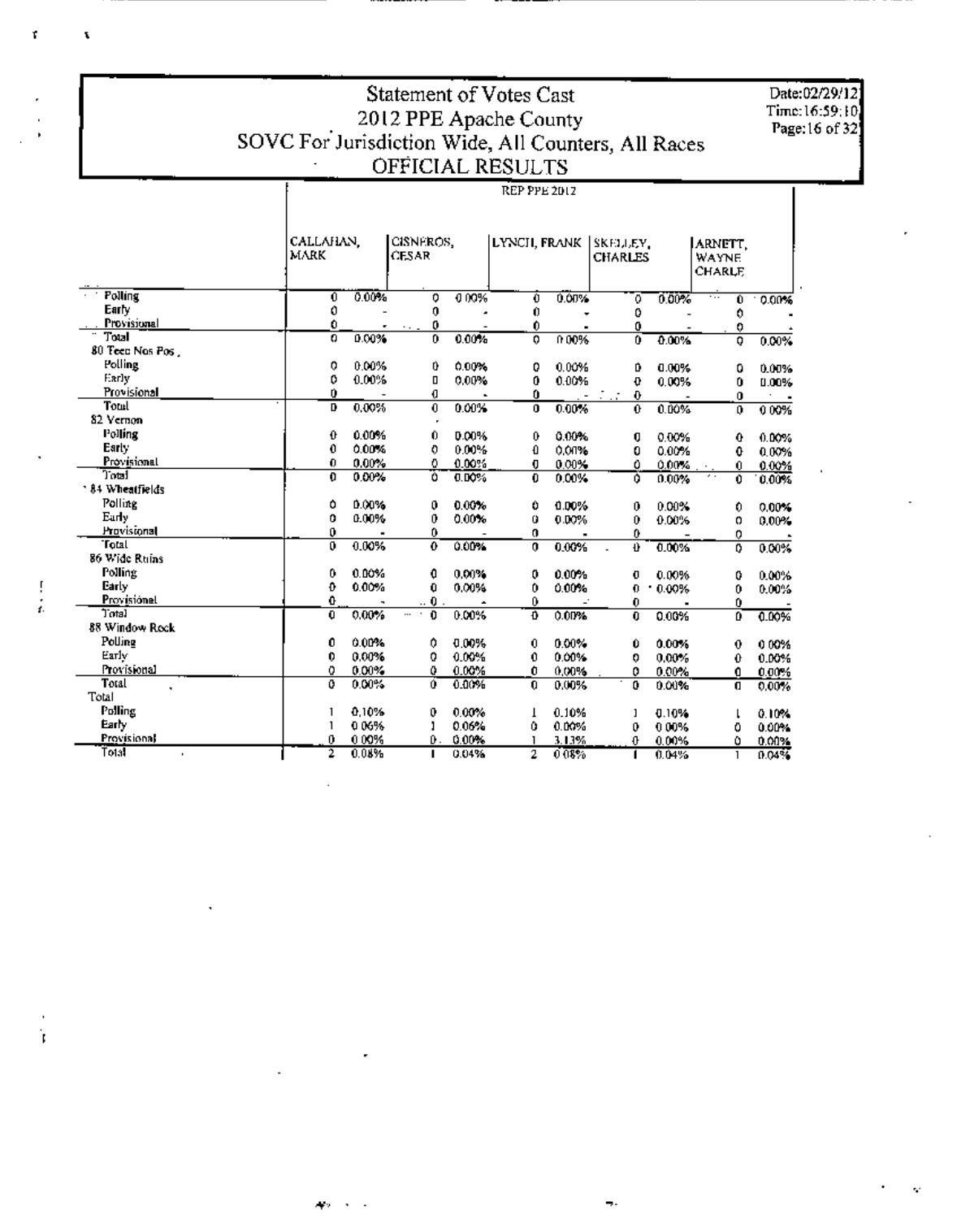# Statement of Votes Cast
## 2012 PPE Apache County
## SOVC For Jurisdiction Wide, All Counters, All Races
## OFFICIAL RESULTS

Date:02/29/12
Time:16:59:10
Page:16 of 32

| | REP PPE 2012 | | | | | | | | | |
|---|---|---|---|---|---|---|---|---|---|---|
| | CALLAHAN, MARK | | CISNEROS, CESAR | | LYNCH, FRANK | | SKELLEY, CHARLES | | ARNETT, WAYNE CHARLE | |
| Polling | 0 | 0.00% | 0 | 0.00% | 0 | 0.00% | 0 | 0.00% | 0 | 0.00% |
| Early | 0 | - | 0 | - | 0 | - | 0 | - | 0 | - |
| Provisional | 0 | - | 0 | - | 0 | - | 0 | - | 0 | - |
| Total | 0 | 0.00% | 0 | 0.00% | 0 | 0.00% | 0 | 0.00% | 0 | 0.00% |
| 80 Teec Nos Pos | | | | | | | | | | |
| Polling | 0 | 0.00% | 0 | 0.00% | 0 | 0.00% | 0 | 0.00% | 0 | 0.00% |
| Early | 0 | 0.00% | 0 | 0.00% | 0 | 0.00% | 0 | 0.00% | 0 | 0.00% |
| Provisional | 0 | - | 0 | - | 0 | - | 0 | - | 0 | - |
| Total | 0 | 0.00% | 0 | 0.00% | 0 | 0.00% | 0 | 0.00% | 0 | 0.00% |
| 82 Vernon | | | | | | | | | | |
| Polling | 0 | 0.00% | 0 | 0.00% | 0 | 0.00% | 0 | 0.00% | 0 | 0.00% |
| Early | 0 | 0.00% | 0 | 0.00% | 0 | 0.00% | 0 | 0.00% | 0 | 0.00% |
| Provisional | 0 | 0.00% | 0 | 0.00% | 0 | 0.00% | 0 | 0.00% | 0 | 0.00% |
| Total | 0 | 0.00% | 0 | 0.00% | 0 | 0.00% | 0 | 0.00% | 0 | 0.00% |
| 84 Wheatfields | | | | | | | | | | |
| Polling | 0 | 0.00% | 0 | 0.00% | 0 | 0.00% | 0 | 0.00% | 0 | 0.00% |
| Early | 0 | 0.00% | 0 | 0.00% | 0 | 0.00% | 0 | 0.00% | 0 | 0.00% |
| Provisional | 0 | - | 0 | - | 0 | - | 0 | - | 0 | - |
| Total | 0 | 0.00% | 0 | 0.00% | 0 | 0.00% | 0 | 0.00% | 0 | 0.00% |
| 86 Wide Ruins | | | | | | | | | | |
| Polling | 0 | 0.00% | 0 | 0.00% | 0 | 0.00% | 0 | 0.00% | 0 | 0.00% |
| Early | 0 | 0.00% | 0 | 0.00% | 0 | 0.00% | 0 | 0.00% | 0 | 0.00% |
| Provisional | 0 | - | 0 | - | 0 | - | 0 | - | 0 | - |
| Total | 0 | 0.00% | 0 | 0.00% | 0 | 0.00% | 0 | 0.00% | 0 | 0.00% |
| 88 Window Rock | | | | | | | | | | |
| Polling | 0 | 0.00% | 0 | 0.00% | 0 | 0.00% | 0 | 0.00% | 0 | 0.00% |
| Early | 0 | 0.00% | 0 | 0.00% | 0 | 0.00% | 0 | 0.00% | 0 | 0.00% |
| Provisional | 0 | 0.00% | 0 | 0.00% | 0 | 0.00% | 0 | 0.00% | 0 | 0.00% |
| Total | 0 | 0.00% | 0 | 0.00% | 0 | 0.00% | 0 | 0.00% | 0 | 0.00% |
| Total | | | | | | | | | | |
| Polling | 1 | 0.10% | 0 | 0.00% | 1 | 0.10% | 1 | 0.10% | 1 | 0.10% |
| Early | 1 | 0.06% | 1 | 0.06% | 0 | 0.00% | 0 | 0.00% | 0 | 0.00% |
| Provisional | 0 | 0.00% | 0 | 0.00% | 1 | 3.13% | 0 | 0.00% | 0 | 0.00% |
| Total | 2 | 0.08% | 1 | 0.04% | 2 | 0.08% | 1 | 0.04% | 1 | 0.04% |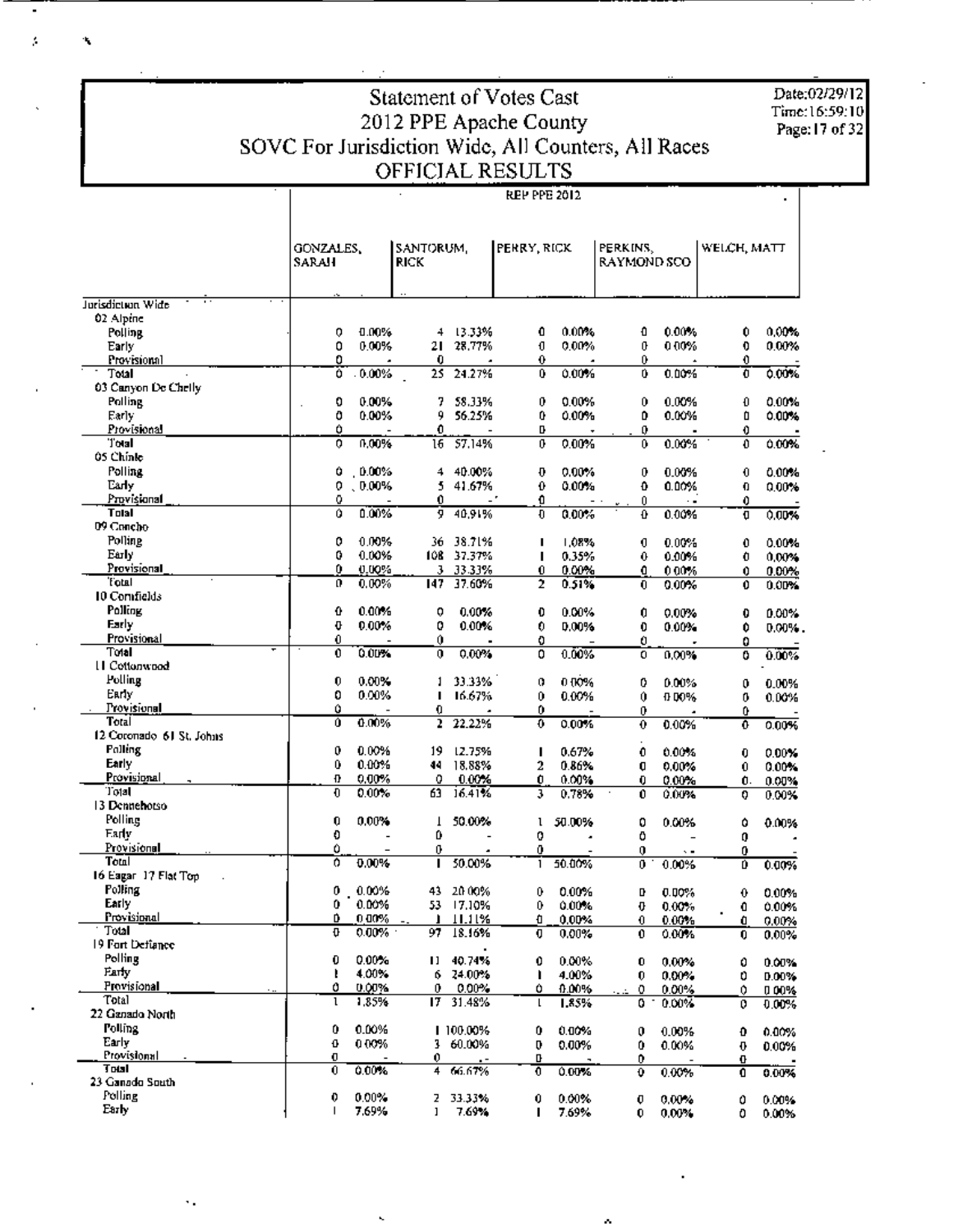# Statement of Votes Cast
## 2012 PPE Apache County
## SOVC For Jurisdiction Wide, All Counters, All Races
## OFFICIAL RESULTS

Date:02/29/12
Time:16:59:10

REP PPE 2012

| | GONZALES, SARAH | | SANTORUM, RICK | | PERRY, RICK | | PERKINS, RAYMOND SCO | | WELCH, MATT | |
|---|---|---|---|---|---|---|---|---|---|---|
| **Jurisdiction Wide** | | | | | | | | | | |
| **02 Alpine** | | | | | | | | | | |
| Polling | 0 | 0.00% | 4 | 13.33% | 0 | 0.00% | 0 | 0.00% | 0 | 0.00% |
| Early | 0 | 0.00% | 21 | 28.77% | 0 | 0.00% | 0 | 0.00% | 0 | 0.00% |
| Provisional | 0 | - | 0 | - | 0 | - | 0 | - | 0 | - |
| Total | 0 | 0.00% | 25 | 24.27% | 0 | 0.00% | 0 | 0.00% | 0 | 0.00% |
| **03 Canyon De Chelly** | | | | | | | | | | |
| Polling | 0 | 0.00% | 7 | 58.33% | 0 | 0.00% | 0 | 0.00% | 0 | 0.00% |
| Early | 0 | 0.00% | 9 | 56.25% | 0 | 0.00% | 0 | 0.00% | 0 | 0.00% |
| Provisional | 0 | - | 0 | - | 0 | - | 0 | - | 0 | - |
| Total | 0 | 0.00% | 16 | 57.14% | 0 | 0.00% | 0 | 0.00% | 0 | 0.00% |
| **05 Chinle** | | | | | | | | | | |
| Polling | 0 | 0.00% | 4 | 40.00% | 0 | 0.00% | 0 | 0.00% | 0 | 0.00% |
| Early | 0 | 0.00% | 5 | 41.67% | 0 | 0.00% | 0 | 0.00% | 0 | 0.00% |
| Provisional | 0 | - | 0 | - | 0 | - | 0 | - | 0 | - |
| Total | 0 | 0.00% | 9 | 40.91% | 0 | 0.00% | 0 | 0.00% | 0 | 0.00% |
| **09 Concho** | | | | | | | | | | |
| Polling | 0 | 0.00% | 36 | 38.71% | 1 | 1.08% | 0 | 0.00% | 0 | 0.00% |
| Early | 0 | 0.00% | 108 | 37.37% | 1 | 0.35% | 0 | 0.00% | 0 | 0.00% |
| Provisional | 0 | 0.00% | 3 | 33.33% | 0 | 0.00% | 0 | 0.00% | 0 | 0.00% |
| Total | 0 | 0.00% | 147 | 37.60% | 2 | 0.51% | 0 | 0.00% | 0 | 0.00% |
| **10 Cornfields** | | | | | | | | | | |
| Polling | 0 | 0.00% | 0 | 0.00% | 0 | 0.00% | 0 | 0.00% | 0 | 0.00% |
| Early | 0 | 0.00% | 0 | 0.00% | 0 | 0.00% | 0 | 0.00% | 0 | 0.00% |
| Provisional | 0 | - | 0 | - | 0 | - | 0 | - | 0 | - |
| Total | 0 | 0.00% | 0 | 0.00% | 0 | 0.00% | 0 | 0.00% | 0 | 0.00% |
| **11 Cottonwood** | | | | | | | | | | |
| Polling | 0 | 0.00% | 1 | 33.33% | 0 | 0.00% | 0 | 0.00% | 0 | 0.00% |
| Early | 0 | 0.00% | 1 | 16.67% | 0 | 0.00% | 0 | 0.00% | 0 | 0.00% |
| Provisional | 0 | - | 0 | - | 0 | - | 0 | - | 0 | - |
| Total | 0 | 0.00% | 2 | 22.22% | 0 | 0.00% | 0 | 0.00% | 0 | 0.00% |
| **12 Coronado 61 St. Johns** | | | | | | | | | | |
| Polling | 0 | 0.00% | 19 | 12.75% | 1 | 0.67% | 0 | 0.00% | 0 | 0.00% |
| Early | 0 | 0.00% | 44 | 18.88% | 2 | 0.86% | 0 | 0.00% | 0 | 0.00% |
| Provisional | 0 | 0.00% | 0 | 0.00% | 0 | 0.00% | 0 | 0.00% | 0 | 0.00% |
| Total | 0 | 0.00% | 63 | 16.41% | 3 | 0.78% | 0 | 0.00% | 0 | 0.00% |
| **13 Dennehotso** | | | | | | | | | | |
| Polling | 0 | 0.00% | 1 | 50.00% | 1 | 50.00% | 0 | 0.00% | 0 | 0.00% |
| Early | 0 | - | 0 | - | 0 | - | 0 | - | 0 | - |
| Provisional | 0 | - | 0 | - | 0 | - | 0 | - | 0 | - |
| Total | 0 | 0.00% | 1 | 50.00% | 1 | 50.00% | 0 | 0.00% | 0 | 0.00% |
| **16 Eagar 17 Flat Top** | | | | | | | | | | |
| Polling | 0 | 0.00% | 43 | 20.00% | 0 | 0.00% | 0 | 0.00% | 0 | 0.00% |
| Early | 0 | 0.00% | 53 | 17.10% | 0 | 0.00% | 0 | 0.00% | 0 | 0.00% |
| Provisional | 0 | 0.00% | 1 | 11.11% | 0 | 0.00% | 0 | 0.00% | 0 | 0.00% |
| Total | 0 | 0.00% | 97 | 18.16% | 0 | 0.00% | 0 | 0.00% | 0 | 0.00% |
| **19 Fort Defiance** | | | | | | | | | | |
| Polling | 0 | 0.00% | 11 | 40.74% | 0 | 0.00% | 0 | 0.00% | 0 | 0.00% |
| Early | 1 | 4.00% | 6 | 24.00% | 1 | 4.00% | 0 | 0.00% | 0 | 0.00% |
| Provisional | 0 | 0.00% | 0 | 0.00% | 0 | 0.00% | 0 | 0.00% | 0 | 0.00% |
| Total | 1 | 1.85% | 17 | 31.48% | 1 | 1.85% | 0 | 0.00% | 0 | 0.00% |
| **22 Ganado North** | | | | | | | | | | |
| Polling | 0 | 0.00% | 1 | 100.00% | 0 | 0.00% | 0 | 0.00% | 0 | 0.00% |
| Early | 0 | 0.00% | 3 | 60.00% | 0 | 0.00% | 0 | 0.00% | 0 | 0.00% |
| Provisional | 0 | - | 0 | - | 0 | - | 0 | - | 0 | - |
| Total | 0 | 0.00% | 4 | 66.67% | 0 | 0.00% | 0 | 0.00% | 0 | 0.00% |
| **23 Ganado South** | | | | | | | | | | |
| Polling | 0 | 0.00% | 2 | 33.33% | 0 | 0.00% | 0 | 0.00% | 0 | 0.00% |
| Early | 1 | 7.69% | 1 | 7.69% | 1 | 7.69% | 0 | 0.00% | 0 | 0.00% |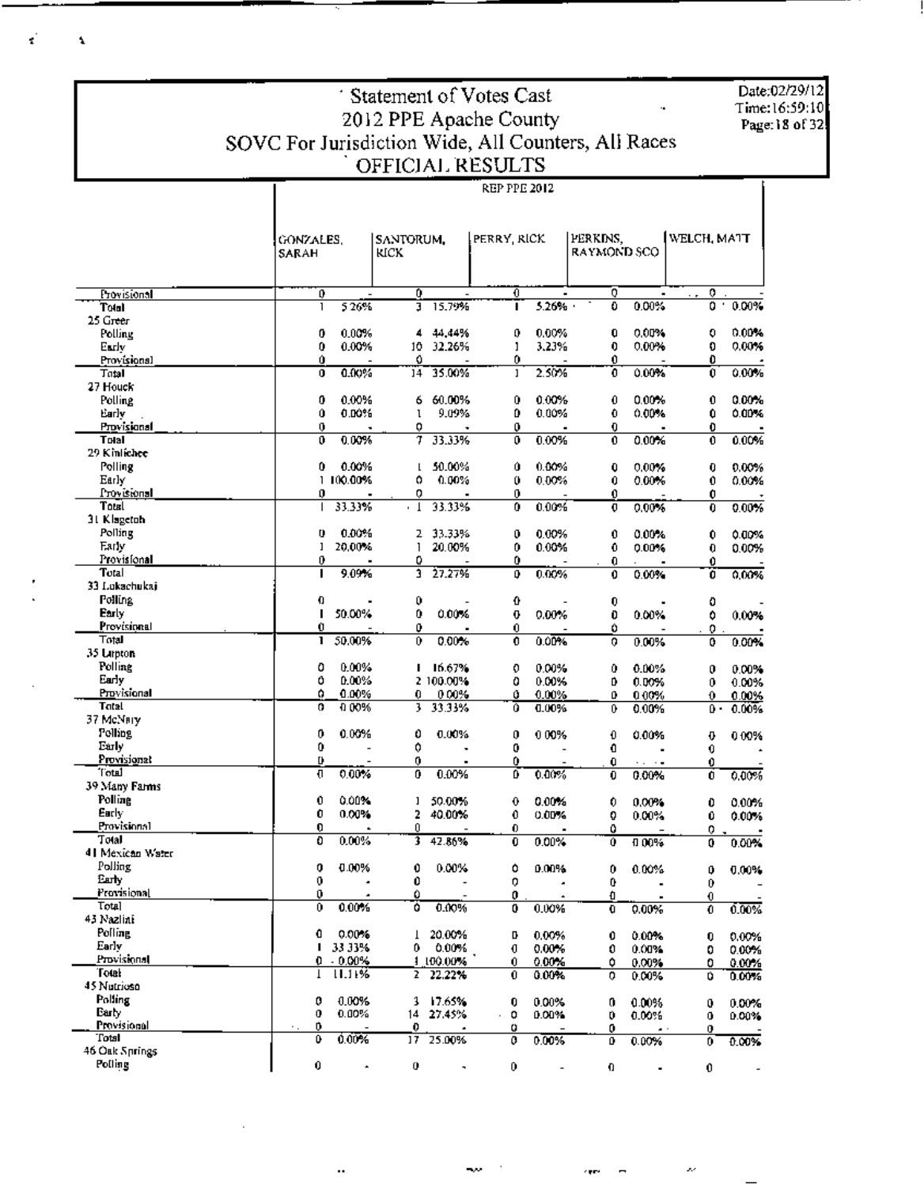# Statement of Votes Cast
## 2012 PPE Apache County
## SOVC For Jurisdiction Wide, All Counters, All Races
## OFFICIAL RESULTS

Date:02/29/12
Time:16:59:10

REP PPE 2012

| | GONZALES, SARAH | | SANTORUM, RICK | | PERRY, RICK | | PERKINS, RAYMOND SCO | | WELCH, MATT | |
|---|---|---|---|---|---|---|---|---|---|---|
| Provisional | 0 | - | 0 | - | 0 | - | 0 | - | 0 | - |
| Total | 1 | 5.26% | 3 | 15.79% | 1 | 5.26% | 0 | 0.00% | 0 | 0.00% |
| 25 Greer | | | | | | | | | | |
| Polling | 0 | 0.00% | 4 | 44.44% | 0 | 0.00% | 0 | 0.00% | 0 | 0.00% |
| Early | 0 | 0.00% | 10 | 32.26% | 1 | 3.23% | 0 | 0.00% | 0 | 0.00% |
| Provisional | 0 | - | 0 | - | 0 | - | 0 | - | 0 | - |
| Total | 0 | 0.00% | 14 | 35.00% | 1 | 2.50% | 0 | 0.00% | 0 | 0.00% |
| 27 Houck | | | | | | | | | | |
| Polling | 0 | 0.00% | 6 | 60.00% | 0 | 0.00% | 0 | 0.00% | 0 | 0.00% |
| Early | 0 | 0.00% | 1 | 9.09% | 0 | 0.00% | 0 | 0.00% | 0 | 0.00% |
| Provisional | 0 | - | 0 | - | 0 | - | 0 | - | 0 | - |
| Total | 0 | 0.00% | 7 | 33.33% | 0 | 0.00% | 0 | 0.00% | 0 | 0.00% |
| 29 Kinlichee | | | | | | | | | | |
| Polling | 0 | 0.00% | 1 | 50.00% | 0 | 0.00% | 0 | 0.00% | 0 | 0.00% |
| Early | 1 | 100.00% | 0 | 0.00% | 0 | 0.00% | 0 | 0.00% | 0 | 0.00% |
| Provisional | 0 | - | 0 | - | 0 | - | 0 | - | 0 | - |
| Total | 1 | 33.33% | 1 | 33.33% | 0 | 0.00% | 0 | 0.00% | 0 | 0.00% |
| 31 Klagetoh | | | | | | | | | | |
| Polling | 0 | 0.00% | 2 | 33.33% | 0 | 0.00% | 0 | 0.00% | 0 | 0.00% |
| Early | 1 | 20.00% | 1 | 20.00% | 0 | 0.00% | 0 | 0.00% | 0 | 0.00% |
| Provisional | 0 | - | 0 | - | 0 | - | 0 | - | 0 | - |
| Total | 1 | 9.09% | 3 | 27.27% | 0 | 0.00% | 0 | 0.00% | 0 | 0.00% |
| 33 Lukachukai | | | | | | | | | | |
| Polling | 0 | - | 0 | - | 0 | - | 0 | - | 0 | - |
| Early | 1 | 50.00% | 0 | 0.00% | 0 | 0.00% | 0 | 0.00% | 0 | 0.00% |
| Provisional | 0 | - | 0 | - | 0 | - | 0 | - | 0 | - |
| Total | 1 | 50.00% | 0 | 0.00% | 0 | 0.00% | 0 | 0.00% | 0 | 0.00% |
| 35 Lupton | | | | | | | | | | |
| Polling | 0 | 0.00% | 1 | 16.67% | 0 | 0.00% | 0 | 0.00% | 0 | 0.00% |
| Early | 0 | 0.00% | 2 | 100.00% | 0 | 0.00% | 0 | 0.00% | 0 | 0.00% |
| Provisional | 0 | 0.00% | 0 | 0.00% | 0 | 0.00% | 0 | 0.00% | 0 | 0.00% |
| Total | 0 | 0.00% | 3 | 33.33% | 0 | 0.00% | 0 | 0.00% | 0 | 0.00% |
| 37 McNary | | | | | | | | | | |
| Polling | 0 | 0.00% | 0 | 0.00% | 0 | 0.00% | 0 | 0.00% | 0 | 0.00% |
| Early | 0 | - | 0 | - | 0 | - | 0 | - | 0 | - |
| Provisional | 0 | - | 0 | - | 0 | - | 0 | - | 0 | - |
| Total | 0 | 0.00% | 0 | 0.00% | 0 | 0.00% | 0 | 0.00% | 0 | 0.00% |
| 39 Many Farms | | | | | | | | | | |
| Polling | 0 | 0.00% | 1 | 50.00% | 0 | 0.00% | 0 | 0.00% | 0 | 0.00% |
| Early | 0 | 0.00% | 2 | 40.00% | 0 | 0.00% | 0 | 0.00% | 0 | 0.00% |
| Provisional | 0 | - | 0 | - | 0 | - | 0 | - | 0 | - |
| Total | 0 | 0.00% | 3 | 42.86% | 0 | 0.00% | 0 | 0.00% | 0 | 0.00% |
| 41 Mexican Water | | | | | | | | | | |
| Polling | 0 | 0.00% | 0 | 0.00% | 0 | 0.00% | 0 | 0.00% | 0 | 0.00% |
| Early | 0 | - | 0 | - | 0 | - | 0 | - | 0 | - |
| Provisional | 0 | - | 0 | - | 0 | - | 0 | - | 0 | - |
| Total | 0 | 0.00% | 0 | 0.00% | 0 | 0.00% | 0 | 0.00% | 0 | 0.00% |
| 43 Nazlini | | | | | | | | | | |
| Polling | 0 | 0.00% | 1 | 20.00% | 0 | 0.00% | 0 | 0.00% | 0 | 0.00% |
| Early | 1 | 33.33% | 0 | 0.00% | 0 | 0.00% | 0 | 0.00% | 0 | 0.00% |
| Provisional | 0 | 0.00% | 1 | 100.00% | 0 | 0.00% | 0 | 0.00% | 0 | 0.00% |
| Total | 1 | 11.11% | 2 | 22.22% | 0 | 0.00% | 0 | 0.00% | 0 | 0.00% |
| 45 Nutrioso | | | | | | | | | | |
| Polling | 0 | 0.00% | 3 | 17.65% | 0 | 0.00% | 0 | 0.00% | 0 | 0.00% |
| Early | 0 | 0.00% | 14 | 27.45% | 0 | 0.00% | 0 | 0.00% | 0 | 0.00% |
| Provisional | 0 | - | 0 | - | 0 | - | 0 | - | 0 | - |
| Total | 0 | 0.00% | 17 | 25.00% | 0 | 0.00% | 0 | 0.00% | 0 | 0.00% |
| 46 Oak Springs | | | | | | | | | | |
| Polling | 0 | - | 0 | - | 0 | - | 0 | - | 0 | - |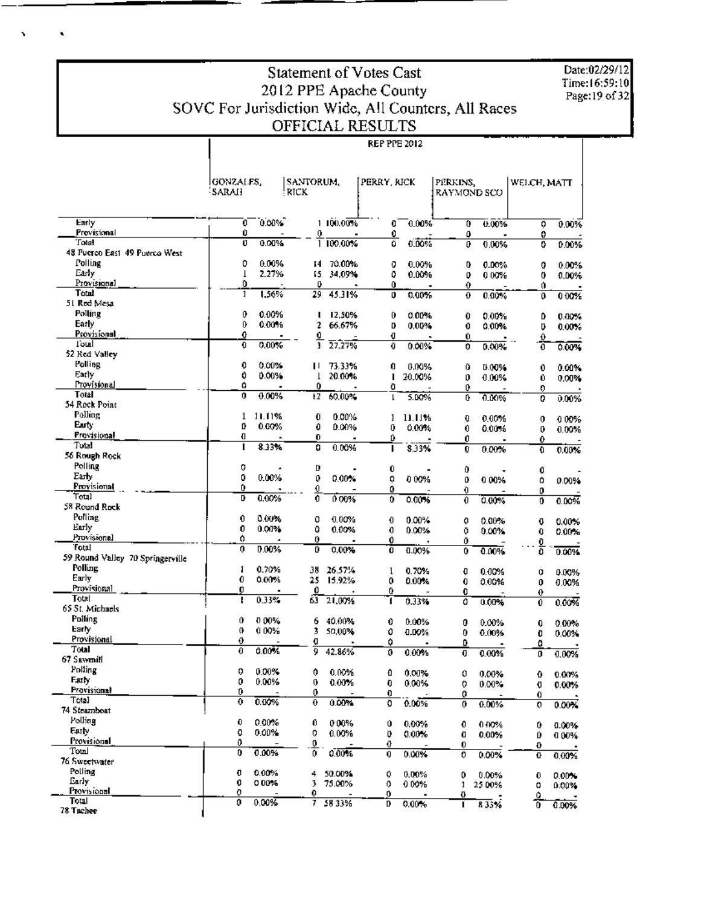# Statement of Votes Cast
## 2012 PPE Apache County
## SOVC For Jurisdiction Wide, All Counters, All Races
## OFFICIAL RESULTS

Date:02/29/12
Time:16:59:10

REP PPE 2012

| | GONZALES, SARAH | | SANTORUM, RICK | | PERRY, RICK | | PERKINS, RAYMOND SCO | | WELCH, MATT | |
|---|---|---|---|---|---|---|---|---|---|---|
| Early | 0 | 0.00% | 1 | 100.00% | 0 | 0.00% | 0 | 0.00% | 0 | 0.00% |
| Provisional | 0 | - | 0 | - | 0 | - | 0 | - | 0 | - |
| Total | 0 | 0.00% | 1 | 100.00% | 0 | 0.00% | 0 | 0.00% | 0 | 0.00% |
| **48 Puerco East 49 Puerco West** | | | | | | | | | | |
| Polling | 0 | 0.00% | 14 | 70.00% | 0 | 0.00% | 0 | 0.00% | 0 | 0.00% |
| Early | 1 | 2.27% | 15 | 34.09% | 0 | 0.00% | 0 | 0.00% | 0 | 0.00% |
| Provisional | 0 | - | 0 | - | 0 | - | 0 | - | 0 | - |
| Total | 1 | 1.56% | 29 | 45.31% | 0 | 0.00% | 0 | 0.00% | 0 | 0.00% |
| **51 Red Mesa** | | | | | | | | | | |
| Polling | 0 | 0.00% | 1 | 12.50% | 0 | 0.00% | 0 | 0.00% | 0 | 0.00% |
| Early | 0 | 0.00% | 2 | 66.67% | 0 | 0.00% | 0 | 0.00% | 0 | 0.00% |
| Provisional | 0 | - | 0 | - | 0 | - | 0 | - | 0 | - |
| Total | 0 | 0.00% | 3 | 27.27% | 0 | 0.00% | 0 | 0.00% | 0 | 0.00% |
| **52 Red Valley** | | | | | | | | | | |
| Polling | 0 | 0.00% | 11 | 73.33% | 0 | 0.00% | 0 | 0.00% | 0 | 0.00% |
| Early | 0 | 0.00% | 1 | 20.00% | 1 | 20.00% | 0 | 0.00% | 0 | 0.00% |
| Provisional | 0 | - | 0 | - | 0 | - | 0 | - | 0 | - |
| Total | 0 | 0.00% | 12 | 60.00% | 1 | 5.00% | 0 | 0.00% | 0 | 0.00% |
| **54 Rock Point** | | | | | | | | | | |
| Polling | 1 | 11.11% | 0 | 0.00% | 1 | 11.11% | 0 | 0.00% | 0 | 0.00% |
| Early | 0 | 0.00% | 0 | 0.00% | 0 | 0.00% | 0 | 0.00% | 0 | 0.00% |
| Provisional | 0 | - | 0 | - | 0 | - | 0 | - | 0 | - |
| Total | 1 | 8.33% | 0 | 0.00% | 1 | 8.33% | 0 | 0.00% | 0 | 0.00% |
| **56 Rough Rock** | | | | | | | | | | |
| Polling | 0 | - | 0 | - | 0 | - | 0 | - | 0 | - |
| Early | 0 | 0.00% | 0 | 0.00% | 0 | 0.00% | 0 | 0.00% | 0 | 0.00% |
| Provisional | 0 | - | 0 | - | 0 | - | 0 | - | 0 | - |
| Total | 0 | 0.00% | 0 | 0.00% | 0 | 0.00% | 0 | 0.00% | 0 | 0.00% |
| **58 Round Rock** | | | | | | | | | | |
| Polling | 0 | 0.00% | 0 | 0.00% | 0 | 0.00% | 0 | 0.00% | 0 | 0.00% |
| Early | 0 | 0.00% | 0 | 0.00% | 0 | 0.00% | 0 | 0.00% | 0 | 0.00% |
| Provisional | 0 | - | 0 | - | 0 | - | 0 | - | 0 | - |
| Total | 0 | 0.00% | 0 | 0.00% | 0 | 0.00% | 0 | 0.00% | 0 | 0.00% |
| **59 Round Valley 70 Springerville** | | | | | | | | | | |
| Polling | 1 | 0.70% | 38 | 26.57% | 1 | 0.70% | 0 | 0.00% | 0 | 0.00% |
| Early | 0 | 0.00% | 25 | 15.92% | 0 | 0.00% | 0 | 0.00% | 0 | 0.00% |
| Provisional | 0 | - | 0 | - | 0 | - | 0 | - | 0 | - |
| Total | 1 | 0.33% | 63 | 21.00% | 1 | 0.33% | 0 | 0.00% | 0 | 0.00% |
| **65 St. Michaels** | | | | | | | | | | |
| Polling | 0 | 0.00% | 6 | 40.00% | 0 | 0.00% | 0 | 0.00% | 0 | 0.00% |
| Early | 0 | 0.00% | 3 | 50.00% | 0 | 0.00% | 0 | 0.00% | 0 | 0.00% |
| Provisional | 0 | - | 0 | - | 0 | - | 0 | - | 0 | - |
| Total | 0 | 0.00% | 9 | 42.86% | 0 | 0.00% | 0 | 0.00% | 0 | 0.00% |
| **67 Sawmill** | | | | | | | | | | |
| Polling | 0 | 0.00% | 0 | 0.00% | 0 | 0.00% | 0 | 0.00% | 0 | 0.00% |
| Early | 0 | 0.00% | 0 | 0.00% | 0 | 0.00% | 0 | 0.00% | 0 | 0.00% |
| Provisional | 0 | - | 0 | - | 0 | - | 0 | - | 0 | - |
| Total | 0 | 0.00% | 0 | 0.00% | 0 | 0.00% | 0 | 0.00% | 0 | 0.00% |
| **74 Steamboat** | | | | | | | | | | |
| Polling | 0 | 0.00% | 0 | 0.00% | 0 | 0.00% | 0 | 0.00% | 0 | 0.00% |
| Early | 0 | 0.00% | 0 | 0.00% | 0 | 0.00% | 0 | 0.00% | 0 | 0.00% |
| Provisional | 0 | - | 0 | - | 0 | - | 0 | - | 0 | - |
| Total | 0 | 0.00% | 0 | 0.00% | 0 | 0.00% | 0 | 0.00% | 0 | 0.00% |
| **76 Sweetwater** | | | | | | | | | | |
| Polling | 0 | 0.00% | 4 | 50.00% | 0 | 0.00% | 0 | 0.00% | 0 | 0.00% |
| Early | 0 | 0.00% | 3 | 75.00% | 0 | 0.00% | 1 | 25.00% | 0 | 0.00% |
| Provisional | 0 | - | 0 | - | 0 | - | 0 | - | 0 | - |
| Total | 0 | 0.00% | 7 | 58.33% | 0 | 0.00% | 1 | 8.33% | 0 | 0.00% |
| **78 Tachee** | | | | | | | | | | |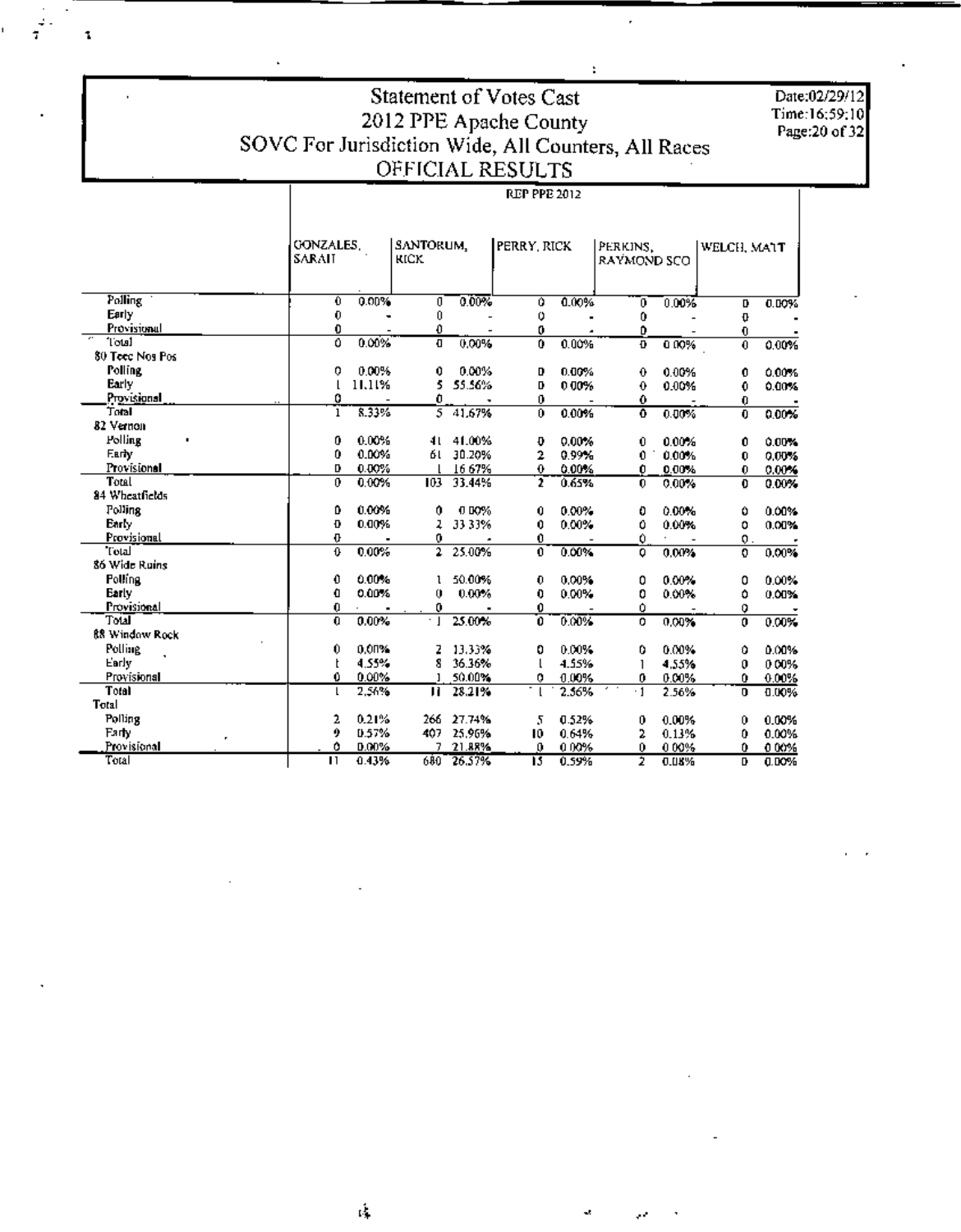# Statement of Votes Cast
## 2012 PPE Apache County
## SOVC For Jurisdiction Wide, All Counters, All Races
## OFFICIAL RESULTS

Date:02/29/12
Time:16:59:10

**REP PPE 2012**

| | GONZALES, SARAH | | SANTORUM, RICK | | PERRY, RICK | | PERKINS, RAYMOND SCO | | WELCH, MATT | |
|---|---|---|---|---|---|---|---|---|---|---|
| Polling | 0 | 0.00% | 0 | 0.00% | 0 | 0.00% | 0 | 0.00% | 0 | 0.00% |
| Early | 0 | - | 0 | - | 0 | - | 0 | - | 0 | - |
| Provisional | 0 | - | 0 | - | 0 | - | 0 | - | 0 | - |
| Total | 0 | 0.00% | 0 | 0.00% | 0 | 0.00% | 0 | 0.00% | 0 | 0.00% |
| **80 Teec Nos Pos** | | | | | | | | | | |
| Polling | 0 | 0.00% | 0 | 0.00% | 0 | 0.00% | 0 | 0.00% | 0 | 0.00% |
| Early | 1 | 11.11% | 5 | 55.56% | 0 | 0.00% | 0 | 0.00% | 0 | 0.00% |
| Provisional | 0 | - | 0 | - | 0 | - | 0 | - | 0 | - |
| Total | 1 | 8.33% | 5 | 41.67% | 0 | 0.00% | 0 | 0.00% | 0 | 0.00% |
| **82 Vernon** | | | | | | | | | | |
| Polling | 0 | 0.00% | 41 | 41.00% | 0 | 0.00% | 0 | 0.00% | 0 | 0.00% |
| Early | 0 | 0.00% | 61 | 30.20% | 2 | 0.99% | 0 | 0.00% | 0 | 0.00% |
| Provisional | 0 | 0.00% | 1 | 16.67% | 0 | 0.00% | 0 | 0.00% | 0 | 0.00% |
| Total | 0 | 0.00% | 103 | 33.44% | 2 | 0.65% | 0 | 0.00% | 0 | 0.00% |
| **84 Wheatfields** | | | | | | | | | | |
| Polling | 0 | 0.00% | 0 | 0.00% | 0 | 0.00% | 0 | 0.00% | 0 | 0.00% |
| Early | 0 | 0.00% | 2 | 33.33% | 0 | 0.00% | 0 | 0.00% | 0 | 0.00% |
| Provisional | 0 | - | 0 | - | 0 | - | 0 | - | 0 | - |
| Total | 0 | 0.00% | 2 | 25.00% | 0 | 0.00% | 0 | 0.00% | 0 | 0.00% |
| **86 Wide Ruins** | | | | | | | | | | |
| Polling | 0 | 0.00% | 1 | 50.00% | 0 | 0.00% | 0 | 0.00% | 0 | 0.00% |
| Early | 0 | 0.00% | 0 | 0.00% | 0 | 0.00% | 0 | 0.00% | 0 | 0.00% |
| Provisional | 0 | - | 0 | - | 0 | - | 0 | - | 0 | - |
| Total | 0 | 0.00% | 1 | 25.00% | 0 | 0.00% | 0 | 0.00% | 0 | 0.00% |
| **88 Window Rock** | | | | | | | | | | |
| Polling | 0 | 0.00% | 2 | 13.33% | 0 | 0.00% | 0 | 0.00% | 0 | 0.00% |
| Early | 1 | 4.55% | 8 | 36.36% | 1 | 4.55% | 1 | 4.55% | 0 | 0.00% |
| Provisional | 0 | 0.00% | 1 | 50.00% | 0 | 0.00% | 0 | 0.00% | 0 | 0.00% |
| Total | 1 | 2.56% | 11 | 28.21% | 1 | 2.56% | 1 | 2.56% | 0 | 0.00% |
| **Total** | | | | | | | | | | |
| Polling | 2 | 0.21% | 266 | 27.74% | 5 | 0.52% | 0 | 0.00% | 0 | 0.00% |
| Early | 9 | 0.57% | 407 | 25.96% | 10 | 0.64% | 2 | 0.13% | 0 | 0.00% |
| Provisional | 0 | 0.00% | 7 | 21.88% | 0 | 0.00% | 0 | 0.00% | 0 | 0.00% |
| Total | 11 | 0.43% | 680 | 26.57% | 15 | 0.59% | 2 | 0.08% | 0 | 0.00% |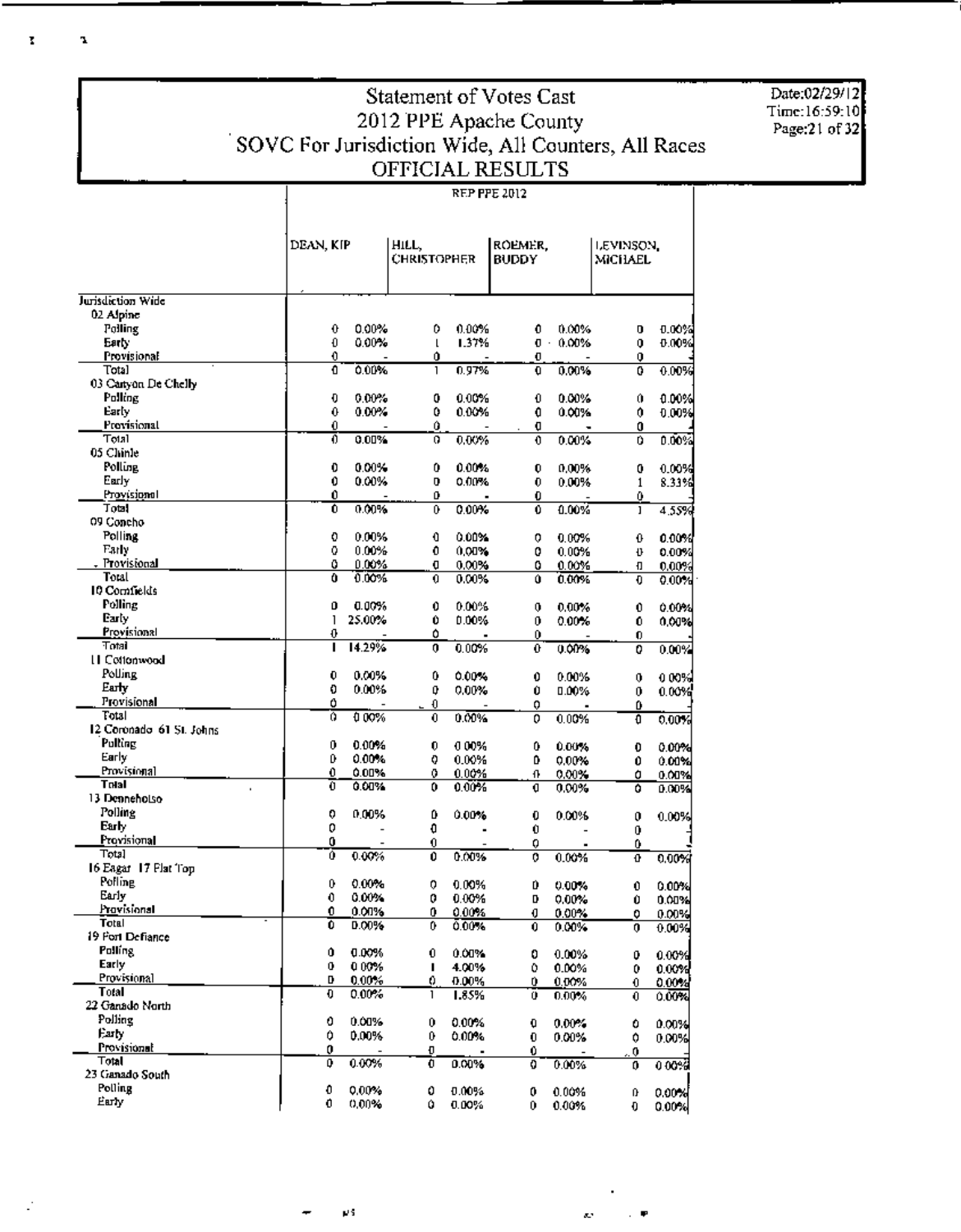# Statement of Votes Cast
## 2012 PPE Apache County
## SOVC For Jurisdiction Wide, All Counters, All Races
## OFFICIAL RESULTS

Date:02/29/12
Time:16:59:10

REP PPE 2012

| | DEAN, KIP | | HILL, CHRISTOPHER | | ROEMER, BUDDY | | LEVINSON, MICHAEL | |
|---|---|---|---|---|---|---|---|---|
| **Jurisdiction Wide** | | | | | | | | |
| 02 Alpine | | | | | | | | |
| Polling | 0 | 0.00% | 0 | 0.00% | 0 | 0.00% | 0 | 0.00% |
| Early | 0 | 0.00% | 1 | 1.37% | 0 | 0.00% | 0 | 0.00% |
| Provisional | 0 | - | 0 | - | 0 | - | 0 | - |
| Total | 0 | 0.00% | 1 | 0.97% | 0 | 0.00% | 0 | 0.00% |
| 03 Canyon De Chelly | | | | | | | | |
| Polling | 0 | 0.00% | 0 | 0.00% | 0 | 0.00% | 0 | 0.00% |
| Early | 0 | 0.00% | 0 | 0.00% | 0 | 0.00% | 0 | 0.00% |
| Provisional | 0 | - | 0 | - | 0 | - | 0 | - |
| Total | 0 | 0.00% | 0 | 0.00% | 0 | 0.00% | 0 | 0.00% |
| 05 Chinle | | | | | | | | |
| Polling | 0 | 0.00% | 0 | 0.00% | 0 | 0.00% | 0 | 0.00% |
| Early | 0 | 0.00% | 0 | 0.00% | 0 | 0.00% | 1 | 8.33% |
| Provisional | 0 | - | 0 | - | 0 | - | 0 | - |
| Total | 0 | 0.00% | 0 | 0.00% | 0 | 0.00% | 1 | 4.55% |
| 09 Concho | | | | | | | | |
| Polling | 0 | 0.00% | 0 | 0.00% | 0 | 0.00% | 0 | 0.00% |
| Early | 0 | 0.00% | 0 | 0.00% | 0 | 0.00% | 0 | 0.00% |
| Provisional | 0 | 0.00% | 0 | 0.00% | 0 | 0.00% | 0 | 0.00% |
| Total | 0 | 0.00% | 0 | 0.00% | 0 | 0.00% | 0 | 0.00% |
| 10 Cornfields | | | | | | | | |
| Polling | 0 | 0.00% | 0 | 0.00% | 0 | 0.00% | 0 | 0.00% |
| Early | 1 | 25.00% | 0 | 0.00% | 0 | 0.00% | 0 | 0.00% |
| Provisional | 0 | - | 0 | - | 0 | - | 0 | - |
| Total | 1 | 14.29% | 0 | 0.00% | 0 | 0.00% | 0 | 0.00% |
| 11 Cottonwood | | | | | | | | |
| Polling | 0 | 0.00% | 0 | 0.00% | 0 | 0.00% | 0 | 0.00% |
| Early | 0 | 0.00% | 0 | 0.00% | 0 | 0.00% | 0 | 0.00% |
| Provisional | 0 | - | 0 | - | 0 | - | 0 | - |
| Total | 0 | 0.00% | 0 | 0.00% | 0 | 0.00% | 0 | 0.00% |
| 12 Coronado 61 St. Johns | | | | | | | | |
| Polling | 0 | 0.00% | 0 | 0.00% | 0 | 0.00% | 0 | 0.00% |
| Early | 0 | 0.00% | 0 | 0.00% | 0 | 0.00% | 0 | 0.00% |
| Provisional | 0 | 0.00% | 0 | 0.00% | 0 | 0.00% | 0 | 0.00% |
| Total | 0 | 0.00% | 0 | 0.00% | 0 | 0.00% | 0 | 0.00% |
| 13 Dennehotso | | | | | | | | |
| Polling | 0 | 0.00% | 0 | 0.00% | 0 | 0.00% | 0 | 0.00% |
| Early | 0 | - | 0 | - | 0 | - | 0 | |
| Provisional | 0 | - | 0 | - | 0 | - | 0 | |
| Total | 0 | 0.00% | 0 | 0.00% | 0 | 0.00% | 0 | 0.00% |
| 16 Eagar 17 Flat Top | | | | | | | | |
| Polling | 0 | 0.00% | 0 | 0.00% | 0 | 0.00% | 0 | 0.00% |
| Early | 0 | 0.00% | 0 | 0.00% | 0 | 0.00% | 0 | 0.00% |
| Provisional | 0 | 0.00% | 0 | 0.00% | 0 | 0.00% | 0 | 0.00% |
| Total | 0 | 0.00% | 0 | 0.00% | 0 | 0.00% | 0 | 0.00% |
| 19 Fort Defiance | | | | | | | | |
| Polling | 0 | 0.00% | 0 | 0.00% | 0 | 0.00% | 0 | 0.00% |
| Early | 0 | 0.00% | 1 | 4.00% | 0 | 0.00% | 0 | 0.00% |
| Provisional | 0 | 0.00% | 0 | 0.00% | 0 | 0.00% | 0 | 0.00% |
| Total | 0 | 0.00% | 1 | 1.85% | 0 | 0.00% | 0 | 0.00% |
| 22 Ganado North | | | | | | | | |
| Polling | 0 | 0.00% | 0 | 0.00% | 0 | 0.00% | 0 | 0.00% |
| Early | 0 | 0.00% | 0 | 0.00% | 0 | 0.00% | 0 | 0.00% |
| Provisional | 0 | - | 0 | - | 0 | - | 0 | - |
| Total | 0 | 0.00% | 0 | 0.00% | 0 | 0.00% | 0 | 0.00% |
| 23 Ganado South | | | | | | | | |
| Polling | 0 | 0.00% | 0 | 0.00% | 0 | 0.00% | 0 | 0.00% |
| Early | 0 | 0.00% | 0 | 0.00% | 0 | 0.00% | 0 | 0.00% |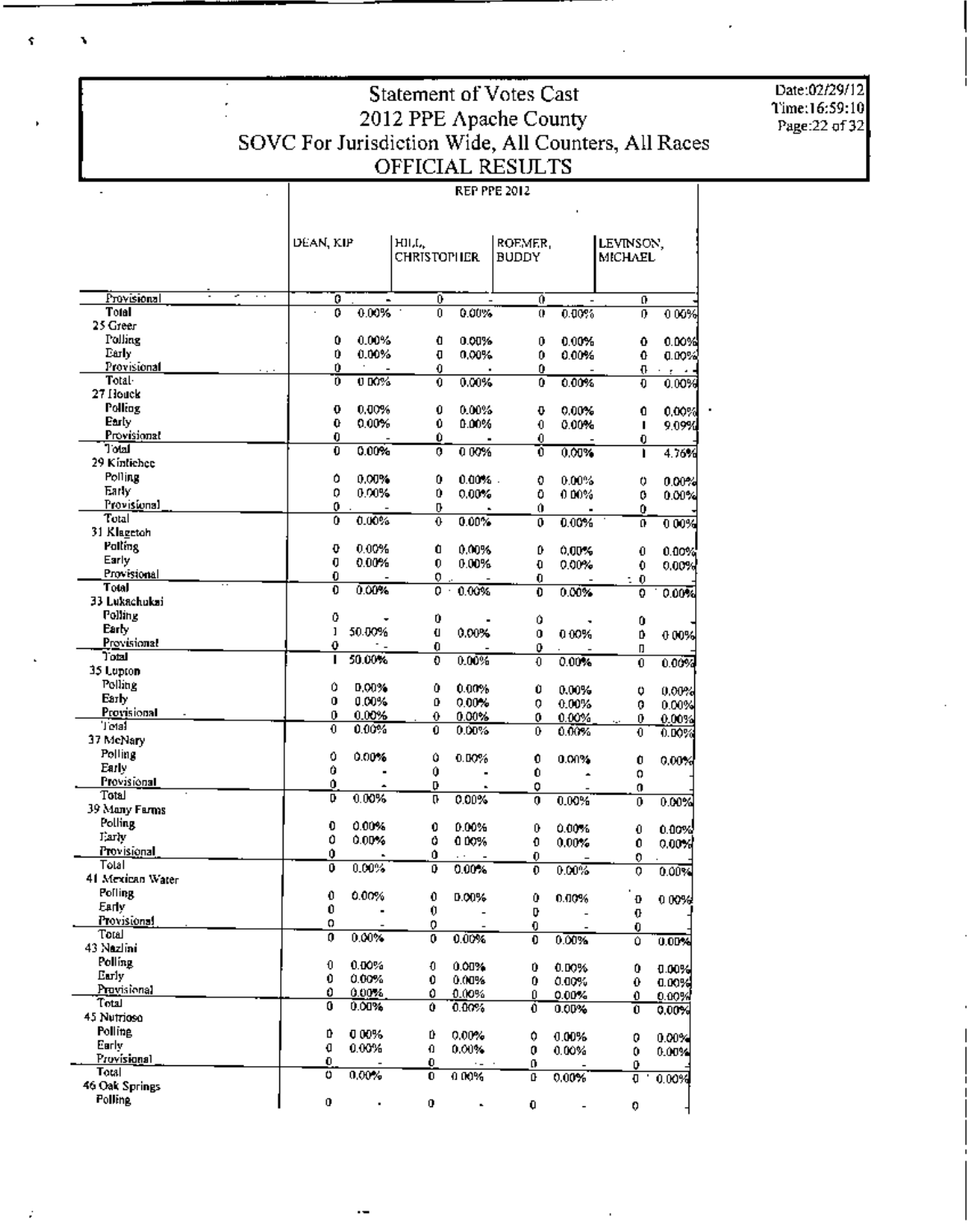# Statement of Votes Cast
## 2012 PPE Apache County
## SOVC For Jurisdiction Wide, All Counters, All Races
## OFFICIAL RESULTS

Date:02/29/12
Time:16:59:10

**REP PPE 2012**

| | DEAN, KIP | | HILL, CHRISTOPHER | | ROEMER, BUDDY | | LEVINSON, MICHAEL | |
|---|---|---|---|---|---|---|---|---|
| Provisional | 0 | - | 0 | - | 0 | - | 0 | |
| Total | 0 | 0.00% | 0 | 0.00% | 0 | 0.00% | 0 | 0.00% |
| 25 Greer | | | | | | | | |
| Polling | 0 | 0.00% | 0 | 0.00% | 0 | 0.00% | 0 | 0.00% |
| Early | 0 | 0.00% | 0 | 0.00% | 0 | 0.00% | 0 | 0.00% |
| Provisional | 0 | - | 0 | - | 0 | - | 0 | - |
| Total | 0 | 0.00% | 0 | 0.00% | 0 | 0.00% | 0 | 0.00% |
| 27 Houck | | | | | | | | |
| Polling | 0 | 0.00% | 0 | 0.00% | 0 | 0.00% | 0 | 0.00% |
| Early | 0 | 0.00% | 0 | 0.00% | 0 | 0.00% | 1 | 9.09% |
| Provisional | 0 | - | 0 | - | 0 | - | 0 | |
| Total | 0 | 0.00% | 0 | 0.00% | 0 | 0.00% | 1 | 4.76% |
| 29 Kinlichee | | | | | | | | |
| Polling | 0 | 0.00% | 0 | 0.00% | 0 | 0.00% | 0 | 0.00% |
| Early | 0 | 0.00% | 0 | 0.00% | 0 | 0.00% | 0 | 0.00% |
| Provisional | 0 | - | 0 | - | 0 | - | 0 | |
| Total | 0 | 0.00% | 0 | 0.00% | 0 | 0.00% | 0 | 0.00% |
| 31 Klagetoh | | | | | | | | |
| Polling | 0 | 0.00% | 0 | 0.00% | 0 | 0.00% | 0 | 0.00% |
| Early | 0 | 0.00% | 0 | 0.00% | 0 | 0.00% | 0 | 0.00% |
| Provisional | 0 | - | 0 | - | 0 | - | 0 | |
| Total | 0 | 0.00% | 0 | 0.00% | 0 | 0.00% | 0 | 0.00% |
| 33 Lukachukai | | | | | | | | |
| Polling | 0 | - | 0 | - | 0 | - | 0 | |
| Early | 1 | 50.00% | 0 | 0.00% | 0 | 0.00% | 0 | 0.00% |
| Provisional | 0 | - | 0 | - | 0 | - | 0 | |
| Total | 1 | 50.00% | 0 | 0.00% | 0 | 0.00% | 0 | 0.00% |
| 35 Lupton | | | | | | | | |
| Polling | 0 | 0.00% | 0 | 0.00% | 0 | 0.00% | 0 | 0.00% |
| Early | 0 | 0.00% | 0 | 0.00% | 0 | 0.00% | 0 | 0.00% |
| Provisional | 0 | 0.00% | 0 | 0.00% | 0 | 0.00% | 0 | 0.00% |
| Total | 0 | 0.00% | 0 | 0.00% | 0 | 0.00% | 0 | 0.00% |
| 37 McNary | | | | | | | | |
| Polling | 0 | 0.00% | 0 | 0.00% | 0 | 0.00% | 0 | 0.00% |
| Early | 0 | - | 0 | - | 0 | - | 0 | |
| Provisional | 0 | - | 0 | - | 0 | - | 0 | |
| Total | 0 | 0.00% | 0 | 0.00% | 0 | 0.00% | 0 | 0.00% |
| 39 Many Farms | | | | | | | | |
| Polling | 0 | 0.00% | 0 | 0.00% | 0 | 0.00% | 0 | 0.00% |
| Early | 0 | 0.00% | 0 | 0.00% | 0 | 0.00% | 0 | 0.00% |
| Provisional | 0 | - | 0 | - | 0 | - | 0 | |
| Total | 0 | 0.00% | 0 | 0.00% | 0 | 0.00% | 0 | 0.00% |
| 41 Mexican Water | | | | | | | | |
| Polling | 0 | 0.00% | 0 | 0.00% | 0 | 0.00% | 0 | 0.00% |
| Early | 0 | - | 0 | - | 0 | - | 0 | |
| Provisional | 0 | - | 0 | - | 0 | - | 0 | |
| Total | 0 | 0.00% | 0 | 0.00% | 0 | 0.00% | 0 | 0.00% |
| 43 Nazlini | | | | | | | | |
| Polling | 0 | 0.00% | 0 | 0.00% | 0 | 0.00% | 0 | 0.00% |
| Early | 0 | 0.00% | 0 | 0.00% | 0 | 0.00% | 0 | 0.00% |
| Provisional | 0 | 0.00% | 0 | 0.00% | 0 | 0.00% | 0 | 0.00% |
| Total | 0 | 0.00% | 0 | 0.00% | 0 | 0.00% | 0 | 0.00% |
| 45 Nutrioso | | | | | | | | |
| Polling | 0 | 0.00% | 0 | 0.00% | 0 | 0.00% | 0 | 0.00% |
| Early | 0 | 0.00% | 0 | 0.00% | 0 | 0.00% | 0 | 0.00% |
| Provisional | 0 | - | 0 | - | 0 | - | 0 | |
| Total | 0 | 0.00% | 0 | 0.00% | 0 | 0.00% | 0 | 0.00% |
| 46 Oak Springs | | | | | | | | |
| Polling | 0 | - | 0 | - | 0 | - | 0 | |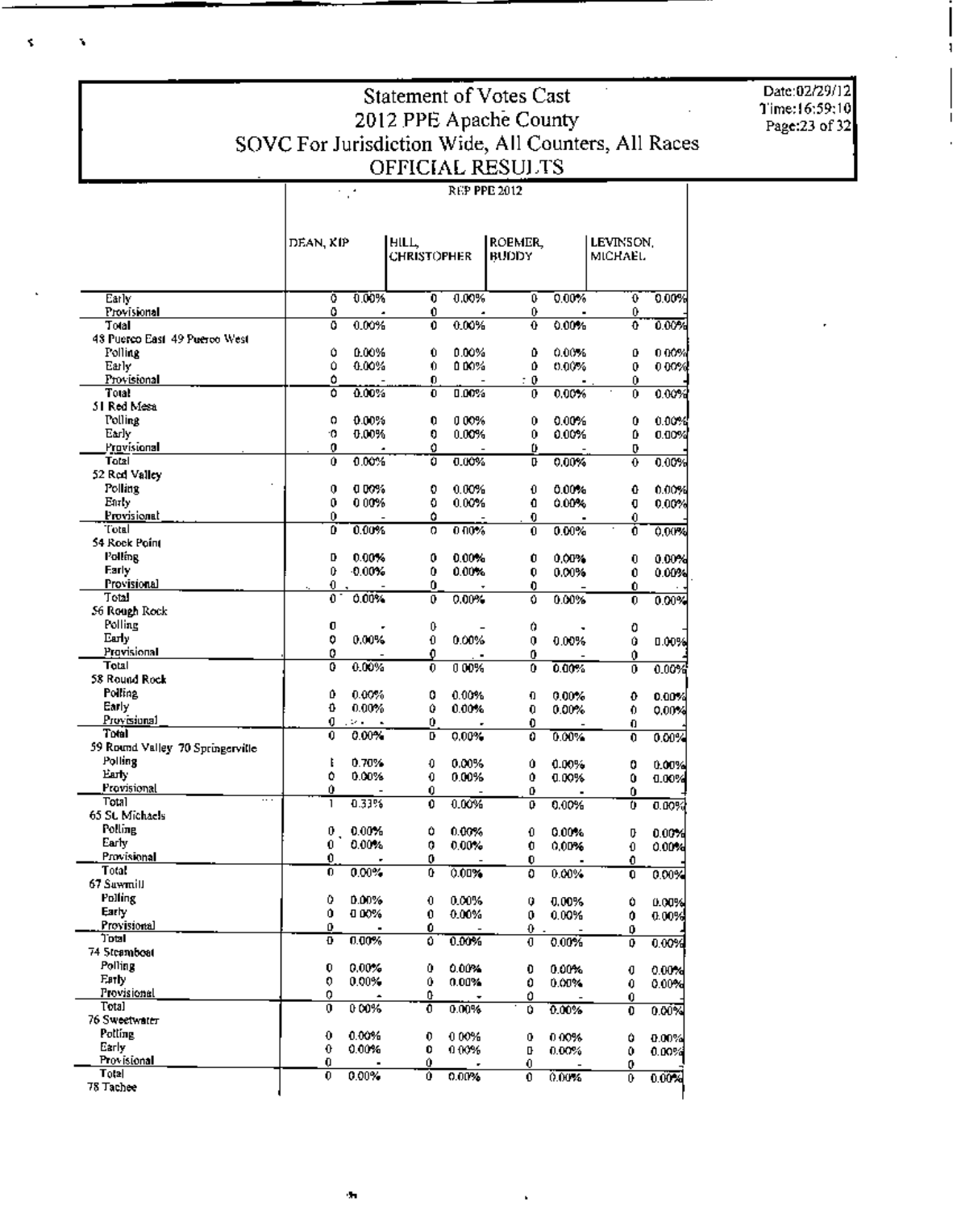# Statement of Votes Cast
## 2012 PPE Apache County
## SOVC For Jurisdiction Wide, All Counters, All Races
## OFFICIAL RESULTS

Date:02/29/12
Time:16:59:10

| | REP PPE 2012 | | | | | | | |
|---|---|---|---|---|---|---|---|---|
| | DEAN, KIP | | HILL, CHRISTOPHER | | ROEMER, BUDDY | | LEVINSON, MICHAEL | |
| Early | 0 | 0.00% | 0 | 0.00% | 0 | 0.00% | 0 | 0.00% |
| Provisional | 0 | - | 0 | - | 0 | - | 0 | - |
| Total | 0 | 0.00% | 0 | 0.00% | 0 | 0.00% | 0 | 0.00% |
| 48 Puerco East 49 Puerco West | | | | | | | | |
| Polling | 0 | 0.00% | 0 | 0.00% | 0 | 0.00% | 0 | 0.00% |
| Early | 0 | 0.00% | 0 | 0.00% | 0 | 0.00% | 0 | 0.00% |
| Provisional | 0 | - | 0 | - | 0 | - | 0 | - |
| Total | 0 | 0.00% | 0 | 0.00% | 0 | 0.00% | 0 | 0.00% |
| 51 Red Mesa | | | | | | | | |
| Polling | 0 | 0.00% | 0 | 0.00% | 0 | 0.00% | 0 | 0.00% |
| Early | 0 | 0.00% | 0 | 0.00% | 0 | 0.00% | 0 | 0.00% |
| Provisional | 0 | - | 0 | - | 0 | - | 0 | - |
| Total | 0 | 0.00% | 0 | 0.00% | 0 | 0.00% | 0 | 0.00% |
| 52 Red Valley | | | | | | | | |
| Polling | 0 | 0.00% | 0 | 0.00% | 0 | 0.00% | 0 | 0.00% |
| Early | 0 | 0.00% | 0 | 0.00% | 0 | 0.00% | 0 | 0.00% |
| Provisional | 0 | - | 0 | - | 0 | - | 0 | - |
| Total | 0 | 0.00% | 0 | 0.00% | 0 | 0.00% | 0 | 0.00% |
| 54 Rock Point | | | | | | | | |
| Polling | 0 | 0.00% | 0 | 0.00% | 0 | 0.00% | 0 | 0.00% |
| Early | 0 | 0.00% | 0 | 0.00% | 0 | 0.00% | 0 | 0.00% |
| Provisional | 0 | - | 0 | - | 0 | - | 0 | - |
| Total | 0 | 0.00% | 0 | 0.00% | 0 | 0.00% | 0 | 0.00% |
| 56 Rough Rock | | | | | | | | |
| Polling | 0 | - | 0 | - | 0 | - | 0 | - |
| Early | 0 | 0.00% | 0 | 0.00% | 0 | 0.00% | 0 | 0.00% |
| Provisional | 0 | - | 0 | - | 0 | - | 0 | - |
| Total | 0 | 0.00% | 0 | 0.00% | 0 | 0.00% | 0 | 0.00% |
| 58 Round Rock | | | | | | | | |
| Polling | 0 | 0.00% | 0 | 0.00% | 0 | 0.00% | 0 | 0.00% |
| Early | 0 | 0.00% | 0 | 0.00% | 0 | 0.00% | 0 | 0.00% |
| Provisional | 0 | - | 0 | - | 0 | - | 0 | - |
| Total | 0 | 0.00% | 0 | 0.00% | 0 | 0.00% | 0 | 0.00% |
| 59 Round Valley 70 Springerville | | | | | | | | |
| Polling | 1 | 0.70% | 0 | 0.00% | 0 | 0.00% | 0 | 0.00% |
| Early | 0 | 0.00% | 0 | 0.00% | 0 | 0.00% | 0 | 0.00% |
| Provisional | 0 | - | 0 | - | 0 | - | 0 | - |
| Total | 1 | 0.33% | 0 | 0.00% | 0 | 0.00% | 0 | 0.00% |
| 65 St. Michaels | | | | | | | | |
| Polling | 0 | 0.00% | 0 | 0.00% | 0 | 0.00% | 0 | 0.00% |
| Early | 0 | 0.00% | 0 | 0.00% | 0 | 0.00% | 0 | 0.00% |
| Provisional | 0 | - | 0 | - | 0 | - | 0 | - |
| Total | 0 | 0.00% | 0 | 0.00% | 0 | 0.00% | 0 | 0.00% |
| 67 Sawmill | | | | | | | | |
| Polling | 0 | 0.00% | 0 | 0.00% | 0 | 0.00% | 0 | 0.00% |
| Early | 0 | 0.00% | 0 | 0.00% | 0 | 0.00% | 0 | 0.00% |
| Provisional | 0 | - | 0 | - | 0 | - | 0 | - |
| Total | 0 | 0.00% | 0 | 0.00% | 0 | 0.00% | 0 | 0.00% |
| 74 Steamboat | | | | | | | | |
| Polling | 0 | 0.00% | 0 | 0.00% | 0 | 0.00% | 0 | 0.00% |
| Early | 0 | 0.00% | 0 | 0.00% | 0 | 0.00% | 0 | 0.00% |
| Provisional | 0 | - | 0 | - | 0 | - | 0 | - |
| Total | 0 | 0.00% | 0 | 0.00% | 0 | 0.00% | 0 | 0.00% |
| 76 Sweetwater | | | | | | | | |
| Polling | 0 | 0.00% | 0 | 0.00% | 0 | 0.00% | 0 | 0.00% |
| Early | 0 | 0.00% | 0 | 0.00% | 0 | 0.00% | 0 | 0.00% |
| Provisional | 0 | - | 0 | - | 0 | - | 0 | - |
| Total | 0 | 0.00% | 0 | 0.00% | 0 | 0.00% | 0 | 0.00% |
| 78 Tachee | | | | | | | | |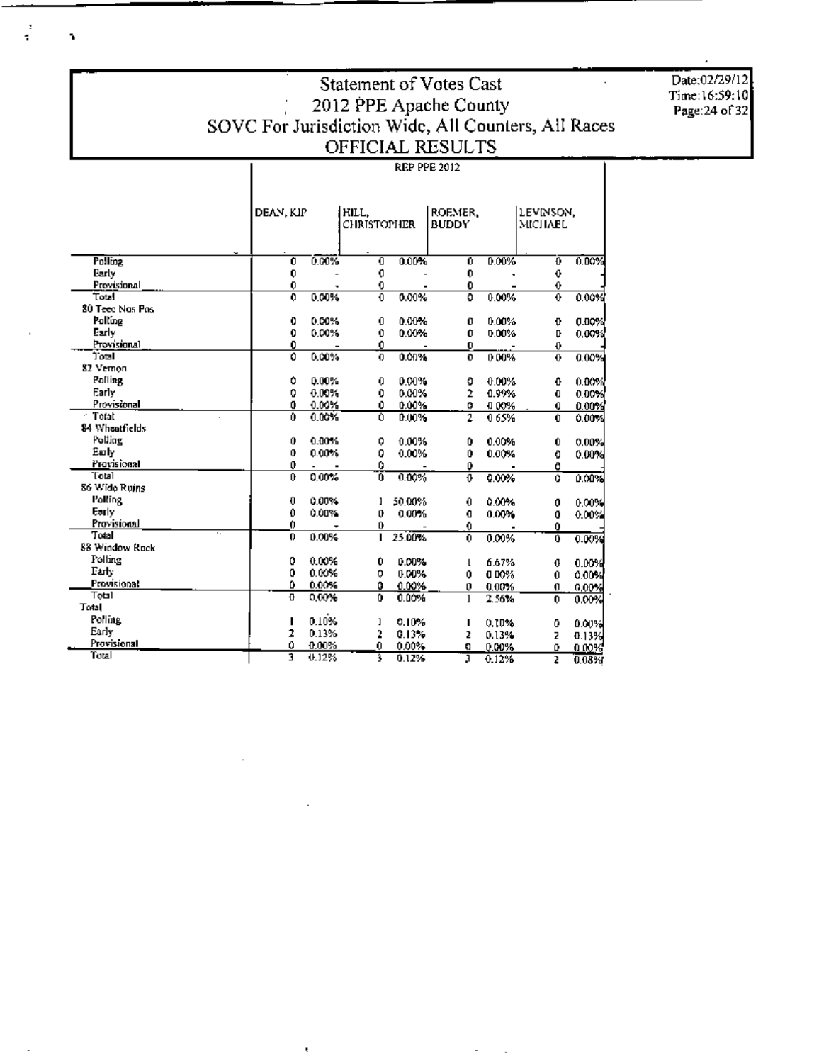# Statement of Votes Cast
## 2012 PPE Apache County
## SOVC For Jurisdiction Wide, All Counters, All Races
## OFFICIAL RESULTS

Date:02/29/12
Time:16:59:10
Page:24 of 32

| | REP PPE 2012 | | | | | | | |
|---|---|---|---|---|---|---|---|---|
| | DEAN, KIP | | HILL, CHRISTOPHER | | ROEMER, BUDDY | | LEVINSON, MICHAEL | |
| Polling | 0 | 0.00% | 0 | 0.00% | 0 | 0.00% | 0 | 0.00% |
| Early | 0 | - | 0 | - | 0 | - | 0 | - |
| Provisional | 0 | - | 0 | - | 0 | - | 0 | - |
| Total | 0 | 0.00% | 0 | 0.00% | 0 | 0.00% | 0 | 0.00% |
| 80 Teec Nos Pos | | | | | | | | |
| Polling | 0 | 0.00% | 0 | 0.00% | 0 | 0.00% | 0 | 0.00% |
| Early | 0 | 0.00% | 0 | 0.00% | 0 | 0.00% | 0 | 0.00% |
| Provisional | 0 | - | 0 | - | 0 | - | 0 | - |
| Total | 0 | 0.00% | 0 | 0.00% | 0 | 0.00% | 0 | 0.00% |
| 82 Vernon | | | | | | | | |
| Polling | 0 | 0.00% | 0 | 0.00% | 0 | 0.00% | 0 | 0.00% |
| Early | 0 | 0.00% | 0 | 0.00% | 2 | 0.99% | 0 | 0.00% |
| Provisional | 0 | 0.00% | 0 | 0.00% | 0 | 0.00% | 0 | 0.00% |
| Total | 0 | 0.00% | 0 | 0.00% | 2 | 0.65% | 0 | 0.00% |
| 84 Wheatfields | | | | | | | | |
| Polling | 0 | 0.00% | 0 | 0.00% | 0 | 0.00% | 0 | 0.00% |
| Early | 0 | 0.00% | 0 | 0.00% | 0 | 0.00% | 0 | 0.00% |
| Provisional | 0 | - | 0 | - | 0 | - | 0 | - |
| Total | 0 | 0.00% | 0 | 0.00% | 0 | 0.00% | 0 | 0.00% |
| 86 Wide Ruins | | | | | | | | |
| Polling | 0 | 0.00% | 1 | 50.00% | 0 | 0.00% | 0 | 0.00% |
| Early | 0 | 0.00% | 0 | 0.00% | 0 | 0.00% | 0 | 0.00% |
| Provisional | 0 | - | 0 | - | 0 | - | 0 | - |
| Total | 0 | 0.00% | 1 | 25.00% | 0 | 0.00% | 0 | 0.00% |
| 88 Window Rock | | | | | | | | |
| Polling | 0 | 0.00% | 0 | 0.00% | 1 | 6.67% | 0 | 0.00% |
| Early | 0 | 0.00% | 0 | 0.00% | 0 | 0.00% | 0 | 0.00% |
| Provisional | 0 | 0.00% | 0 | 0.00% | 0 | 0.00% | 0 | 0.00% |
| Total | 0 | 0.00% | 0 | 0.00% | 1 | 2.56% | 0 | 0.00% |
| Total | | | | | | | | |
| Polling | 1 | 0.10% | 1 | 0.10% | 1 | 0.10% | 0 | 0.00% |
| Early | 2 | 0.13% | 2 | 0.13% | 2 | 0.13% | 2 | 0.13% |
| Provisional | 0 | 0.00% | 0 | 0.00% | 0 | 0.00% | 0 | 0.00% |
| Total | 3 | 0.12% | 3 | 0.12% | 3 | 0.12% | 2 | 0.08% |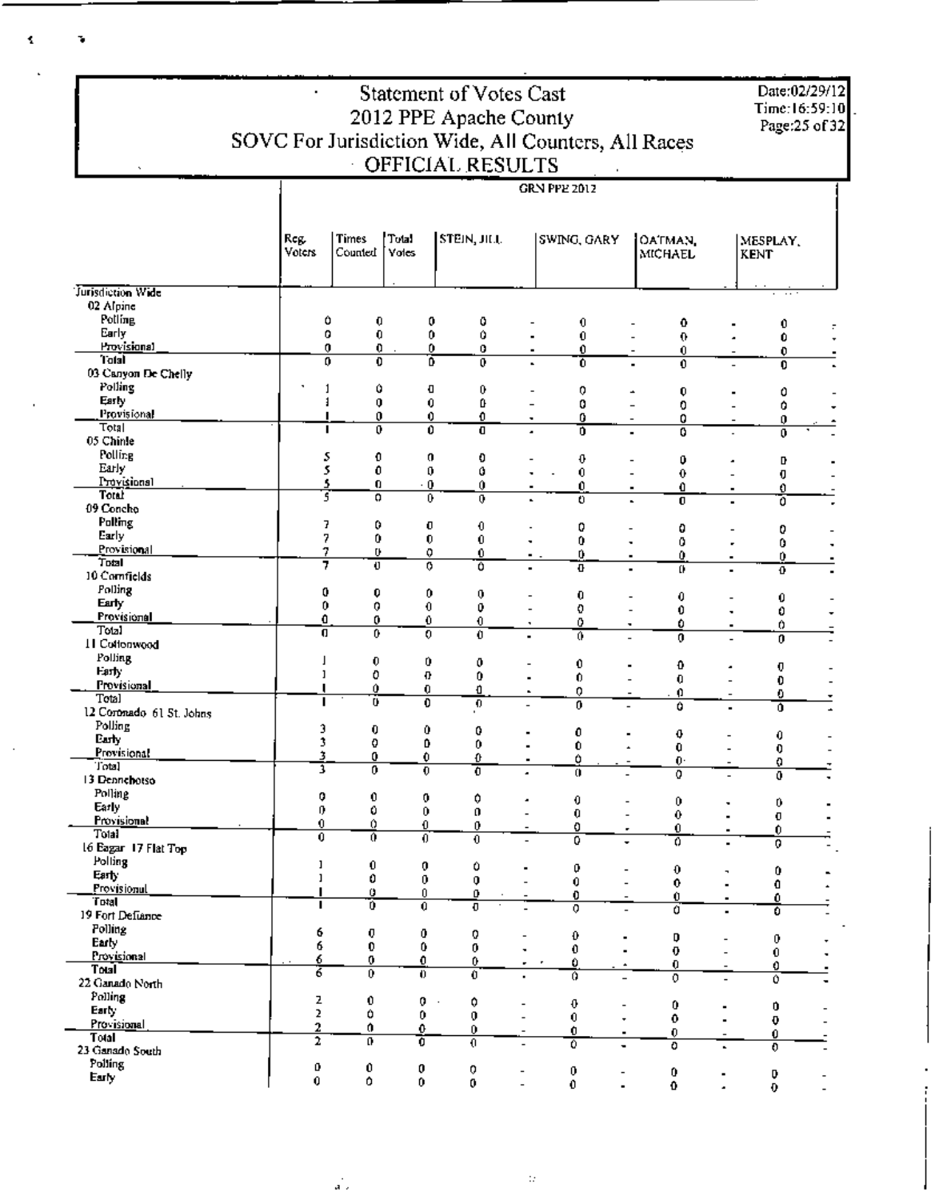# Statement of Votes Cast
## 2012 PPE Apache County
### SOVC For Jurisdiction Wide, All Counters, All Races
### OFFICIAL RESULTS

Date:02/29/12
Time:16:59:10

| | | | | GRN PPE 2012 | | | | | | | |
|---|---|---|---|---|---|---|---|---|---|---|---|
| | Reg. Voters | Times Counted | Total Votes | STEIN, JILL | | SWING, GARY | | OATMAN, MICHAEL | | MESPLAY, KENT | |
| **Jurisdiction Wide** | | | | | | | | | | | |
| 02 Alpine | | | | | | | | | | | |
| Polling | 0 | 0 | 0 | 0 | - | 0 | - | 0 | - | 0 | - |
| Early | 0 | 0 | 0 | 0 | - | 0 | - | 0 | - | 0 | - |
| Provisional | 0 | 0 | 0 | 0 | - | 0 | - | 0 | - | 0 | - |
| Total | 0 | 0 | 0 | 0 | - | 0 | - | 0 | - | 0 | - |
| 03 Canyon De Chelly | | | | | | | | | | | |
| Polling | 1 | 0 | 0 | 0 | - | 0 | - | 0 | - | 0 | - |
| Early | 1 | 0 | 0 | 0 | - | 0 | - | 0 | - | 0 | - |
| Provisional | 1 | 0 | 0 | 0 | - | 0 | - | 0 | - | 0 | - |
| Total | 1 | 0 | 0 | 0 | - | 0 | - | 0 | - | 0 | - |
| 05 Chinle | | | | | | | | | | | |
| Polling | 5 | 0 | 0 | 0 | - | 0 | - | 0 | - | 0 | - |
| Early | 5 | 0 | 0 | 0 | - | 0 | - | 0 | - | 0 | - |
| Provisional | 5 | 0 | 0 | 0 | - | 0 | - | 0 | - | 0 | - |
| Total | 5 | 0 | 0 | 0 | - | 0 | - | 0 | - | 0 | - |
| 09 Concho | | | | | | | | | | | |
| Polling | 7 | 0 | 0 | 0 | - | 0 | - | 0 | - | 0 | - |
| Early | 7 | 0 | 0 | 0 | - | 0 | - | 0 | - | 0 | - |
| Provisional | 7 | 0 | 0 | 0 | - | 0 | - | 0 | - | 0 | - |
| Total | 7 | 0 | 0 | 0 | - | 0 | - | 0 | - | 0 | - |
| 10 Cornfields | | | | | | | | | | | |
| Polling | 0 | 0 | 0 | 0 | - | 0 | - | 0 | - | 0 | - |
| Early | 0 | 0 | 0 | 0 | - | 0 | - | 0 | - | 0 | - |
| Provisional | 0 | 0 | 0 | 0 | - | 0 | - | 0 | - | 0 | - |
| Total | 0 | 0 | 0 | 0 | - | 0 | - | 0 | - | 0 | - |
| 11 Cottonwood | | | | | | | | | | | |
| Polling | 1 | 0 | 0 | 0 | - | 0 | - | 0 | - | 0 | - |
| Early | 1 | 0 | 0 | 0 | - | 0 | - | 0 | - | 0 | - |
| Provisional | 1 | 0 | 0 | 0 | - | 0 | - | 0 | - | 0 | - |
| Total | 1 | 0 | 0 | 0 | - | 0 | - | 0 | - | 0 | - |
| 12 Coronado 61 St. Johns | | | | | | | | | | | |
| Polling | 3 | 0 | 0 | 0 | - | 0 | - | 0 | - | 0 | - |
| Early | 3 | 0 | 0 | 0 | - | 0 | - | 0 | - | 0 | - |
| Provisional | 3 | 0 | 0 | 0 | - | 0 | - | 0 | - | 0 | - |
| Total | 3 | 0 | 0 | 0 | - | 0 | - | 0 | - | 0 | - |
| 13 Dennehotso | | | | | | | | | | | |
| Polling | 0 | 0 | 0 | 0 | - | 0 | - | 0 | - | 0 | - |
| Early | 0 | 0 | 0 | 0 | - | 0 | - | 0 | - | 0 | - |
| Provisional | 0 | 0 | 0 | 0 | - | 0 | - | 0 | - | 0 | - |
| Total | 0 | 0 | 0 | 0 | - | 0 | - | 0 | - | 0 | - |
| 16 Eagar 17 Flat Top | | | | | | | | | | | |
| Polling | 1 | 0 | 0 | 0 | - | 0 | - | 0 | - | 0 | - |
| Early | 1 | 0 | 0 | 0 | - | 0 | - | 0 | - | 0 | - |
| Provisional | 1 | 0 | 0 | 0 | - | 0 | - | 0 | - | 0 | - |
| Total | 1 | 0 | 0 | 0 | - | 0 | - | 0 | - | 0 | - |
| 19 Fort Defiance | | | | | | | | | | | |
| Polling | 6 | 0 | 0 | 0 | - | 0 | - | 0 | - | 0 | - |
| Early | 6 | 0 | 0 | 0 | - | 0 | - | 0 | - | 0 | - |
| Provisional | 6 | 0 | 0 | 0 | - | 0 | - | 0 | - | 0 | - |
| Total | 6 | 0 | 0 | 0 | - | 0 | - | 0 | - | 0 | - |
| 22 Ganado North | | | | | | | | | | | |
| Polling | 2 | 0 | 0 | 0 | - | 0 | - | 0 | - | 0 | - |
| Early | 2 | 0 | 0 | 0 | - | 0 | - | 0 | - | 0 | - |
| Provisional | 2 | 0 | 0 | 0 | - | 0 | - | 0 | - | 0 | - |
| Total | 2 | 0 | 0 | 0 | - | 0 | - | 0 | - | 0 | - |
| 23 Ganado South | | | | | | | | | | | |
| Polling | 0 | 0 | 0 | 0 | - | 0 | - | 0 | - | 0 | - |
| Early | 0 | 0 | 0 | 0 | - | 0 | - | 0 | - | 0 | - |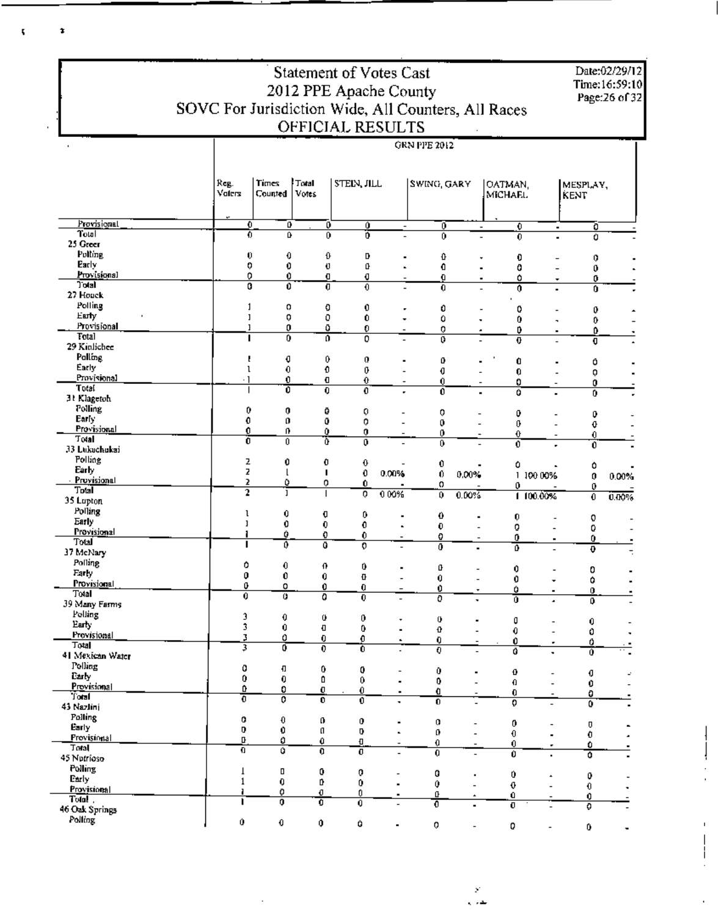# Statement of Votes Cast
## 2012 PPE Apache County
## SOVC For Jurisdiction Wide, All Counters, All Races
## OFFICIAL RESULTS

Date:02/29/12
Time:16:59:10

GRN PPE 2012

| | Reg. Voters | Times Counted | Total Votes | STEIN, JILL | | SWING, GARY | | OATMAN, MICHAEL | | MESPLAY, KENT | |
|---|---|---|---|---|---|---|---|---|---|---|---|
| Provisional | 0 | 0 | 0 | 0 | - | 0 | - | 0 | - | 0 | - |
| Total | 0 | 0 | 0 | 0 | - | 0 | - | 0 | - | 0 | - |
| **25 Greer** | | | | | | | | | | | |
| Polling | 0 | 0 | 0 | 0 | - | 0 | - | 0 | - | 0 | - |
| Early | 0 | 0 | 0 | 0 | - | 0 | - | 0 | - | 0 | - |
| Provisional | 0 | 0 | 0 | 0 | - | 0 | - | 0 | - | 0 | - |
| Total | 0 | 0 | 0 | 0 | - | 0 | - | 0 | - | 0 | - |
| **27 Houck** | | | | | | | | | | | |
| Polling | 1 | 0 | 0 | 0 | - | 0 | - | 0 | - | 0 | - |
| Early | 1 | 0 | 0 | 0 | - | 0 | - | 0 | - | 0 | - |
| Provisional | 1 | 0 | 0 | 0 | - | 0 | - | 0 | - | 0 | - |
| Total | 1 | 0 | 0 | 0 | - | 0 | - | 0 | - | 0 | - |
| **29 Kinlichee** | | | | | | | | | | | |
| Polling | 1 | 0 | 0 | 0 | - | 0 | - | 0 | - | 0 | - |
| Early | 1 | 0 | 0 | 0 | - | 0 | - | 0 | - | 0 | - |
| Provisional | 1 | 0 | 0 | 0 | - | 0 | - | 0 | - | 0 | - |
| Total | 1 | 0 | 0 | 0 | - | 0 | - | 0 | - | 0 | - |
| **31 Klagetoh** | | | | | | | | | | | |
| Polling | 0 | 0 | 0 | 0 | - | 0 | - | 0 | - | 0 | - |
| Early | 0 | 0 | 0 | 0 | - | 0 | - | 0 | - | 0 | - |
| Provisional | 0 | 0 | 0 | 0 | - | 0 | - | 0 | - | 0 | - |
| Total | 0 | 0 | 0 | 0 | - | 0 | - | 0 | - | 0 | - |
| **33 Lukachukai** | | | | | | | | | | | |
| Polling | 2 | 0 | 0 | 0 | - | 0 | - | 0 | - | 0 | - |
| Early | 2 | 1 | 1 | 0 | 0.00% | 0 | 0.00% | 1 | 100.00% | 0 | 0.00% |
| Provisional | 2 | 0 | 0 | 0 | - | 0 | - | 0 | - | 0 | - |
| Total | 2 | 1 | 1 | 0 | 0.00% | 0 | 0.00% | 1 | 100.00% | 0 | 0.00% |
| **35 Lupton** | | | | | | | | | | | |
| Polling | 1 | 0 | 0 | 0 | - | 0 | - | 0 | - | 0 | - |
| Early | 1 | 0 | 0 | 0 | - | 0 | - | 0 | - | 0 | - |
| Provisional | 1 | 0 | 0 | 0 | - | 0 | - | 0 | - | 0 | - |
| Total | 1 | 0 | 0 | 0 | - | 0 | - | 0 | - | 0 | - |
| **37 McNary** | | | | | | | | | | | |
| Polling | 0 | 0 | 0 | 0 | - | 0 | - | 0 | - | 0 | - |
| Early | 0 | 0 | 0 | 0 | - | 0 | - | 0 | - | 0 | - |
| Provisional | 0 | 0 | 0 | 0 | - | 0 | - | 0 | - | 0 | - |
| Total | 0 | 0 | 0 | 0 | - | 0 | - | 0 | - | 0 | - |
| **39 Many Farms** | | | | | | | | | | | |
| Polling | 3 | 0 | 0 | 0 | - | 0 | - | 0 | - | 0 | - |
| Early | 3 | 0 | 0 | 0 | - | 0 | - | 0 | - | 0 | - |
| Provisional | 3 | 0 | 0 | 0 | - | 0 | - | 0 | - | 0 | - |
| Total | 3 | 0 | 0 | 0 | - | 0 | - | 0 | - | 0 | - |
| **41 Mexican Water** | | | | | | | | | | | |
| Polling | 0 | 0 | 0 | 0 | - | 0 | - | 0 | - | 0 | - |
| Early | 0 | 0 | 0 | 0 | - | 0 | - | 0 | - | 0 | - |
| Provisional | 0 | 0 | 0 | 0 | - | 0 | - | 0 | - | 0 | - |
| Total | 0 | 0 | 0 | 0 | - | 0 | - | 0 | - | 0 | - |
| **43 Nazlini** | | | | | | | | | | | |
| Polling | 0 | 0 | 0 | 0 | - | 0 | - | 0 | - | 0 | - |
| Early | 0 | 0 | 0 | 0 | - | 0 | - | 0 | - | 0 | - |
| Provisional | 0 | 0 | 0 | 0 | - | 0 | - | 0 | - | 0 | - |
| Total | 0 | 0 | 0 | 0 | - | 0 | - | 0 | - | 0 | - |
| **45 Nutrioso** | | | | | | | | | | | |
| Polling | 1 | 0 | 0 | 0 | - | 0 | - | 0 | - | 0 | - |
| Early | 1 | 0 | 0 | 0 | - | 0 | - | 0 | - | 0 | - |
| Provisional | 1 | 0 | 0 | 0 | - | 0 | - | 0 | - | 0 | - |
| Total | 1 | 0 | 0 | 0 | - | 0 | - | 0 | - | 0 | - |
| **46 Oak Springs** | | | | | | | | | | | |
| Polling | 0 | 0 | 0 | 0 | - | 0 | - | 0 | - | 0 | - |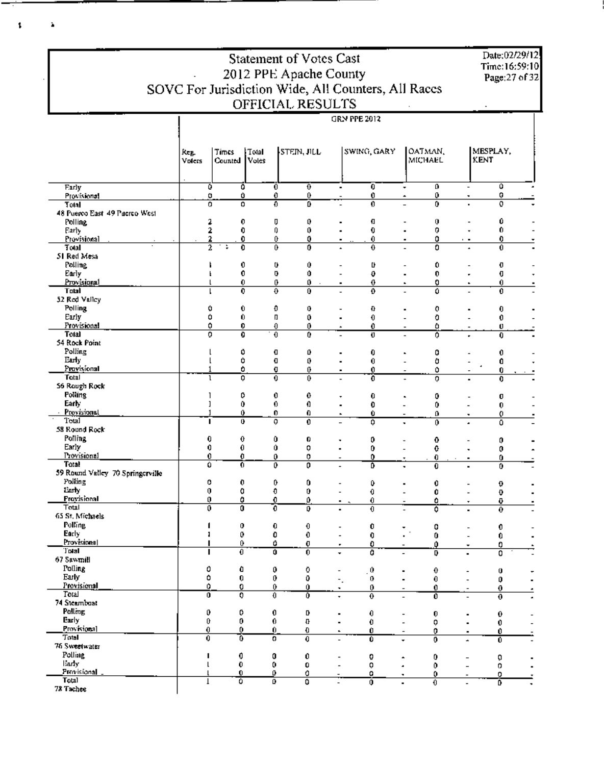# Statement of Votes Cast
## 2012 PPE Apache County
## SOVC For Jurisdiction Wide, All Counters, All Races
## OFFICIAL RESULTS

Date:02/29/12
Time:16:59:10

GRN PPE 2012

| | Reg. Voters | Times Counted | Total Votes | STEIN, JILL | | SWING, GARY | | OATMAN, MICHAEL | | MESPLAY, KENT | |
|---|---|---|---|---|---|---|---|---|---|---|---|
| Early | 0 | 0 | 0 | 0 | - | 0 | - | 0 | - | 0 | - |
| Provisional | 0 | 0 | 0 | 0 | - | 0 | - | 0 | - | 0 | - |
| Total | 0 | 0 | 0 | 0 | - | 0 | - | 0 | - | 0 | - |
| **48 Puerco East 49 Puerco West** | | | | | | | | | | | |
| Polling | 2 | 0 | 0 | 0 | - | 0 | - | 0 | - | 0 | - |
| Early | 2 | 0 | 0 | 0 | - | 0 | - | 0 | - | 0 | - |
| Provisional | 2 | 0 | 0 | 0 | - | 0 | - | 0 | - | 0 | - |
| Total | 2 | 0 | 0 | 0 | - | 0 | - | 0 | - | 0 | - |
| **51 Red Mesa** | | | | | | | | | | | |
| Polling | 1 | 0 | 0 | 0 | - | 0 | - | 0 | - | 0 | - |
| Early | 1 | 0 | 0 | 0 | - | 0 | - | 0 | - | 0 | - |
| Provisional | 1 | 0 | 0 | 0 | - | 0 | - | 0 | - | 0 | - |
| Total | 1 | 0 | 0 | 0 | - | 0 | - | 0 | - | 0 | - |
| **52 Red Valley** | | | | | | | | | | | |
| Polling | 0 | 0 | 0 | 0 | - | 0 | - | 0 | - | 0 | - |
| Early | 0 | 0 | 0 | 0 | - | 0 | - | 0 | - | 0 | - |
| Provisional | 0 | 0 | 0 | 0 | - | 0 | - | 0 | - | 0 | - |
| Total | 0 | 0 | 0 | 0 | - | 0 | - | 0 | - | 0 | - |
| **54 Rock Point** | | | | | | | | | | | |
| Polling | 1 | 0 | 0 | 0 | - | 0 | - | 0 | - | 0 | - |
| Early | 1 | 0 | 0 | 0 | - | 0 | - | 0 | - | 0 | - |
| Provisional | 1 | 0 | 0 | 0 | - | 0 | - | 0 | - | 0 | - |
| Total | 1 | 0 | 0 | 0 | - | 0 | - | 0 | - | 0 | - |
| **56 Rough Rock** | | | | | | | | | | | |
| Polling | 1 | 0 | 0 | 0 | - | 0 | - | 0 | - | 0 | - |
| Early | 1 | 0 | 0 | 0 | - | 0 | - | 0 | - | 0 | - |
| Provisional | 1 | 0 | 0 | 0 | - | 0 | - | 0 | - | 0 | - |
| Total | 1 | 0 | 0 | 0 | - | 0 | - | 0 | - | 0 | - |
| **58 Round Rock** | | | | | | | | | | | |
| Polling | 0 | 0 | 0 | 0 | - | 0 | - | 0 | - | 0 | - |
| Early | 0 | 0 | 0 | 0 | - | 0 | - | 0 | - | 0 | - |
| Provisional | 0 | 0 | 0 | 0 | - | 0 | - | 0 | - | 0 | - |
| Total | 0 | 0 | 0 | 0 | - | 0 | - | 0 | - | 0 | - |
| **59 Round Valley 70 Springerville** | | | | | | | | | | | |
| Polling | 0 | 0 | 0 | 0 | - | 0 | - | 0 | - | 0 | - |
| Early | 0 | 0 | 0 | 0 | - | 0 | - | 0 | - | 0 | - |
| Provisional | 0 | 0 | 0 | 0 | - | 0 | - | 0 | - | 0 | - |
| Total | 0 | 0 | 0 | 0 | - | 0 | - | 0 | - | 0 | - |
| **65 St. Michaels** | | | | | | | | | | | |
| Polling | 1 | 0 | 0 | 0 | - | 0 | - | 0 | - | 0 | - |
| Early | 1 | 0 | 0 | 0 | - | 0 | - | 0 | - | 0 | - |
| Provisional | 1 | 0 | 0 | 0 | - | 0 | - | 0 | - | 0 | - |
| Total | 1 | 0 | 0 | 0 | - | 0 | - | 0 | - | 0 | - |
| **67 Sawmill** | | | | | | | | | | | |
| Polling | 0 | 0 | 0 | 0 | - | 0 | - | 0 | - | 0 | - |
| Early | 0 | 0 | 0 | 0 | - | 0 | - | 0 | - | 0 | - |
| Provisional | 0 | 0 | 0 | 0 | - | 0 | - | 0 | - | 0 | - |
| Total | 0 | 0 | 0 | 0 | - | 0 | - | 0 | - | 0 | - |
| **74 Steamboat** | | | | | | | | | | | |
| Polling | 0 | 0 | 0 | 0 | - | 0 | - | 0 | - | 0 | - |
| Early | 0 | 0 | 0 | 0 | - | 0 | - | 0 | - | 0 | - |
| Provisional | 0 | 0 | 0 | 0 | - | 0 | - | 0 | - | 0 | - |
| Total | 0 | 0 | 0 | 0 | - | 0 | - | 0 | - | 0 | - |
| **76 Sweetwater** | | | | | | | | | | | |
| Polling | 1 | 0 | 0 | 0 | - | 0 | - | 0 | - | 0 | - |
| Early | 1 | 0 | 0 | 0 | - | 0 | - | 0 | - | 0 | - |
| Provisional | 1 | 0 | 0 | 0 | - | 0 | - | 0 | - | 0 | - |
| Total | 1 | 0 | 0 | 0 | - | 0 | - | 0 | - | 0 | - |
| **78 Tachee** | | | | | | | | | | | |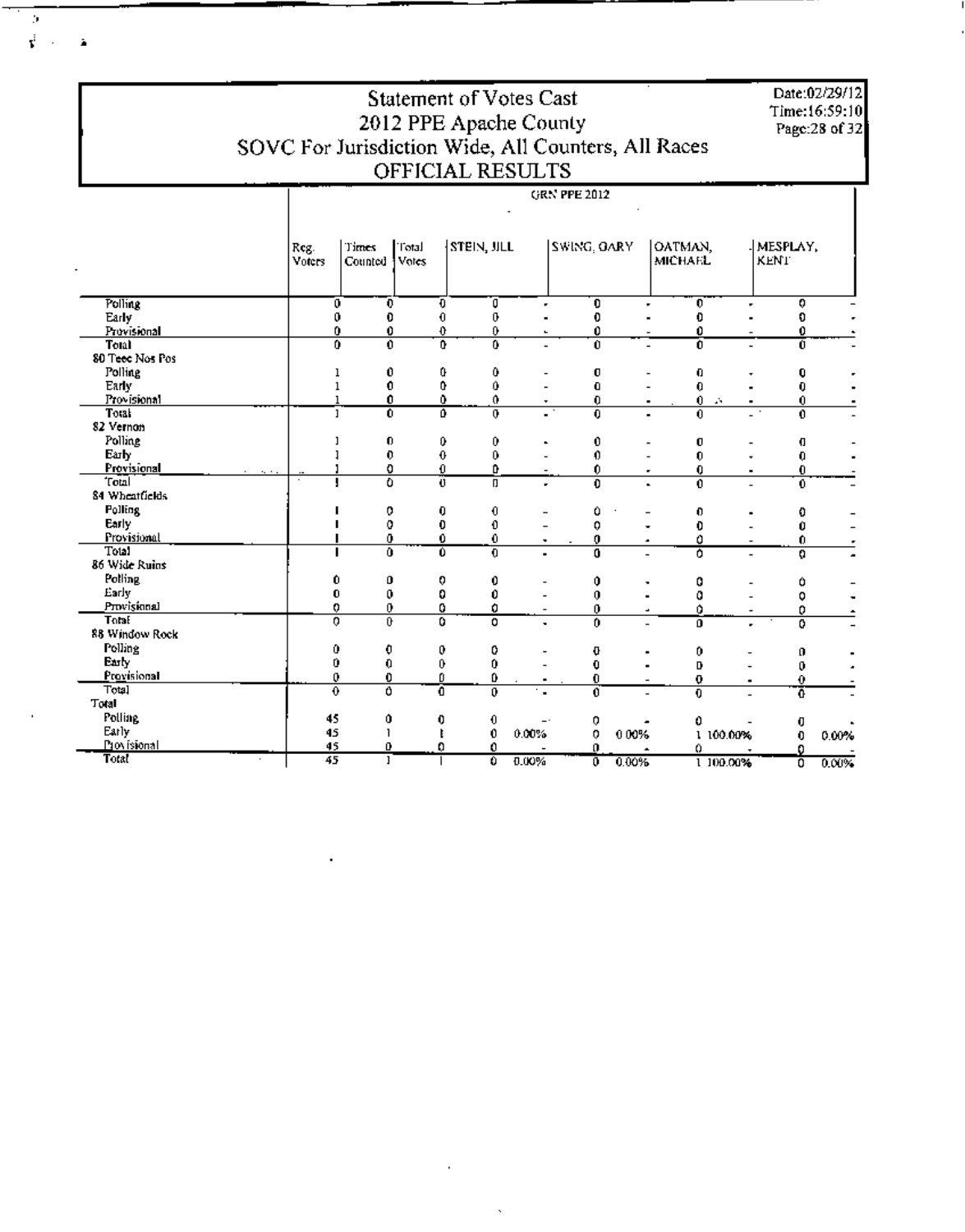# Statement of Votes Cast
## 2012 PPE Apache County
## SOVC For Jurisdiction Wide, All Counters, All Races
## OFFICIAL RESULTS

Date:02/29/12
Time:16:59:10

GRN PPE 2012

| | Reg. Voters | Times Counted | Total Votes | STEIN, JILL | | SWING, GARY | | OATMAN, MICHAEL | | MESPLAY, KENT | |
|---|---|---|---|---|---|---|---|---|---|---|---|
| Polling | 0 | 0 | 0 | 0 | - | 0 | - | 0 | - | 0 | - |
| Early | 0 | 0 | 0 | 0 | - | 0 | - | 0 | - | 0 | - |
| Provisional | 0 | 0 | 0 | 0 | - | 0 | - | 0 | - | 0 | - |
| Total | 0 | 0 | 0 | 0 | - | 0 | - | 0 | - | 0 | - |
| 80 Teec Nos Pos | | | | | | | | | | | |
| Polling | 1 | 0 | 0 | 0 | - | 0 | - | 0 | - | 0 | - |
| Early | 1 | 0 | 0 | 0 | - | 0 | - | 0 | - | 0 | - |
| Provisional | 1 | 0 | 0 | 0 | - | 0 | - | 0 | - | 0 | - |
| Total | 1 | 0 | 0 | 0 | - | 0 | - | 0 | - | 0 | - |
| 82 Vernon | | | | | | | | | | | |
| Polling | 1 | 0 | 0 | 0 | - | 0 | - | 0 | - | 0 | - |
| Early | 1 | 0 | 0 | 0 | - | 0 | - | 0 | - | 0 | - |
| Provisional | 1 | 0 | 0 | 0 | - | 0 | - | 0 | - | 0 | - |
| Total | 1 | 0 | 0 | 0 | - | 0 | - | 0 | - | 0 | - |
| 84 Wheatfields | | | | | | | | | | | |
| Polling | 1 | 0 | 0 | 0 | - | 0 | - | 0 | - | 0 | - |
| Early | 1 | 0 | 0 | 0 | - | 0 | - | 0 | - | 0 | - |
| Provisional | 1 | 0 | 0 | 0 | - | 0 | - | 0 | - | 0 | - |
| Total | 1 | 0 | 0 | 0 | - | 0 | - | 0 | - | 0 | - |
| 86 Wide Ruins | | | | | | | | | | | |
| Polling | 0 | 0 | 0 | 0 | - | 0 | - | 0 | - | 0 | - |
| Early | 0 | 0 | 0 | 0 | - | 0 | - | 0 | - | 0 | - |
| Provisional | 0 | 0 | 0 | 0 | - | 0 | - | 0 | - | 0 | - |
| Total | 0 | 0 | 0 | 0 | - | 0 | - | 0 | - | 0 | - |
| 88 Window Rock | | | | | | | | | | | |
| Polling | 0 | 0 | 0 | 0 | - | 0 | - | 0 | - | 0 | - |
| Early | 0 | 0 | 0 | 0 | - | 0 | - | 0 | - | 0 | - |
| Provisional | 0 | 0 | 0 | 0 | - | 0 | - | 0 | - | 0 | - |
| Total | 0 | 0 | 0 | 0 | - | 0 | - | 0 | - | 0 | - |
| Total | | | | | | | | | | | |
| Polling | 45 | 0 | 0 | 0 | - | 0 | - | 0 | - | 0 | - |
| Early | 45 | 1 | 1 | 0 | 0.00% | 0 | 0.00% | 1 | 100.00% | 0 | 0.00% |
| Provisional | 45 | 0 | 0 | 0 | - | 0 | - | 0 | - | 0 | - |
| Total | 45 | 1 | 1 | 0 | 0.00% | 0 | 0.00% | 1 | 100.00% | 0 | 0.00% |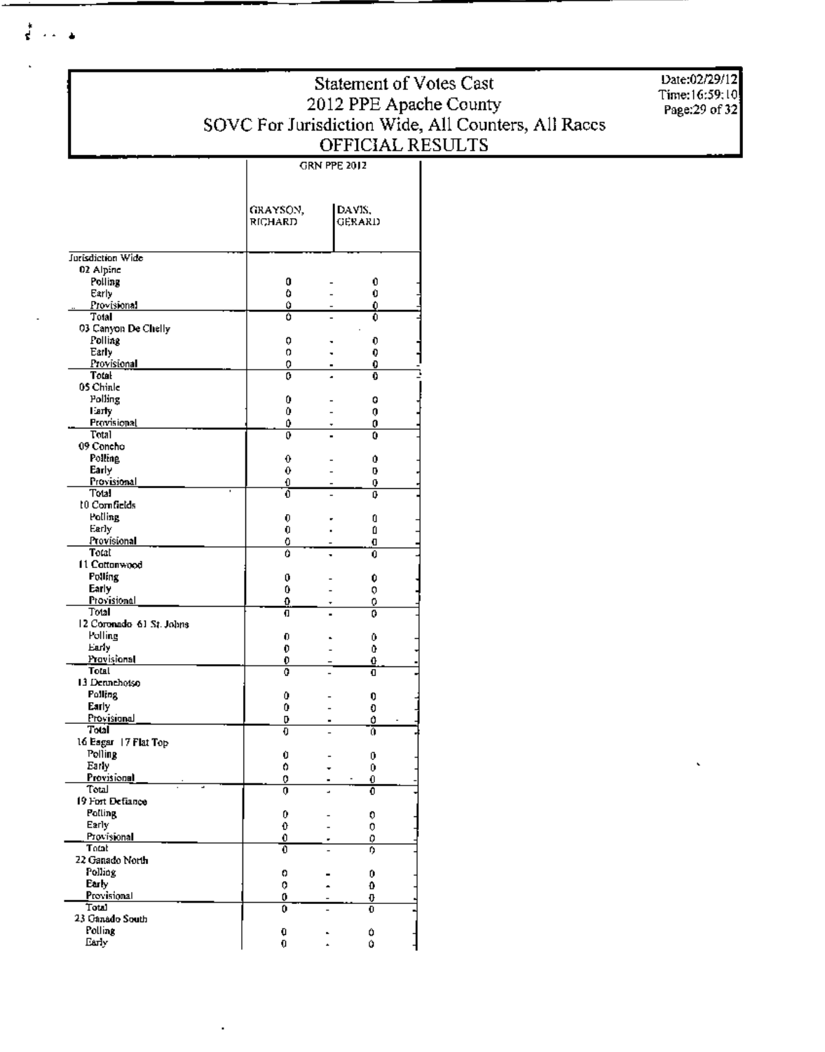# Statement of Votes Cast

## 2012 PPE Apache County

### SOVC For Jurisdiction Wide, All Counters, All Races

### OFFICIAL RESULTS

Date:02/29/12
Time:16:59:10

| | GRN PPE 2012 | |
|---|---|---|
| | GRAYSON, RICHARD | DAVIS, GERARD |
| **Jurisdiction Wide** | | |
| **02 Alpine** | | |
| Polling | 0 | 0 |
| Early | 0 | 0 |
| Provisional | 0 | 0 |
| Total | 0 | 0 |
| **03 Canyon De Chelly** | | |
| Polling | 0 | 0 |
| Early | 0 | 0 |
| Provisional | 0 | 0 |
| Total | 0 | 0 |
| **05 Chinle** | | |
| Polling | 0 | 0 |
| Early | 0 | 0 |
| Provisional | 0 | 0 |
| Total | 0 | 0 |
| **09 Concho** | | |
| Polling | 0 | 0 |
| Early | 0 | 0 |
| Provisional | 0 | 0 |
| Total | 0 | 0 |
| **10 Cornfields** | | |
| Polling | 0 | 0 |
| Early | 0 | 0 |
| Provisional | 0 | 0 |
| Total | 0 | 0 |
| **11 Cottonwood** | | |
| Polling | 0 | 0 |
| Early | 0 | 0 |
| Provisional | 0 | 0 |
| Total | 0 | 0 |
| **12 Coronado 61 St. Johns** | | |
| Polling | 0 | 0 |
| Early | 0 | 0 |
| Provisional | 0 | 0 |
| Total | 0 | 0 |
| **13 Dennehotso** | | |
| Polling | 0 | 0 |
| Early | 0 | 0 |
| Provisional | 0 | 0 |
| Total | 0 | 0 |
| **16 Eagar 17 Flat Top** | | |
| Polling | 0 | 0 |
| Early | 0 | 0 |
| Provisional | 0 | 0 |
| Total | 0 | 0 |
| **19 Fort Defiance** | | |
| Polling | 0 | 0 |
| Early | 0 | 0 |
| Provisional | 0 | 0 |
| Total | 0 | 0 |
| **22 Ganado North** | | |
| Polling | 0 | 0 |
| Early | 0 | 0 |
| Provisional | 0 | 0 |
| Total | 0 | 0 |
| **23 Ganado South** | | |
| Polling | 0 | 0 |
| Early | 0 | 0 |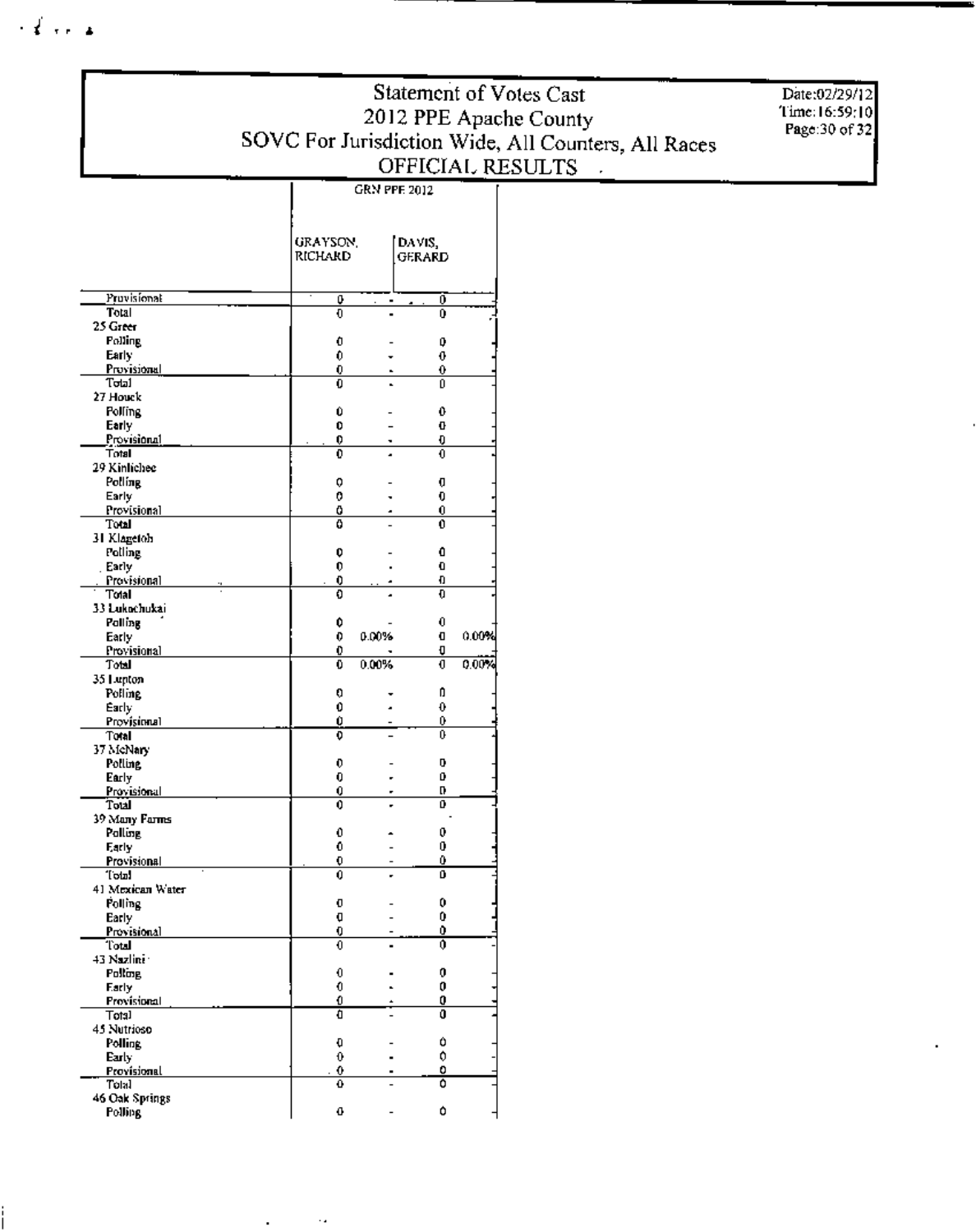# Statement of Votes Cast
## 2012 PPE Apache County
## SOVC For Jurisdiction Wide, All Counters, All Races
## OFFICIAL RESULTS

Date:02/29/12
Time:16:59:10

| | GRN PPE 2012 | | | |
|---|---|---|---|---|
| | GRAYSON, RICHARD | | DAVIS, GERARD | |
| Provisional | 0 | - | 0 | - |
| Total | 0 | - | 0 | - |
| 25 Greer | | | | |
| Polling | 0 | - | 0 | - |
| Early | 0 | - | 0 | - |
| Provisional | 0 | - | 0 | - |
| Total | 0 | - | 0 | - |
| 27 Houck | | | | |
| Polling | 0 | - | 0 | - |
| Early | 0 | - | 0 | - |
| Provisional | 0 | - | 0 | - |
| Total | 0 | - | 0 | - |
| 29 Kinlichee | | | | |
| Polling | 0 | - | 0 | - |
| Early | 0 | - | 0 | - |
| Provisional | 0 | - | 0 | - |
| Total | 0 | - | 0 | - |
| 31 Klagetoh | | | | |
| Polling | 0 | - | 0 | - |
| Early | 0 | - | 0 | - |
| Provisional | 0 | - | 0 | - |
| Total | 0 | - | 0 | - |
| 33 Lukachukai | | | | |
| Polling | 0 | - | 0 | - |
| Early | 0 | 0.00% | 0 | 0.00% |
| Provisional | 0 | - | 0 | - |
| Total | 0 | 0.00% | 0 | 0.00% |
| 35 Lupton | | | | |
| Polling | 0 | - | 0 | - |
| Early | 0 | - | 0 | - |
| Provisional | 0 | - | 0 | - |
| Total | 0 | - | 0 | - |
| 37 McNary | | | | |
| Polling | 0 | - | 0 | - |
| Early | 0 | - | 0 | - |
| Provisional | 0 | - | 0 | - |
| Total | 0 | - | 0 | - |
| 39 Many Farms | | | | |
| Polling | 0 | - | 0 | - |
| Early | 0 | - | 0 | - |
| Provisional | 0 | - | 0 | - |
| Total | 0 | - | 0 | - |
| 41 Mexican Water | | | | |
| Polling | 0 | - | 0 | - |
| Early | 0 | - | 0 | - |
| Provisional | 0 | - | 0 | - |
| Total | 0 | - | 0 | - |
| 43 Nazlini | | | | |
| Polling | 0 | - | 0 | - |
| Early | 0 | - | 0 | - |
| Provisional | 0 | - | 0 | - |
| Total | 0 | - | 0 | - |
| 45 Nutrioso | | | | |
| Polling | 0 | - | 0 | - |
| Early | 0 | - | 0 | - |
| Provisional | 0 | - | 0 | - |
| Total | 0 | - | 0 | - |
| 46 Oak Springs | | | | |
| Polling | 0 | - | 0 | - |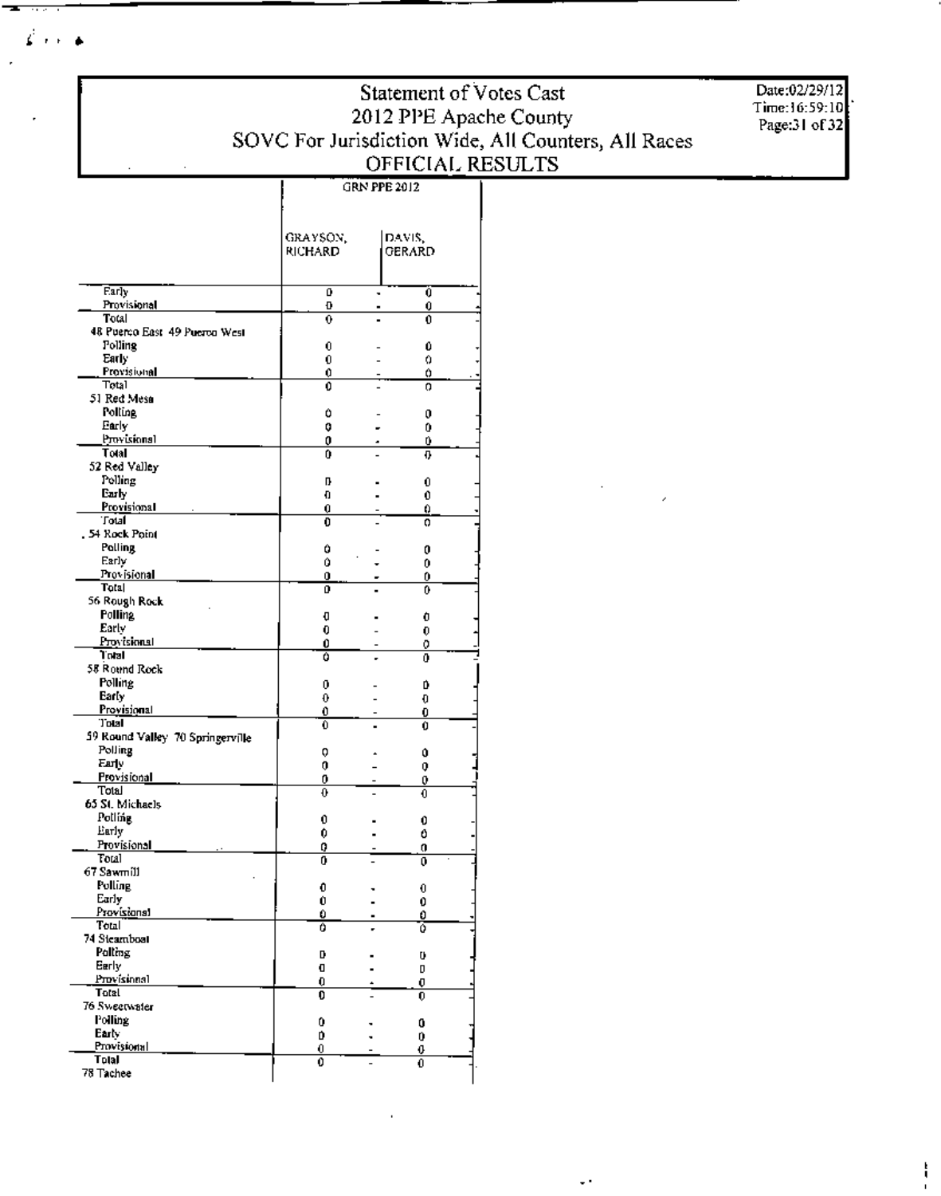# Statement of Votes Cast
## 2012 PPE Apache County
## SOVC For Jurisdiction Wide, All Counters, All Races
## OFFICIAL RESULTS

Date:02/29/12
Time:16:59:10
Page:31 of 32

| | GRN PPE 2012 | |
|---|---|---|
| | GRAYSON, RICHARD | DAVIS, GERARD |
| Early | 0 - | 0 - |
| Provisional | 0 - | 0 - |
| Total | 0 - | 0 - |
| **48 Puerco East 49 Puerco West** | | |
| Polling | 0 - | 0 - |
| Early | 0 - | 0 - |
| Provisional | 0 - | 0 - |
| Total | 0 - | 0 - |
| **51 Red Mesa** | | |
| Polling | 0 - | 0 - |
| Early | 0 - | 0 - |
| Provisional | 0 - | 0 - |
| Total | 0 - | 0 - |
| **52 Red Valley** | | |
| Polling | 0 - | 0 - |
| Early | 0 - | 0 - |
| Provisional | 0 - | 0 - |
| Total | 0 - | 0 - |
| **54 Rock Point** | | |
| Polling | 0 - | 0 - |
| Early | 0 - | 0 - |
| Provisional | 0 - | 0 - |
| Total | 0 - | 0 - |
| **56 Rough Rock** | | |
| Polling | 0 - | 0 - |
| Early | 0 - | 0 - |
| Provisional | 0 - | 0 - |
| Total | 0 - | 0 - |
| **58 Round Rock** | | |
| Polling | 0 - | 0 - |
| Early | 0 - | 0 - |
| Provisional | 0 - | 0 - |
| Total | 0 - | 0 - |
| **59 Round Valley 70 Springerville** | | |
| Polling | 0 - | 0 - |
| Early | 0 - | 0 - |
| Provisional | 0 - | 0 - |
| Total | 0 - | 0 - |
| **65 St. Michaels** | | |
| Polling | 0 - | 0 - |
| Early | 0 - | 0 - |
| Provisional | 0 - | 0 - |
| Total | 0 - | 0 - |
| **67 Sawmill** | | |
| Polling | 0 - | 0 - |
| Early | 0 - | 0 - |
| Provisional | 0 - | 0 - |
| Total | 0 - | 0 - |
| **74 Steamboat** | | |
| Polling | 0 - | 0 - |
| Early | 0 - | 0 - |
| Provisional | 0 - | 0 - |
| Total | 0 - | 0 - |
| **76 Sweetwater** | | |
| Polling | 0 - | 0 - |
| Early | 0 - | 0 - |
| Provisional | 0 - | 0 - |
| Total | 0 - | 0 - |
| **78 Tachee** | | |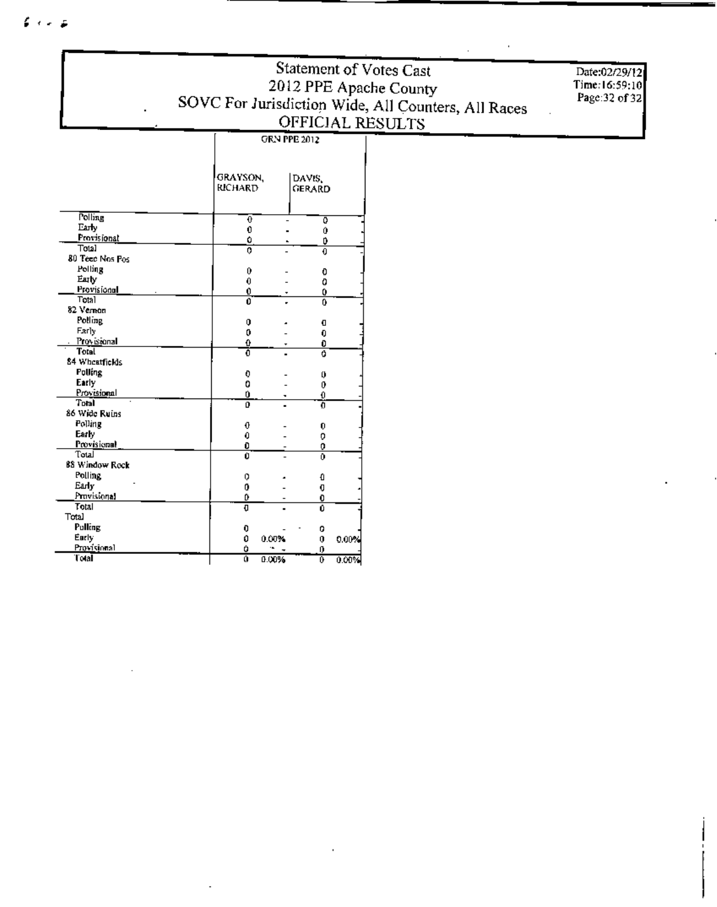# Statement of Votes Cast
## 2012 PPE Apache County
## SOVC For Jurisdiction Wide, All Counters, All Races
## OFFICIAL RESULTS

Date:02/29/12
Time:16:59:10

| | GRN PPE 2012 | | | |
|---|---|---|---|---|
| | GRAYSON, RICHARD | | DAVIS, GERARD | |
| Polling | 0 | - | 0 | - |
| Early | 0 | - | 0 | - |
| Provisional | 0 | - | 0 | - |
| Total | 0 | - | 0 | - |
| **80 Teec Nos Pos** | | | | |
| Polling | 0 | - | 0 | - |
| Early | 0 | - | 0 | - |
| Provisional | 0 | - | 0 | - |
| Total | 0 | - | 0 | - |
| **82 Vernon** | | | | |
| Polling | 0 | - | 0 | - |
| Early | 0 | - | 0 | - |
| Provisional | 0 | - | 0 | - |
| Total | 0 | - | 0 | - |
| **84 Wheatfields** | | | | |
| Polling | 0 | - | 0 | - |
| Early | 0 | - | 0 | - |
| Provisional | 0 | - | 0 | - |
| Total | 0 | - | 0 | - |
| **86 Wide Ruins** | | | | |
| Polling | 0 | - | 0 | - |
| Early | 0 | - | 0 | - |
| Provisional | 0 | - | 0 | - |
| Total | 0 | - | 0 | - |
| **88 Window Rock** | | | | |
| Polling | 0 | - | 0 | - |
| Early | 0 | - | 0 | - |
| Provisional | 0 | - | 0 | - |
| Total | 0 | - | 0 | - |
| **Total** | | | | |
| Polling | 0 | - | 0 | - |
| Early | 0 | 0.00% | 0 | 0.00% |
| Provisional | 0 | - | 0 | - |
| Total | 0 | 0.00% | 0 | 0.00% |